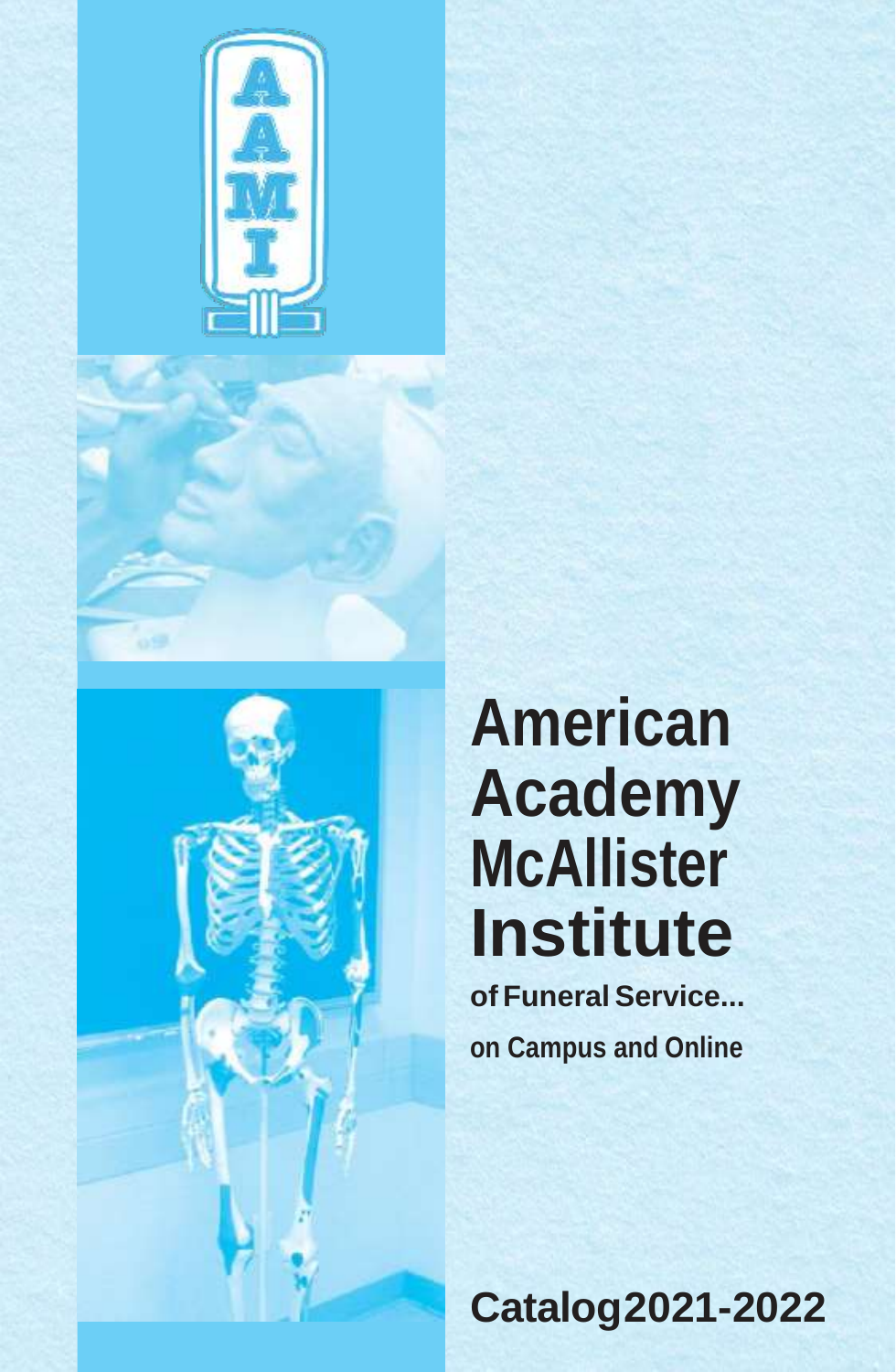# American Academy McAllister Institute

**of Funeral Service...**

**on Campus and Online**

**Catalog 2021-2022**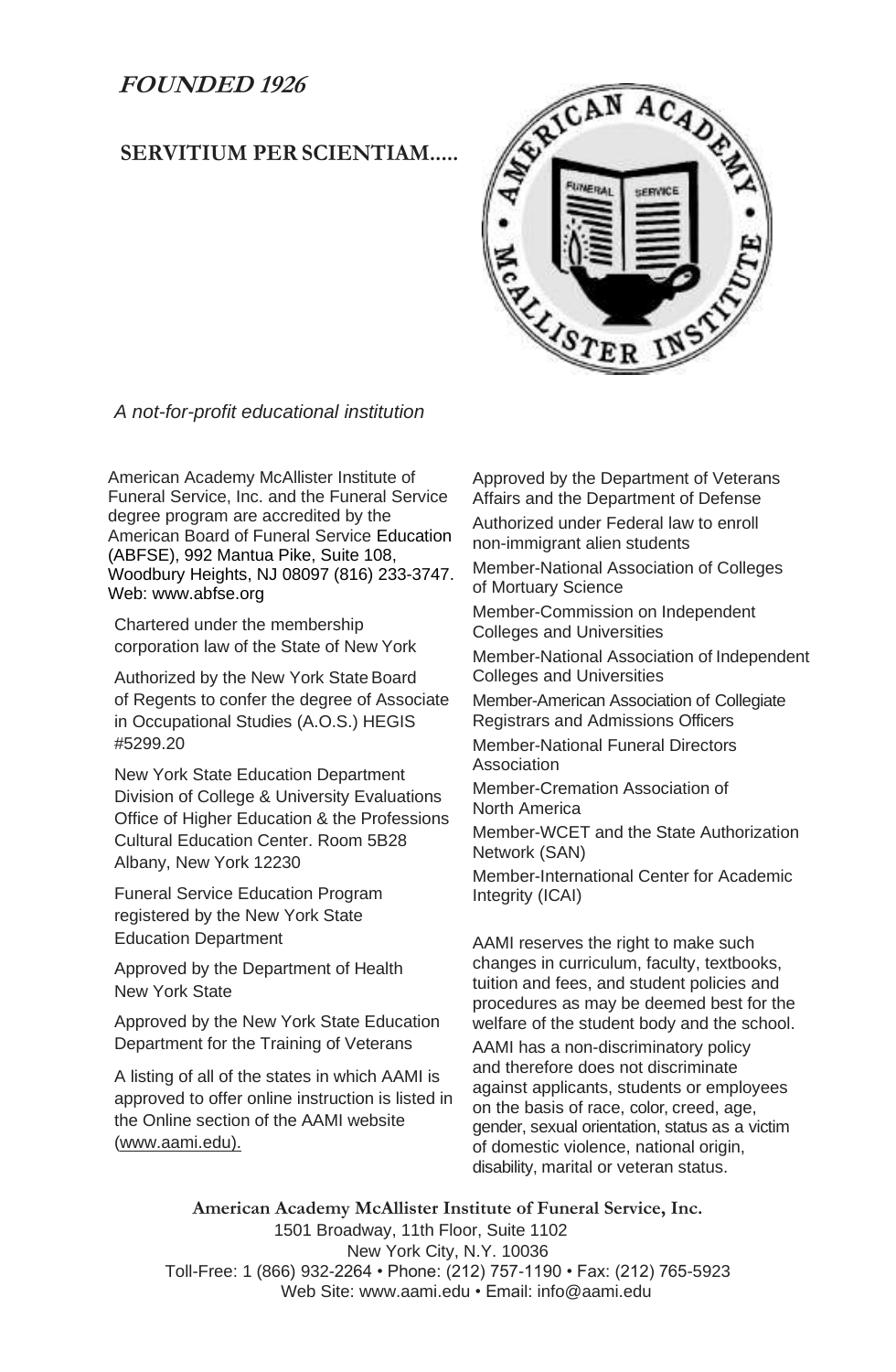***FOUNDED 1926***

**SERVITIUM PER SCIENTIAM.....**

*A not-for-profit educational institution*

American Academy McAllister Institute of Funeral Service, Inc. and the Funeral Service degree program are accredited by the American Board of Funeral Service Education (ABFSE), 992 Mantua Pike, Suite 108, Woodbury Heights, NJ 08097 (816) 233-3747. Web: www.abfse.org

Chartered under the membership corporation law of the State of New York

Authorized by the New York State Board of Regents to confer the degree of Associate in Occupational Studies (A.O.S.) HEGIS #5299.20

New York State Education Department Division of College & University Evaluations Office of Higher Education & the Professions Cultural Education Center. Room 5B28 Albany, New York 12230

Funeral Service Education Program registered by the New York State Education Department

Approved by the Department of Health New York State

Approved by the New York State Education Department for the Training of Veterans

A listing of all of the states in which AAMI is approved to offer online instruction is listed in the Online section of the AAMI website (www.aami.edu).

Approved by the Department of Veterans Affairs and the Department of Defense

Authorized under Federal law to enroll non-immigrant alien students

Member-National Association of Colleges of Mortuary Science

Member-Commission on Independent Colleges and Universities

Member-National Association of Independent Colleges and Universities

Member-American Association of Collegiate Registrars and Admissions Officers

Member-National Funeral Directors Association

Member-Cremation Association of North America

Member-WCET and the State Authorization Network (SAN)

Member-International Center for Academic Integrity (ICAI)

AAMI reserves the right to make such changes in curriculum, faculty, textbooks, tuition and fees, and student policies and procedures as may be deemed best for the welfare of the student body and the school.

AAMI has a non-discriminatory policy and therefore does not discriminate against applicants, students or employees on the basis of race, color, creed, age, gender, sexual orientation, status as a victim of domestic violence, national origin, disability, marital or veteran status.

**American Academy McAllister Institute of Funeral Service, Inc.**
1501 Broadway, 11th Floor, Suite 1102
New York City, N.Y. 10036
Toll-Free: 1 (866) 932-2264 • Phone: (212) 757-1190 • Fax: (212) 765-5923
Web Site: www.aami.edu • Email: info@aami.edu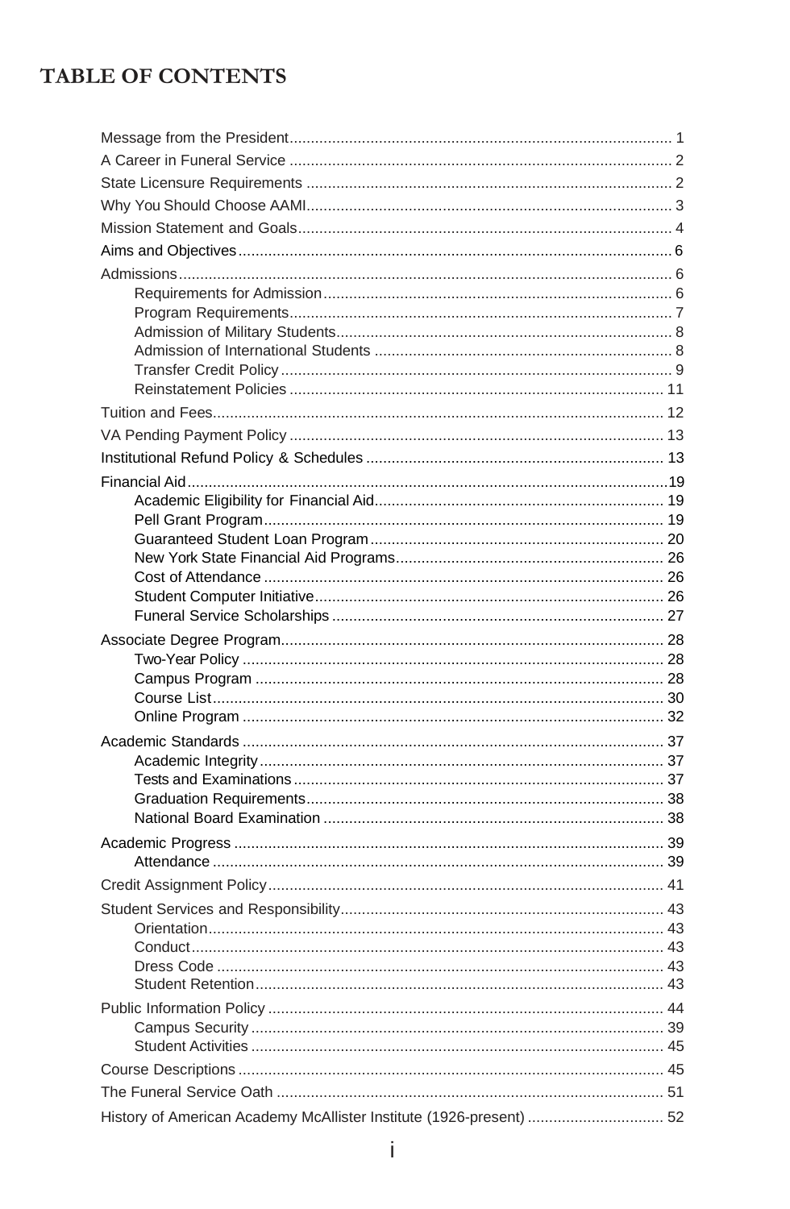# TABLE OF CONTENTS

- Message from the President ... 1
- A Career in Funeral Service ... 2
- State Licensure Requirements ... 2
- Why You Should Choose AAMI ... 3
- Mission Statement and Goals ... 4
- Aims and Objectives ... 6
- Admissions ... 6
  - Requirements for Admission ... 6
  - Program Requirements ... 7
  - Admission of Military Students ... 8
  - Admission of International Students ... 8
  - Transfer Credit Policy ... 9
  - Reinstatement Policies ... 11
- Tuition and Fees ... 12
- VA Pending Payment Policy ... 13
- Institutional Refund Policy & Schedules ... 13
- Financial Aid ... 19
  - Academic Eligibility for Financial Aid ... 19
  - Pell Grant Program ... 19
  - Guaranteed Student Loan Program ... 20
  - New York State Financial Aid Programs ... 26
  - Cost of Attendance ... 26
  - Student Computer Initiative ... 26
  - Funeral Service Scholarships ... 27
- Associate Degree Program ... 28
  - Two-Year Policy ... 28
  - Campus Program ... 28
  - Course List ... 30
  - Online Program ... 32
- Academic Standards ... 37
  - Academic Integrity ... 37
  - Tests and Examinations ... 37
  - Graduation Requirements ... 38
  - National Board Examination ... 38
- Academic Progress ... 39
  - Attendance ... 39
- Credit Assignment Policy ... 41
- Student Services and Responsibility ... 43
  - Orientation ... 43
  - Conduct ... 43
  - Dress Code ... 43
  - Student Retention ... 43
- Public Information Policy ... 44
  - Campus Security ... 39
  - Student Activities ... 45
- Course Descriptions ... 45
- The Funeral Service Oath ... 51
- History of American Academy McAllister Institute (1926-present) ... 52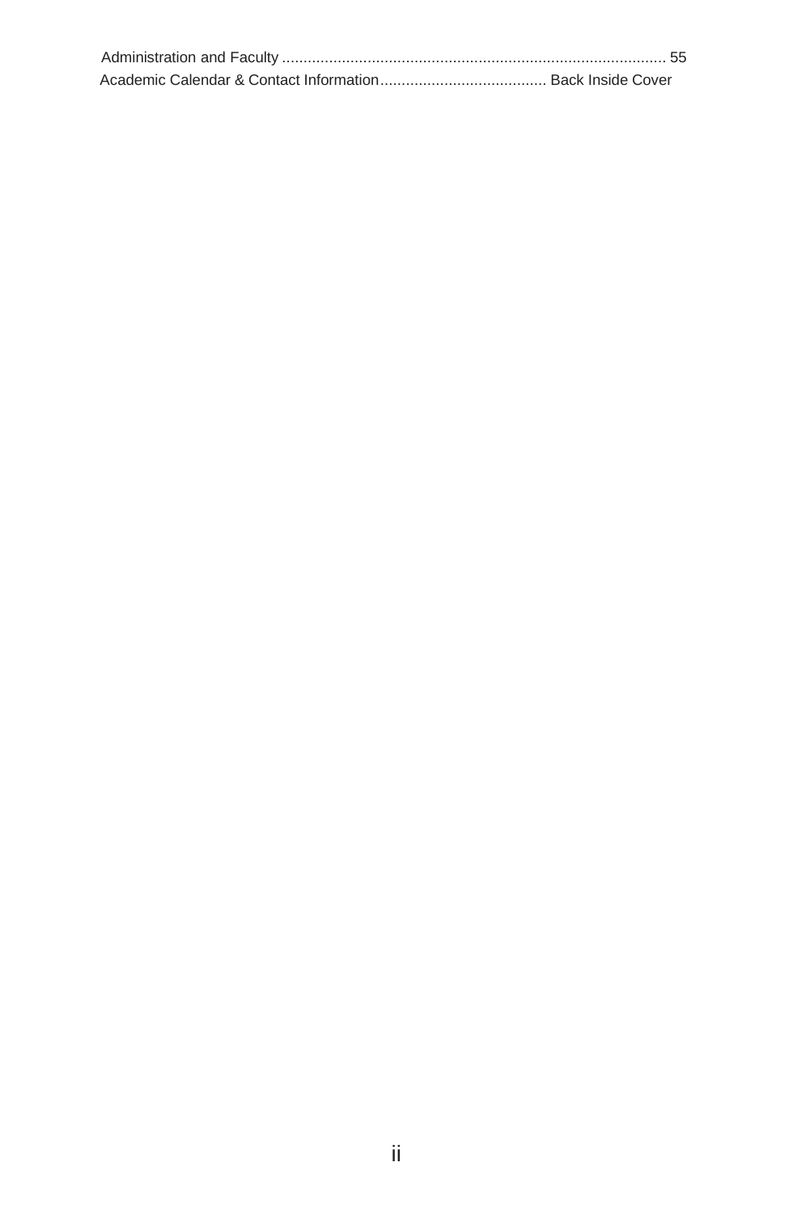Administration and Faculty ........................................................................................ 55

Academic Calendar & Contact Information...................................... Back Inside Cover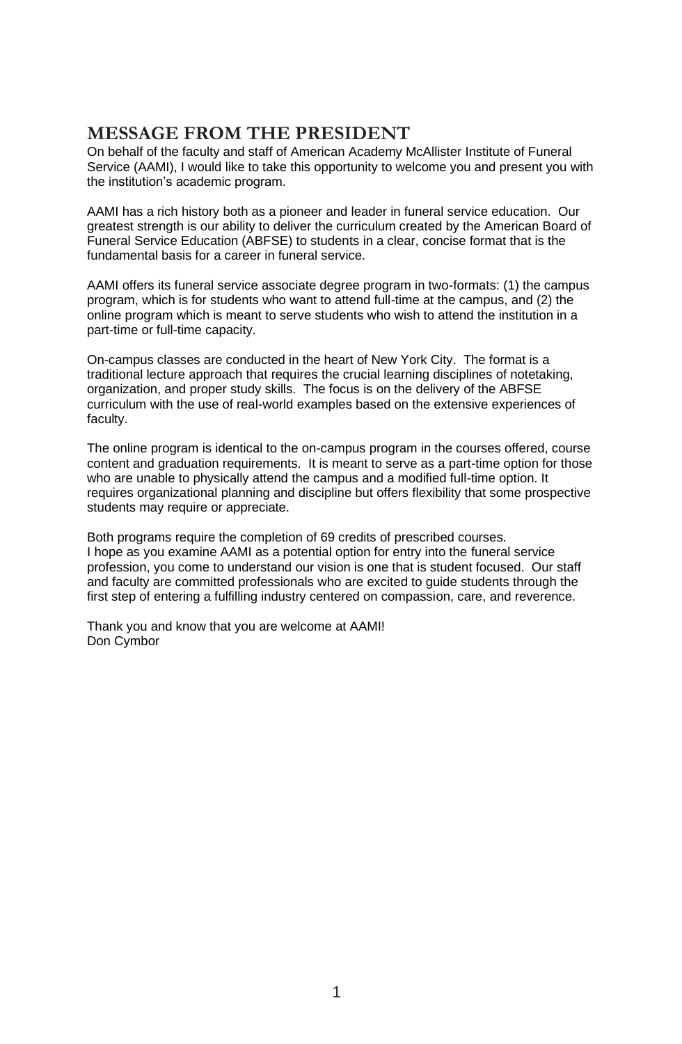# MESSAGE FROM THE PRESIDENT

On behalf of the faculty and staff of American Academy McAllister Institute of Funeral Service (AAMI), I would like to take this opportunity to welcome you and present you with the institution's academic program.

AAMI has a rich history both as a pioneer and leader in funeral service education. Our greatest strength is our ability to deliver the curriculum created by the American Board of Funeral Service Education (ABFSE) to students in a clear, concise format that is the fundamental basis for a career in funeral service.

AAMI offers its funeral service associate degree program in two-formats: (1) the campus program, which is for students who want to attend full-time at the campus, and (2) the online program which is meant to serve students who wish to attend the institution in a part-time or full-time capacity.

On-campus classes are conducted in the heart of New York City. The format is a traditional lecture approach that requires the crucial learning disciplines of notetaking, organization, and proper study skills. The focus is on the delivery of the ABFSE curriculum with the use of real-world examples based on the extensive experiences of faculty.

The online program is identical to the on-campus program in the courses offered, course content and graduation requirements. It is meant to serve as a part-time option for those who are unable to physically attend the campus and a modified full-time option. It requires organizational planning and discipline but offers flexibility that some prospective students may require or appreciate.

Both programs require the completion of 69 credits of prescribed courses.
I hope as you examine AAMI as a potential option for entry into the funeral service profession, you come to understand our vision is one that is student focused. Our staff and faculty are committed professionals who are excited to guide students through the first step of entering a fulfilling industry centered on compassion, care, and reverence.

Thank you and know that you are welcome at AAMI!
Don Cymbor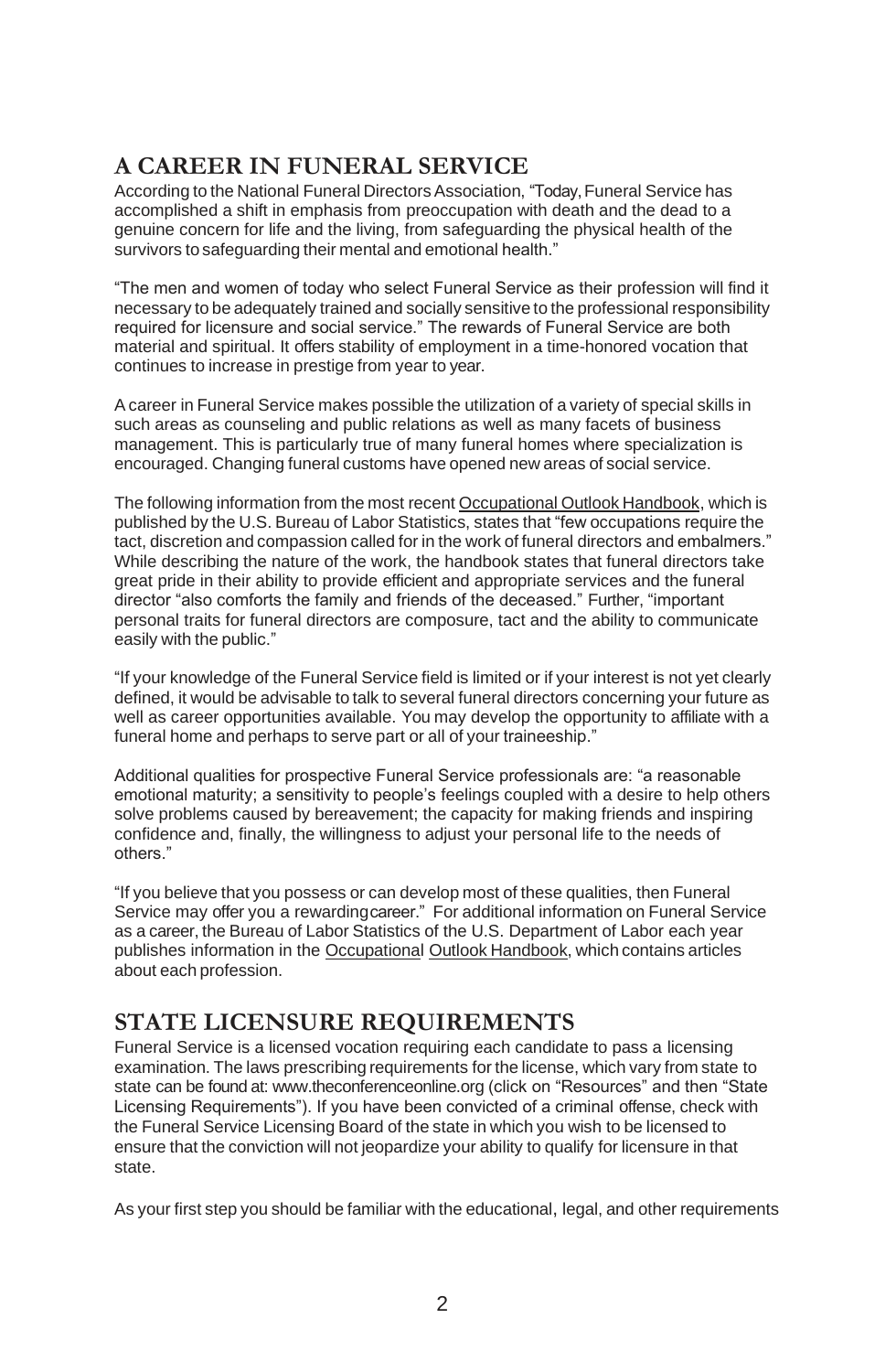## A CAREER IN FUNERAL SERVICE

According to the National Funeral Directors Association, "Today, Funeral Service has accomplished a shift in emphasis from preoccupation with death and the dead to a genuine concern for life and the living, from safeguarding the physical health of the survivors to safeguarding their mental and emotional health."

"The men and women of today who select Funeral Service as their profession will find it necessary to be adequately trained and socially sensitive to the professional responsibility required for licensure and social service." The rewards of Funeral Service are both material and spiritual. It offers stability of employment in a time-honored vocation that continues to increase in prestige from year to year.

A career in Funeral Service makes possible the utilization of a variety of special skills in such areas as counseling and public relations as well as many facets of business management. This is particularly true of many funeral homes where specialization is encouraged. Changing funeral customs have opened new areas of social service.

The following information from the most recent Occupational Outlook Handbook, which is published by the U.S. Bureau of Labor Statistics, states that "few occupations require the tact, discretion and compassion called for in the work of funeral directors and embalmers." While describing the nature of the work, the handbook states that funeral directors take great pride in their ability to provide efficient and appropriate services and the funeral director "also comforts the family and friends of the deceased." Further, "important personal traits for funeral directors are composure, tact and the ability to communicate easily with the public."

"If your knowledge of the Funeral Service field is limited or if your interest is not yet clearly defined, it would be advisable to talk to several funeral directors concerning your future as well as career opportunities available. You may develop the opportunity to affiliate with a funeral home and perhaps to serve part or all of your traineeship."

Additional qualities for prospective Funeral Service professionals are: "a reasonable emotional maturity; a sensitivity to people's feelings coupled with a desire to help others solve problems caused by bereavement; the capacity for making friends and inspiring confidence and, finally, the willingness to adjust your personal life to the needs of others."

"If you believe that you possess or can develop most of these qualities, then Funeral Service may offer you a rewarding career." For additional information on Funeral Service as a career, the Bureau of Labor Statistics of the U.S. Department of Labor each year publishes information in the Occupational Outlook Handbook, which contains articles about each profession.

## STATE LICENSURE REQUIREMENTS

Funeral Service is a licensed vocation requiring each candidate to pass a licensing examination. The laws prescribing requirements for the license, which vary from state to state can be found at: www.theconferenceonline.org (click on "Resources" and then "State Licensing Requirements"). If you have been convicted of a criminal offense, check with the Funeral Service Licensing Board of the state in which you wish to be licensed to ensure that the conviction will not jeopardize your ability to qualify for licensure in that state.

As your first step you should be familiar with the educational, legal, and other requirements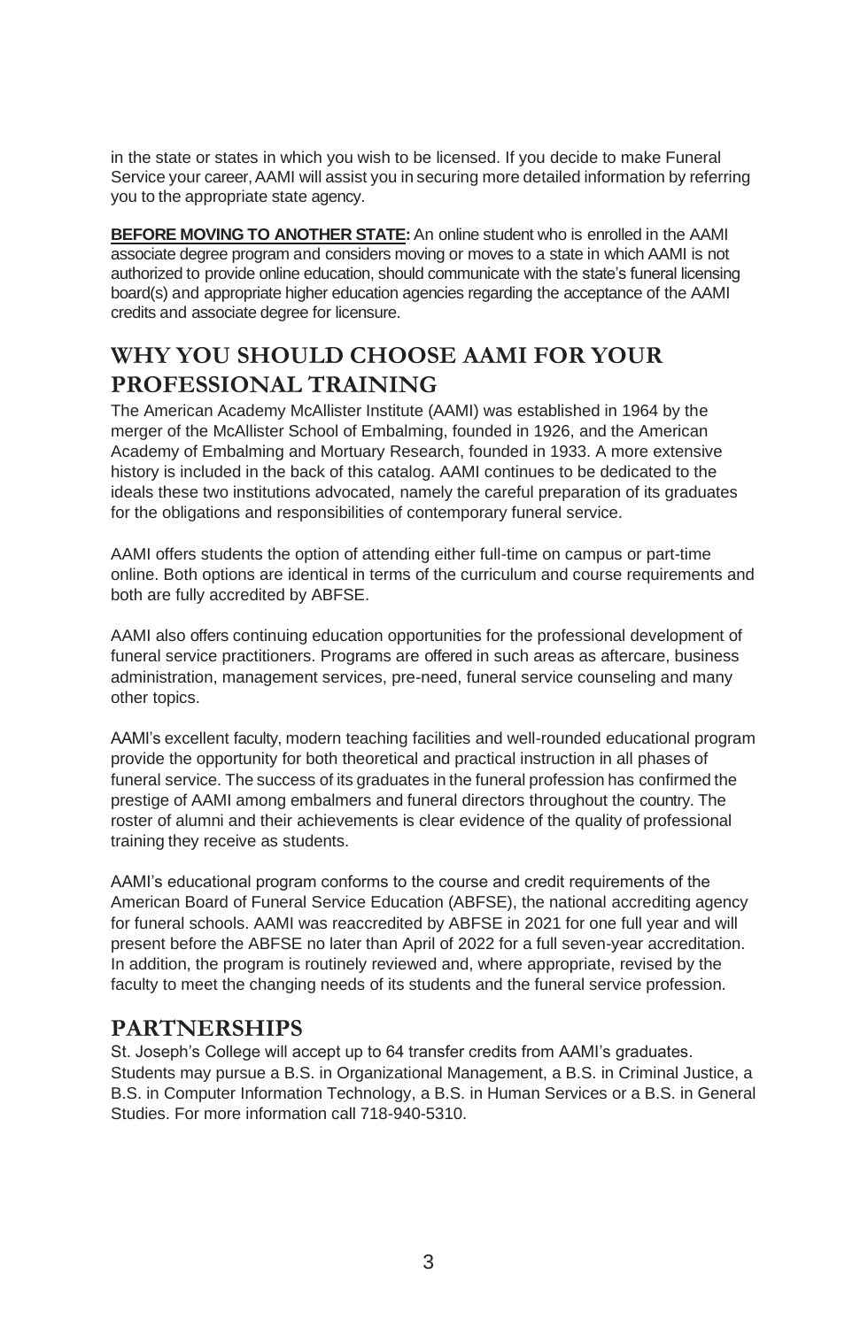in the state or states in which you wish to be licensed. If you decide to make Funeral Service your career, AAMI will assist you in securing more detailed information by referring you to the appropriate state agency.

**BEFORE MOVING TO ANOTHER STATE:** An online student who is enrolled in the AAMI associate degree program and considers moving or moves to a state in which AAMI is not authorized to provide online education, should communicate with the state's funeral licensing board(s) and appropriate higher education agencies regarding the acceptance of the AAMI credits and associate degree for licensure.

## WHY YOU SHOULD CHOOSE AAMI FOR YOUR PROFESSIONAL TRAINING

The American Academy McAllister Institute (AAMI) was established in 1964 by the merger of the McAllister School of Embalming, founded in 1926, and the American Academy of Embalming and Mortuary Research, founded in 1933. A more extensive history is included in the back of this catalog. AAMI continues to be dedicated to the ideals these two institutions advocated, namely the careful preparation of its graduates for the obligations and responsibilities of contemporary funeral service.

AAMI offers students the option of attending either full-time on campus or part-time online. Both options are identical in terms of the curriculum and course requirements and both are fully accredited by ABFSE.

AAMI also offers continuing education opportunities for the professional development of funeral service practitioners. Programs are offered in such areas as aftercare, business administration, management services, pre-need, funeral service counseling and many other topics.

AAMI's excellent faculty, modern teaching facilities and well-rounded educational program provide the opportunity for both theoretical and practical instruction in all phases of funeral service. The success of its graduates in the funeral profession has confirmed the prestige of AAMI among embalmers and funeral directors throughout the country. The roster of alumni and their achievements is clear evidence of the quality of professional training they receive as students.

AAMI's educational program conforms to the course and credit requirements of the American Board of Funeral Service Education (ABFSE), the national accrediting agency for funeral schools. AAMI was reaccredited by ABFSE in 2021 for one full year and will present before the ABFSE no later than April of 2022 for a full seven-year accreditation. In addition, the program is routinely reviewed and, where appropriate, revised by the faculty to meet the changing needs of its students and the funeral service profession.

## PARTNERSHIPS

St. Joseph's College will accept up to 64 transfer credits from AAMI's graduates. Students may pursue a B.S. in Organizational Management, a B.S. in Criminal Justice, a B.S. in Computer Information Technology, a B.S. in Human Services or a B.S. in General Studies. For more information call 718-940-5310.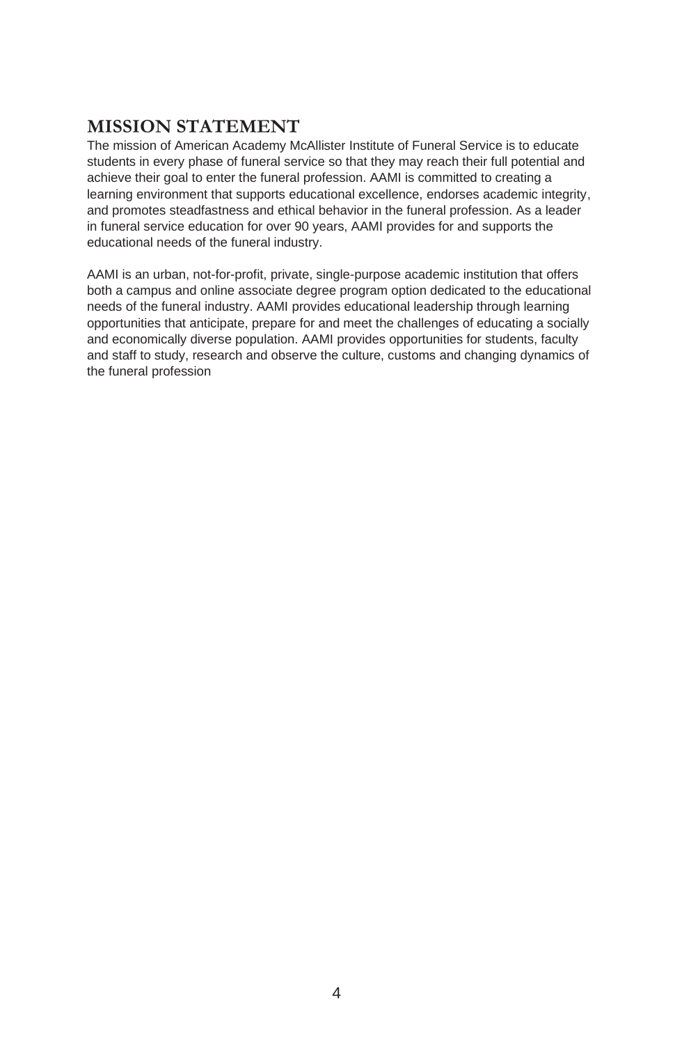## MISSION STATEMENT

The mission of American Academy McAllister Institute of Funeral Service is to educate students in every phase of funeral service so that they may reach their full potential and achieve their goal to enter the funeral profession. AAMI is committed to creating a learning environment that supports educational excellence, endorses academic integrity, and promotes steadfastness and ethical behavior in the funeral profession. As a leader in funeral service education for over 90 years, AAMI provides for and supports the educational needs of the funeral industry.

AAMI is an urban, not-for-profit, private, single-purpose academic institution that offers both a campus and online associate degree program option dedicated to the educational needs of the funeral industry. AAMI provides educational leadership through learning opportunities that anticipate, prepare for and meet the challenges of educating a socially and economically diverse population. AAMI provides opportunities for students, faculty and staff to study, research and observe the culture, customs and changing dynamics of the funeral profession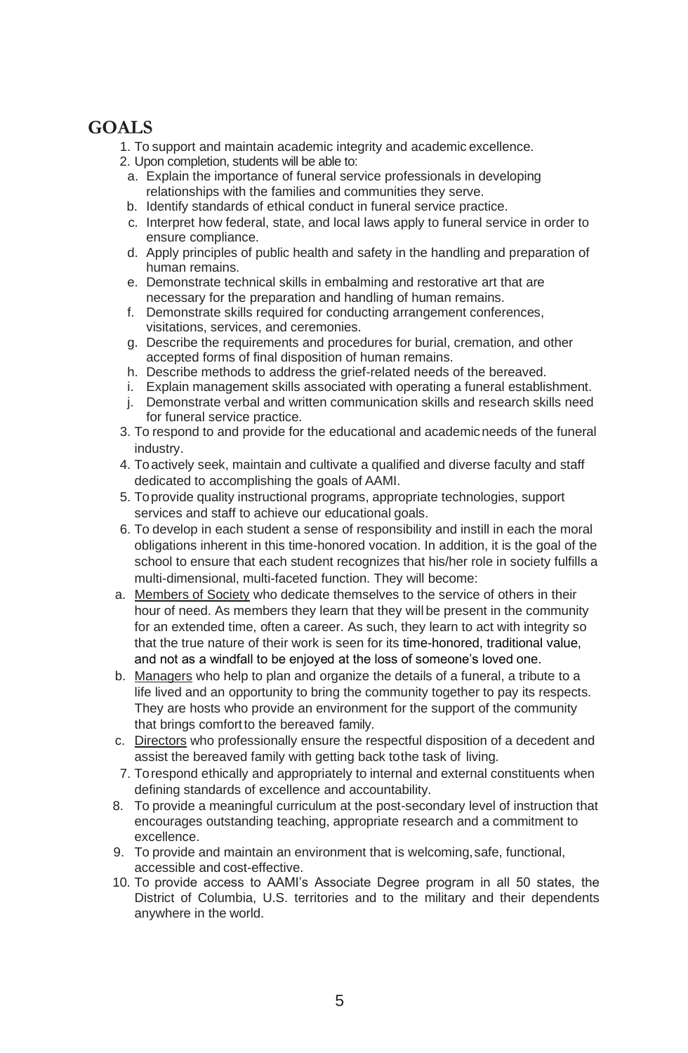## GOALS

1. To support and maintain academic integrity and academic excellence.
2. Upon completion, students will be able to:
   a. Explain the importance of funeral service professionals in developing relationships with the families and communities they serve.
   b. Identify standards of ethical conduct in funeral service practice.
   c. Interpret how federal, state, and local laws apply to funeral service in order to ensure compliance.
   d. Apply principles of public health and safety in the handling and preparation of human remains.
   e. Demonstrate technical skills in embalming and restorative art that are necessary for the preparation and handling of human remains.
   f. Demonstrate skills required for conducting arrangement conferences, visitations, services, and ceremonies.
   g. Describe the requirements and procedures for burial, cremation, and other accepted forms of final disposition of human remains.
   h. Describe methods to address the grief-related needs of the bereaved.
   i. Explain management skills associated with operating a funeral establishment.
   j. Demonstrate verbal and written communication skills and research skills need for funeral service practice.
3. To respond to and provide for the educational and academic needs of the funeral industry.
4. To actively seek, maintain and cultivate a qualified and diverse faculty and staff dedicated to accomplishing the goals of AAMI.
5. To provide quality instructional programs, appropriate technologies, support services and staff to achieve our educational goals.
6. To develop in each student a sense of responsibility and instill in each the moral obligations inherent in this time-honored vocation. In addition, it is the goal of the school to ensure that each student recognizes that his/her role in society fulfills a multi-dimensional, multi-faceted function. They will become:
   a. <u>Members of Society</u> who dedicate themselves to the service of others in their hour of need. As members they learn that they will be present in the community for an extended time, often a career. As such, they learn to act with integrity so that the true nature of their work is seen for its time-honored, traditional value, and not as a windfall to be enjoyed at the loss of someone's loved one.
   b. <u>Managers</u> who help to plan and organize the details of a funeral, a tribute to a life lived and an opportunity to bring the community together to pay its respects. They are hosts who provide an environment for the support of the community that brings comfort to the bereaved family.
   c. <u>Directors</u> who professionally ensure the respectful disposition of a decedent and assist the bereaved family with getting back to the task of living.
7. To respond ethically and appropriately to internal and external constituents when defining standards of excellence and accountability.
8. To provide a meaningful curriculum at the post-secondary level of instruction that encourages outstanding teaching, appropriate research and a commitment to excellence.
9. To provide and maintain an environment that is welcoming, safe, functional, accessible and cost-effective.
10. To provide access to AAMI's Associate Degree program in all 50 states, the District of Columbia, U.S. territories and to the military and their dependents anywhere in the world.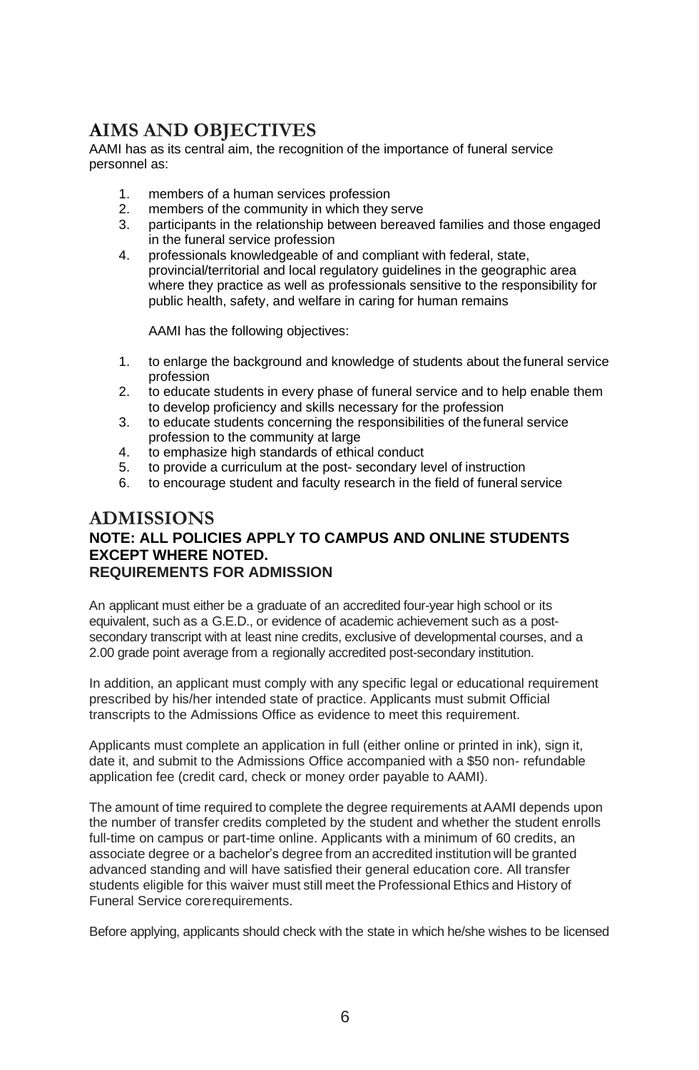## AIMS AND OBJECTIVES

AAMI has as its central aim, the recognition of the importance of funeral service personnel as:

1. members of a human services profession
2. members of the community in which they serve
3. participants in the relationship between bereaved families and those engaged in the funeral service profession
4. professionals knowledgeable of and compliant with federal, state, provincial/territorial and local regulatory guidelines in the geographic area where they practice as well as professionals sensitive to the responsibility for public health, safety, and welfare in caring for human remains

AAMI has the following objectives:

1. to enlarge the background and knowledge of students about the funeral service profession
2. to educate students in every phase of funeral service and to help enable them to develop proficiency and skills necessary for the profession
3. to educate students concerning the responsibilities of the funeral service profession to the community at large
4. to emphasize high standards of ethical conduct
5. to provide a curriculum at the post- secondary level of instruction
6. to encourage student and faculty research in the field of funeral service

## ADMISSIONS

**NOTE: ALL POLICIES APPLY TO CAMPUS AND ONLINE STUDENTS EXCEPT WHERE NOTED.**

**REQUIREMENTS FOR ADMISSION**

An applicant must either be a graduate of an accredited four-year high school or its equivalent, such as a G.E.D., or evidence of academic achievement such as a post-secondary transcript with at least nine credits, exclusive of developmental courses, and a 2.00 grade point average from a regionally accredited post-secondary institution.

In addition, an applicant must comply with any specific legal or educational requirement prescribed by his/her intended state of practice. Applicants must submit Official transcripts to the Admissions Office as evidence to meet this requirement.

Applicants must complete an application in full (either online or printed in ink), sign it, date it, and submit to the Admissions Office accompanied with a $50 non- refundable application fee (credit card, check or money order payable to AAMI).

The amount of time required to complete the degree requirements at AAMI depends upon the number of transfer credits completed by the student and whether the student enrolls full-time on campus or part-time online. Applicants with a minimum of 60 credits, an associate degree or a bachelor's degree from an accredited institution will be granted advanced standing and will have satisfied their general education core. All transfer students eligible for this waiver must still meet the Professional Ethics and History of Funeral Service core requirements.

Before applying, applicants should check with the state in which he/she wishes to be licensed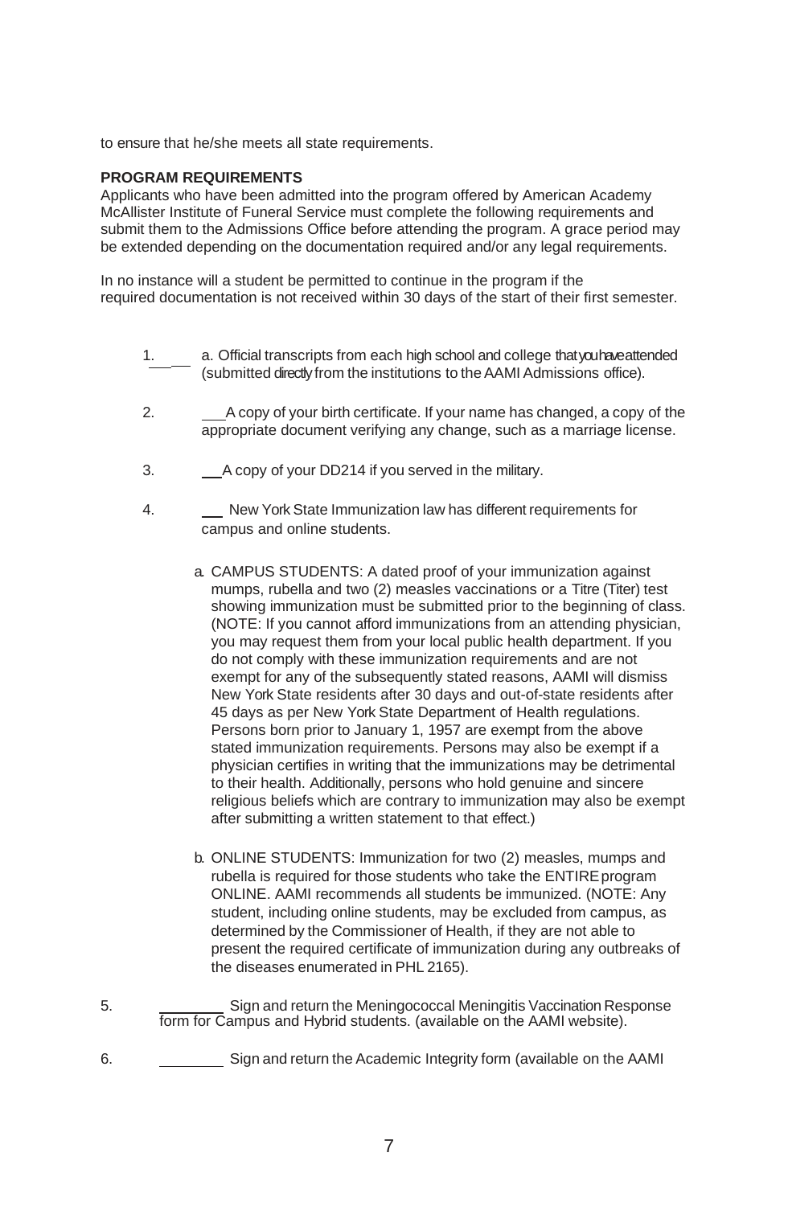to ensure that he/she meets all state requirements.

**PROGRAM REQUIREMENTS**

Applicants who have been admitted into the program offered by American Academy McAllister Institute of Funeral Service must complete the following requirements and submit them to the Admissions Office before attending the program. A grace period may be extended depending on the documentation required and/or any legal requirements.

In no instance will a student be permitted to continue in the program if the required documentation is not received within 30 days of the start of their first semester.

1. ____ a. Official transcripts from each high school and college that you have attended (submitted directly from the institutions to the AAMI Admissions office).

2. ___ A copy of your birth certificate. If your name has changed, a copy of the appropriate document verifying any change, such as a marriage license.

3. ___ A copy of your DD214 if you served in the military.

4. ___ New York State Immunization law has different requirements for campus and online students.

   a. CAMPUS STUDENTS: A dated proof of your immunization against mumps, rubella and two (2) measles vaccinations or a Titre (Titer) test showing immunization must be submitted prior to the beginning of class. (NOTE: If you cannot afford immunizations from an attending physician, you may request them from your local public health department. If you do not comply with these immunization requirements and are not exempt for any of the subsequently stated reasons, AAMI will dismiss New York State residents after 30 days and out-of-state residents after 45 days as per New York State Department of Health regulations. Persons born prior to January 1, 1957 are exempt from the above stated immunization requirements. Persons may also be exempt if a physician certifies in writing that the immunizations may be detrimental to their health. Additionally, persons who hold genuine and sincere religious beliefs which are contrary to immunization may also be exempt after submitting a written statement to that effect.)

   b. ONLINE STUDENTS: Immunization for two (2) measles, mumps and rubella is required for those students who take the ENTIRE program ONLINE. AAMI recommends all students be immunized. (NOTE: Any student, including online students, may be excluded from campus, as determined by the Commissioner of Health, if they are not able to present the required certificate of immunization during any outbreaks of the diseases enumerated in PHL 2165).

5. ________ Sign and return the Meningococcal Meningitis Vaccination Response form for Campus and Hybrid students. (available on the AAMI website).

6. ________ Sign and return the Academic Integrity form (available on the AAMI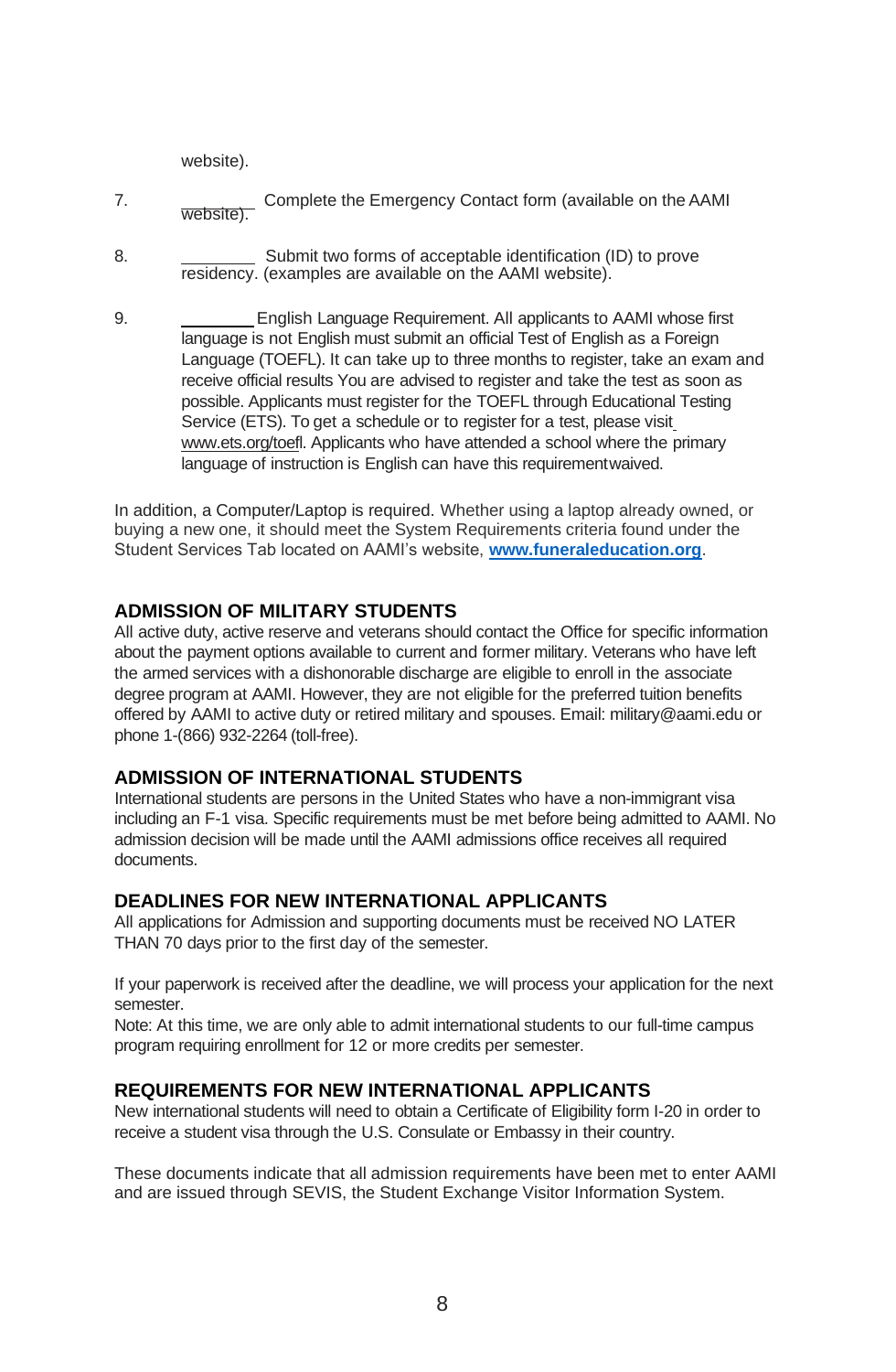website).

7. ________ Complete the Emergency Contact form (available on the AAMI website).

8. ________ Submit two forms of acceptable identification (ID) to prove residency. (examples are available on the AAMI website).

9. ________ English Language Requirement. All applicants to AAMI whose first language is not English must submit an official Test of English as a Foreign Language (TOEFL). It can take up to three months to register, take an exam and receive official results You are advised to register and take the test as soon as possible. Applicants must register for the TOEFL through Educational Testing Service (ETS). To get a schedule or to register for a test, please visit www.ets.org/toefl. Applicants who have attended a school where the primary language of instruction is English can have this requirementwaived.

In addition, a Computer/Laptop is required. Whether using a laptop already owned, or buying a new one, it should meet the System Requirements criteria found under the Student Services Tab located on AAMI's website, **www.funeraleducation.org**.

## ADMISSION OF MILITARY STUDENTS

All active duty, active reserve and veterans should contact the Office for specific information about the payment options available to current and former military. Veterans who have left the armed services with a dishonorable discharge are eligible to enroll in the associate degree program at AAMI. However, they are not eligible for the preferred tuition benefits offered by AAMI to active duty or retired military and spouses. Email: military@aami.edu or phone 1-(866) 932-2264 (toll-free).

## ADMISSION OF INTERNATIONAL STUDENTS

International students are persons in the United States who have a non-immigrant visa including an F-1 visa. Specific requirements must be met before being admitted to AAMI. No admission decision will be made until the AAMI admissions office receives all required documents.

## DEADLINES FOR NEW INTERNATIONAL APPLICANTS

All applications for Admission and supporting documents must be received NO LATER THAN 70 days prior to the first day of the semester.

If your paperwork is received after the deadline, we will process your application for the next semester.
Note: At this time, we are only able to admit international students to our full-time campus program requiring enrollment for 12 or more credits per semester.

## REQUIREMENTS FOR NEW INTERNATIONAL APPLICANTS

New international students will need to obtain a Certificate of Eligibility form I-20 in order to receive a student visa through the U.S. Consulate or Embassy in their country.

These documents indicate that all admission requirements have been met to enter AAMI and are issued through SEVIS, the Student Exchange Visitor Information System.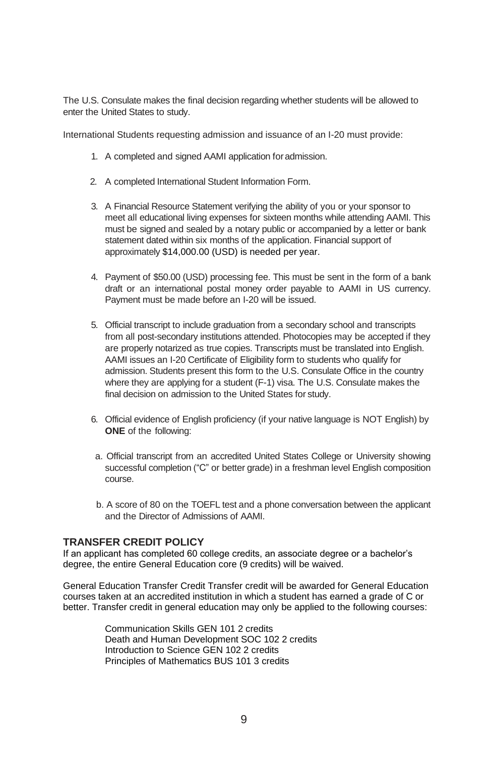The U.S. Consulate makes the final decision regarding whether students will be allowed to enter the United States to study.

International Students requesting admission and issuance of an I-20 must provide:

1. A completed and signed AAMI application for admission.
2. A completed International Student Information Form.
3. A Financial Resource Statement verifying the ability of you or your sponsor to meet all educational living expenses for sixteen months while attending AAMI. This must be signed and sealed by a notary public or accompanied by a letter or bank statement dated within six months of the application. Financial support of approximately $14,000.00 (USD) is needed per year.
4. Payment of $50.00 (USD) processing fee. This must be sent in the form of a bank draft or an international postal money order payable to AAMI in US currency. Payment must be made before an I-20 will be issued.
5. Official transcript to include graduation from a secondary school and transcripts from all post-secondary institutions attended. Photocopies may be accepted if they are properly notarized as true copies. Transcripts must be translated into English. AAMI issues an I-20 Certificate of Eligibility form to students who qualify for admission. Students present this form to the U.S. Consulate Office in the country where they are applying for a student (F-1) visa. The U.S. Consulate makes the final decision on admission to the United States for study.
6. Official evidence of English proficiency (if your native language is NOT English) by **ONE** of the following:

   a. Official transcript from an accredited United States College or University showing successful completion ("C" or better grade) in a freshman level English composition course.

   b. A score of 80 on the TOEFL test and a phone conversation between the applicant and the Director of Admissions of AAMI.

## TRANSFER CREDIT POLICY

If an applicant has completed 60 college credits, an associate degree or a bachelor's degree, the entire General Education core (9 credits) will be waived.

General Education Transfer Credit Transfer credit will be awarded for General Education courses taken at an accredited institution in which a student has earned a grade of C or better. Transfer credit in general education may only be applied to the following courses:

Communication Skills GEN 101 2 credits
Death and Human Development SOC 102 2 credits
Introduction to Science GEN 102 2 credits
Principles of Mathematics BUS 101 3 credits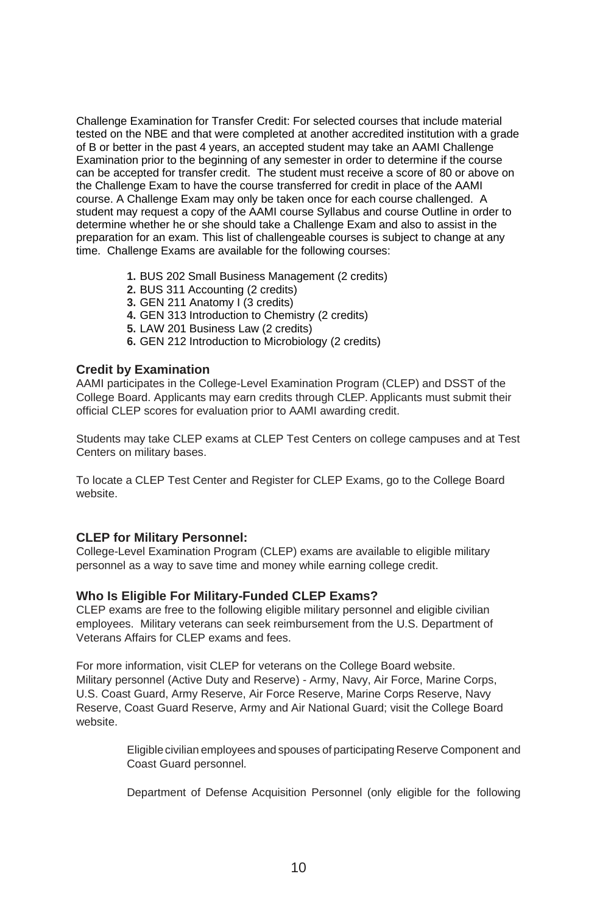Challenge Examination for Transfer Credit: For selected courses that include material tested on the NBE and that were completed at another accredited institution with a grade of B or better in the past 4 years, an accepted student may take an AAMI Challenge Examination prior to the beginning of any semester in order to determine if the course can be accepted for transfer credit. The student must receive a score of 80 or above on the Challenge Exam to have the course transferred for credit in place of the AAMI course. A Challenge Exam may only be taken once for each course challenged. A student may request a copy of the AAMI course Syllabus and course Outline in order to determine whether he or she should take a Challenge Exam and also to assist in the preparation for an exam. This list of challengeable courses is subject to change at any time. Challenge Exams are available for the following courses:

1. BUS 202 Small Business Management (2 credits)
2. BUS 311 Accounting (2 credits)
3. GEN 211 Anatomy I (3 credits)
4. GEN 313 Introduction to Chemistry (2 credits)
5. LAW 201 Business Law (2 credits)
6. GEN 212 Introduction to Microbiology (2 credits)

### Credit by Examination

AAMI participates in the College-Level Examination Program (CLEP) and DSST of the College Board. Applicants may earn credits through CLEP. Applicants must submit their official CLEP scores for evaluation prior to AAMI awarding credit.

Students may take CLEP exams at CLEP Test Centers on college campuses and at Test Centers on military bases.

To locate a CLEP Test Center and Register for CLEP Exams, go to the College Board website.

### CLEP for Military Personnel:

College-Level Examination Program (CLEP) exams are available to eligible military personnel as a way to save time and money while earning college credit.

### Who Is Eligible For Military-Funded CLEP Exams?

CLEP exams are free to the following eligible military personnel and eligible civilian employees. Military veterans can seek reimbursement from the U.S. Department of Veterans Affairs for CLEP exams and fees.

For more information, visit CLEP for veterans on the College Board website.
Military personnel (Active Duty and Reserve) - Army, Navy, Air Force, Marine Corps, U.S. Coast Guard, Army Reserve, Air Force Reserve, Marine Corps Reserve, Navy Reserve, Coast Guard Reserve, Army and Air National Guard; visit the College Board website.

Eligible civilian employees and spouses of participating Reserve Component and Coast Guard personnel.

Department of Defense Acquisition Personnel (only eligible for the following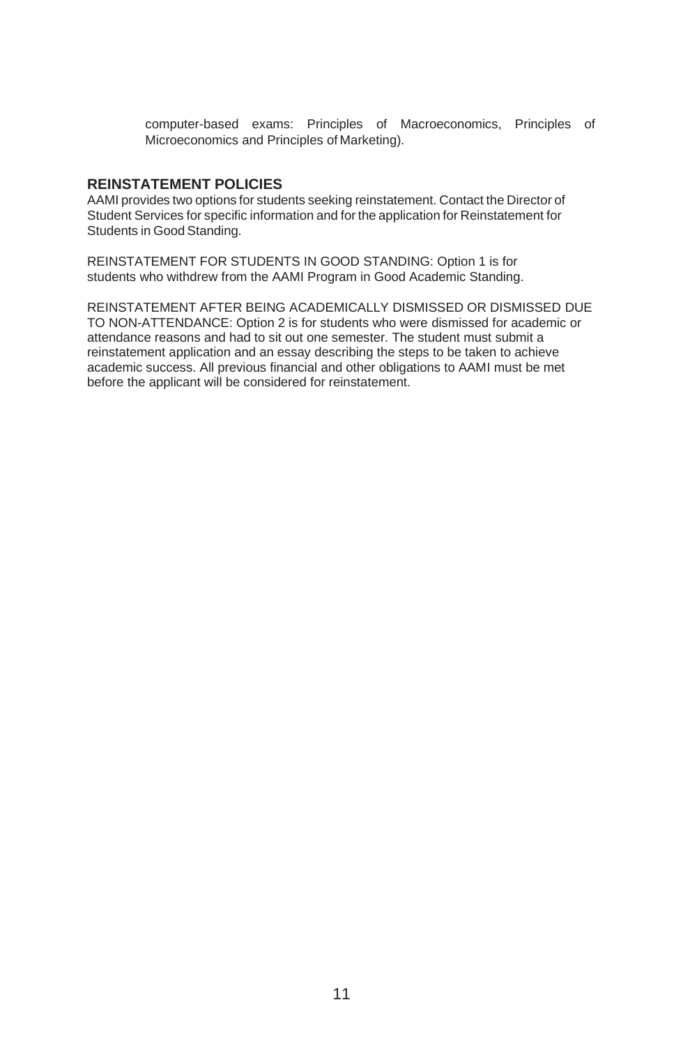computer-based exams: Principles of Macroeconomics, Principles of Microeconomics and Principles of Marketing).

## REINSTATEMENT POLICIES

AAMI provides two options for students seeking reinstatement. Contact the Director of Student Services for specific information and for the application for Reinstatement for Students in Good Standing.

REINSTATEMENT FOR STUDENTS IN GOOD STANDING: Option 1 is for students who withdrew from the AAMI Program in Good Academic Standing.

REINSTATEMENT AFTER BEING ACADEMICALLY DISMISSED OR DISMISSED DUE TO NON-ATTENDANCE: Option 2 is for students who were dismissed for academic or attendance reasons and had to sit out one semester. The student must submit a reinstatement application and an essay describing the steps to be taken to achieve academic success. All previous financial and other obligations to AAMI must be met before the applicant will be considered for reinstatement.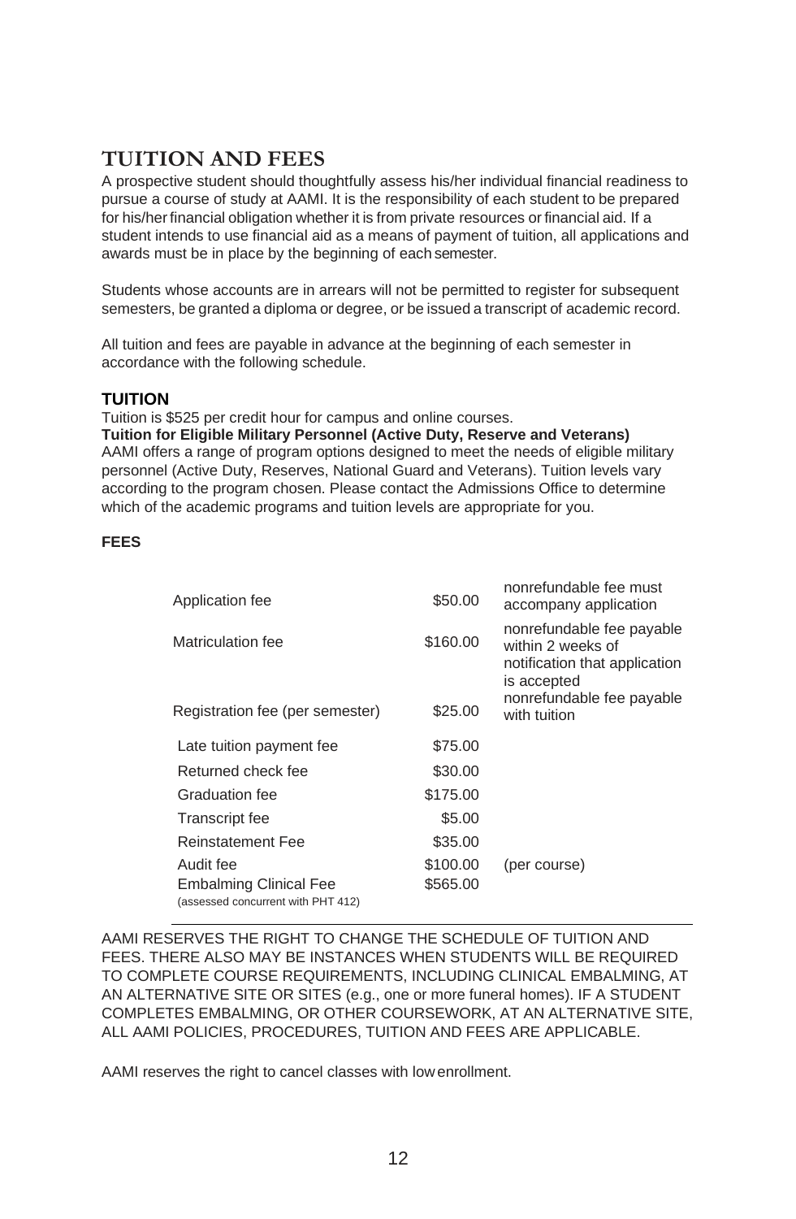## TUITION AND FEES

A prospective student should thoughtfully assess his/her individual financial readiness to pursue a course of study at AAMI. It is the responsibility of each student to be prepared for his/her financial obligation whether it is from private resources or financial aid. If a student intends to use financial aid as a means of payment of tuition, all applications and awards must be in place by the beginning of each semester.

Students whose accounts are in arrears will not be permitted to register for subsequent semesters, be granted a diploma or degree, or be issued a transcript of academic record.

All tuition and fees are payable in advance at the beginning of each semester in accordance with the following schedule.

### TUITION

Tuition is $525 per credit hour for campus and online courses.

**Tuition for Eligible Military Personnel (Active Duty, Reserve and Veterans)**

AAMI offers a range of program options designed to meet the needs of eligible military personnel (Active Duty, Reserves, National Guard and Veterans). Tuition levels vary according to the program chosen. Please contact the Admissions Office to determine which of the academic programs and tuition levels are appropriate for you.

### FEES

| | | |
|---|---|---|
| Application fee | $50.00 | nonrefundable fee must accompany application |
| Matriculation fee | $160.00 | nonrefundable fee payable within 2 weeks of notification that application is accepted |
| Registration fee (per semester) | $25.00 | nonrefundable fee payable with tuition |
| Late tuition payment fee | $75.00 | |
| Returned check fee | $30.00 | |
| Graduation fee | $175.00 | |
| Transcript fee | $5.00 | |
| Reinstatement Fee | $35.00 | |
| Audit fee | $100.00 | (per course) |
| Embalming Clinical Fee (assessed concurrent with PHT 412) | $565.00 | |

AAMI RESERVES THE RIGHT TO CHANGE THE SCHEDULE OF TUITION AND FEES. THERE ALSO MAY BE INSTANCES WHEN STUDENTS WILL BE REQUIRED TO COMPLETE COURSE REQUIREMENTS, INCLUDING CLINICAL EMBALMING, AT AN ALTERNATIVE SITE OR SITES (e.g., one or more funeral homes). IF A STUDENT COMPLETES EMBALMING, OR OTHER COURSEWORK, AT AN ALTERNATIVE SITE, ALL AAMI POLICIES, PROCEDURES, TUITION AND FEES ARE APPLICABLE.

AAMI reserves the right to cancel classes with low enrollment.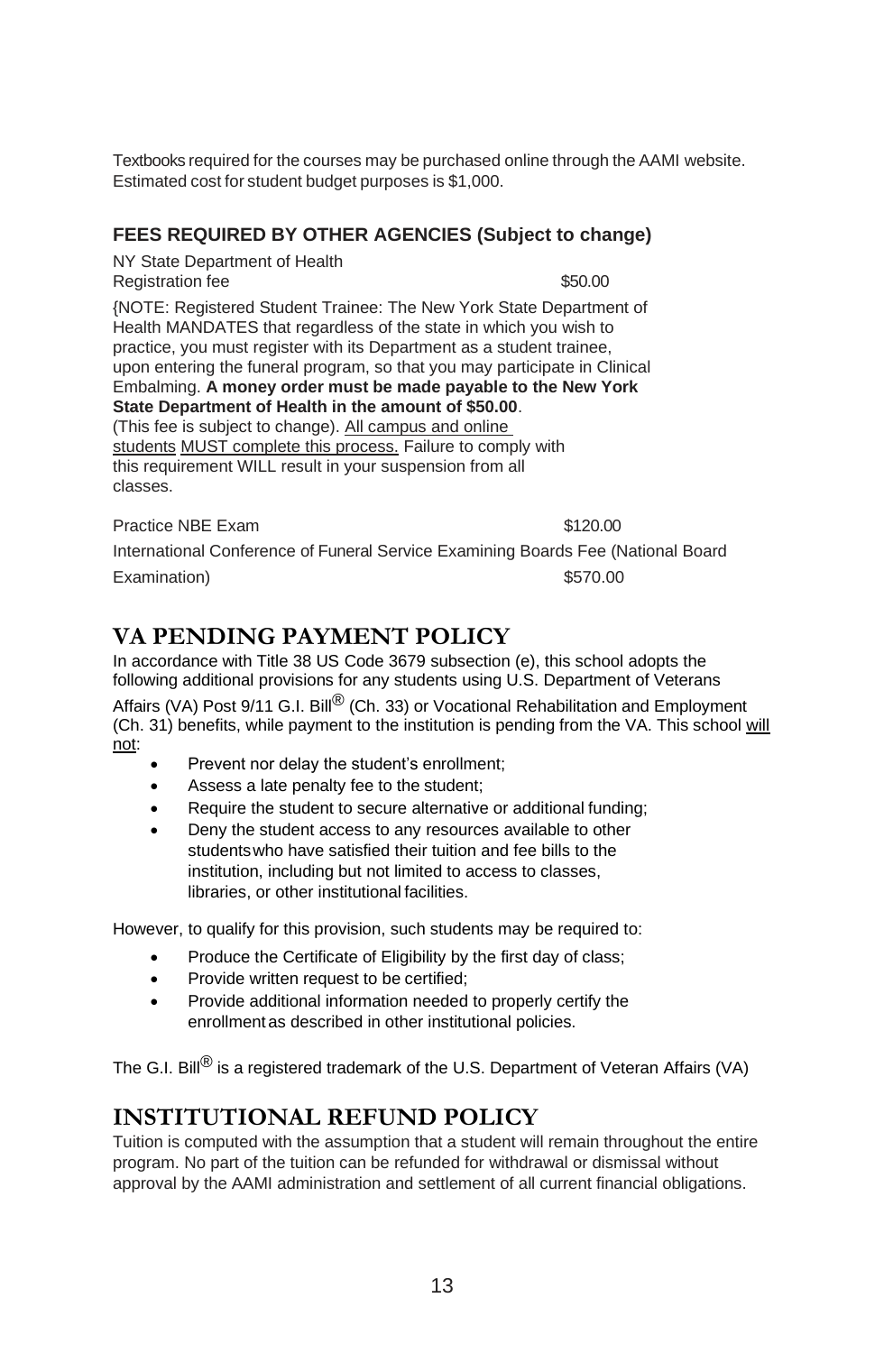Textbooks required for the courses may be purchased online through the AAMI website. Estimated cost for student budget purposes is $1,000.

### FEES REQUIRED BY OTHER AGENCIES (Subject to change)

NY State Department of Health
Registration fee $50.00

{NOTE: Registered Student Trainee: The New York State Department of Health MANDATES that regardless of the state in which you wish to practice, you must register with its Department as a student trainee, upon entering the funeral program, so that you may participate in Clinical Embalming. **A money order must be made payable to the New York State Department of Health in the amount of $50.00**. (This fee is subject to change). All campus and online students MUST complete this process. Failure to comply with this requirement WILL result in your suspension from all classes.

Practice NBE Exam $120.00

International Conference of Funeral Service Examining Boards Fee (National Board Examination) $570.00

## VA PENDING PAYMENT POLICY

In accordance with Title 38 US Code 3679 subsection (e), this school adopts the following additional provisions for any students using U.S. Department of Veterans Affairs (VA) Post 9/11 G.I. Bill® (Ch. 33) or Vocational Rehabilitation and Employment (Ch. 31) benefits, while payment to the institution is pending from the VA. This school will not:

- Prevent nor delay the student's enrollment;
- Assess a late penalty fee to the student;
- Require the student to secure alternative or additional funding;
- Deny the student access to any resources available to other students who have satisfied their tuition and fee bills to the institution, including but not limited to access to classes, libraries, or other institutional facilities.

However, to qualify for this provision, such students may be required to:

- Produce the Certificate of Eligibility by the first day of class;
- Provide written request to be certified;
- Provide additional information needed to properly certify the enrollment as described in other institutional policies.

The G.I. Bill® is a registered trademark of the U.S. Department of Veteran Affairs (VA)

## INSTITUTIONAL REFUND POLICY

Tuition is computed with the assumption that a student will remain throughout the entire program. No part of the tuition can be refunded for withdrawal or dismissal without approval by the AAMI administration and settlement of all current financial obligations.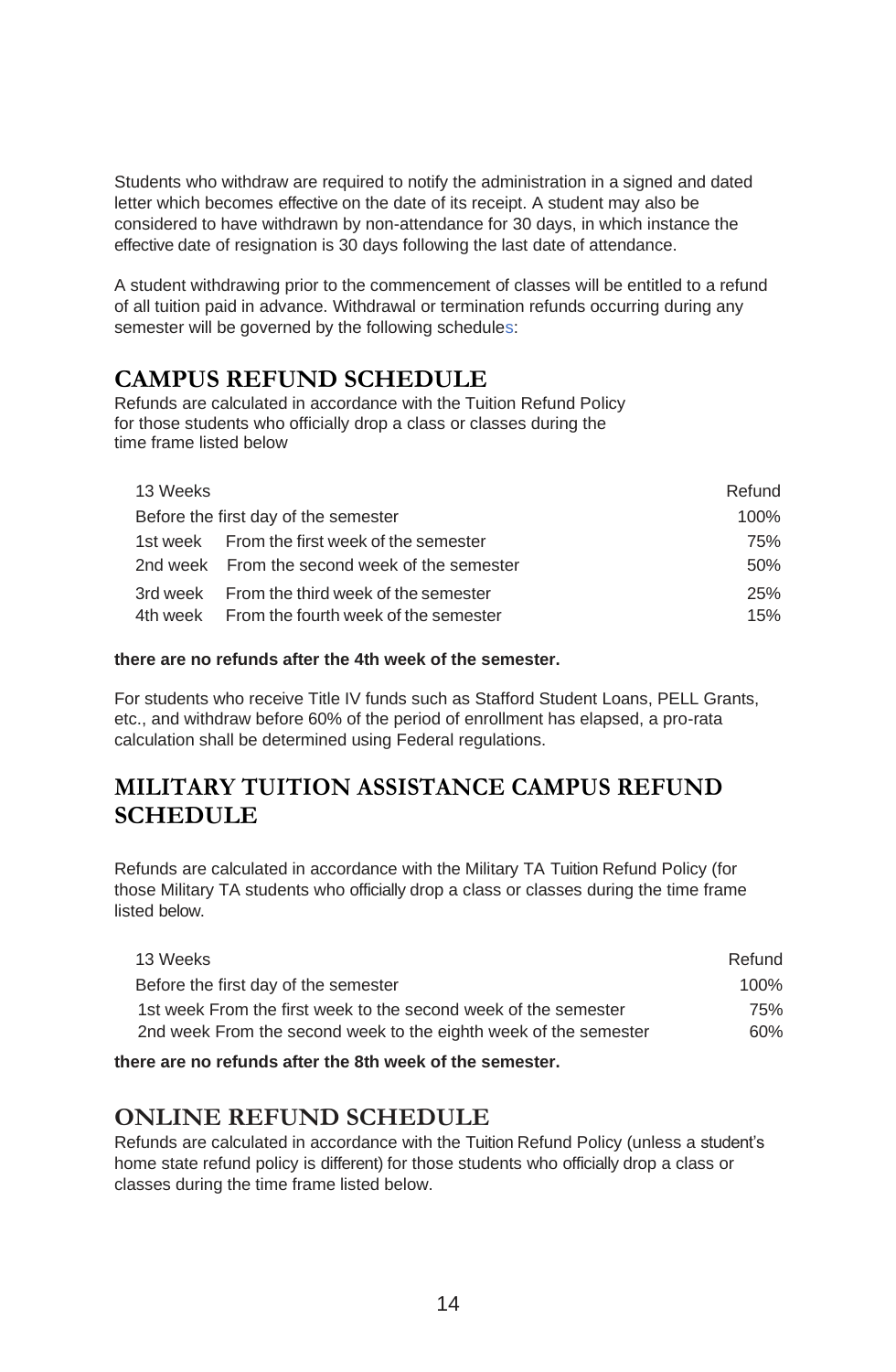Students who withdraw are required to notify the administration in a signed and dated letter which becomes effective on the date of its receipt. A student may also be considered to have withdrawn by non-attendance for 30 days, in which instance the effective date of resignation is 30 days following the last date of attendance.

A student withdrawing prior to the commencement of classes will be entitled to a refund of all tuition paid in advance. Withdrawal or termination refunds occurring during any semester will be governed by the following schedules:

## CAMPUS REFUND SCHEDULE

Refunds are calculated in accordance with the Tuition Refund Policy for those students who officially drop a class or classes during the time frame listed below

| 13 Weeks | | Refund |
|---|---|---|
| Before the first day of the semester | | 100% |
| 1st week | From the first week of the semester | 75% |
| 2nd week | From the second week of the semester | 50% |
| 3rd week | From the third week of the semester | 25% |
| 4th week | From the fourth week of the semester | 15% |

**there are no refunds after the 4th week of the semester.**

For students who receive Title IV funds such as Stafford Student Loans, PELL Grants, etc., and withdraw before 60% of the period of enrollment has elapsed, a pro-rata calculation shall be determined using Federal regulations.

## MILITARY TUITION ASSISTANCE CAMPUS REFUND SCHEDULE

Refunds are calculated in accordance with the Military TA Tuition Refund Policy (for those Military TA students who officially drop a class or classes during the time frame listed below.

| 13 Weeks | Refund |
|---|---|
| Before the first day of the semester | 100% |
| 1st week From the first week to the second week of the semester | 75% |
| 2nd week From the second week to the eighth week of the semester | 60% |

**there are no refunds after the 8th week of the semester.**

## ONLINE REFUND SCHEDULE

Refunds are calculated in accordance with the Tuition Refund Policy (unless a student's home state refund policy is different) for those students who officially drop a class or classes during the time frame listed below.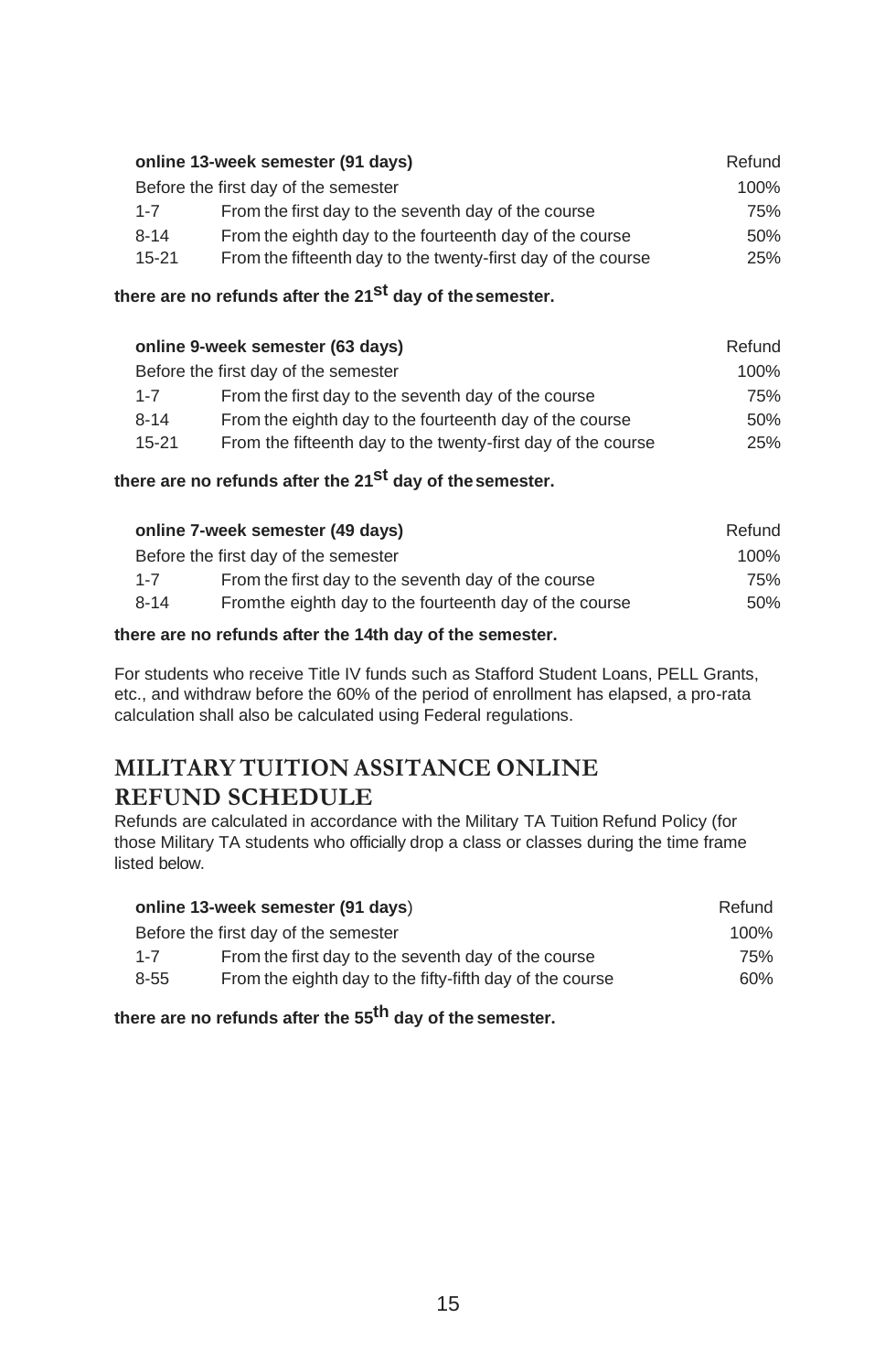| online 13-week semester (91 days) | | Refund |
|---|---|---|
| Before the first day of the semester | | 100% |
| 1-7 | From the first day to the seventh day of the course | 75% |
| 8-14 | From the eighth day to the fourteenth day of the course | 50% |
| 15-21 | From the fifteenth day to the twenty-first day of the course | 25% |

**there are no refunds after the 21st day of the semester.**

| online 9-week semester (63 days) | | Refund |
|---|---|---|
| Before the first day of the semester | | 100% |
| 1-7 | From the first day to the seventh day of the course | 75% |
| 8-14 | From the eighth day to the fourteenth day of the course | 50% |
| 15-21 | From the fifteenth day to the twenty-first day of the course | 25% |

**there are no refunds after the 21st day of the semester.**

| online 7-week semester (49 days) | | Refund |
|---|---|---|
| Before the first day of the semester | | 100% |
| 1-7 | From the first day to the seventh day of the course | 75% |
| 8-14 | From the eighth day to the fourteenth day of the course | 50% |

**there are no refunds after the 14th day of the semester.**

For students who receive Title IV funds such as Stafford Student Loans, PELL Grants, etc., and withdraw before the 60% of the period of enrollment has elapsed, a pro-rata calculation shall also be calculated using Federal regulations.

## MILITARY TUITION ASSITANCE ONLINE REFUND SCHEDULE

Refunds are calculated in accordance with the Military TA Tuition Refund Policy (for those Military TA students who officially drop a class or classes during the time frame listed below.

| online 13-week semester (91 days) | | Refund |
|---|---|---|
| Before the first day of the semester | | 100% |
| 1-7 | From the first day to the seventh day of the course | 75% |
| 8-55 | From the eighth day to the fifty-fifth day of the course | 60% |

**there are no refunds after the 55th day of the semester.**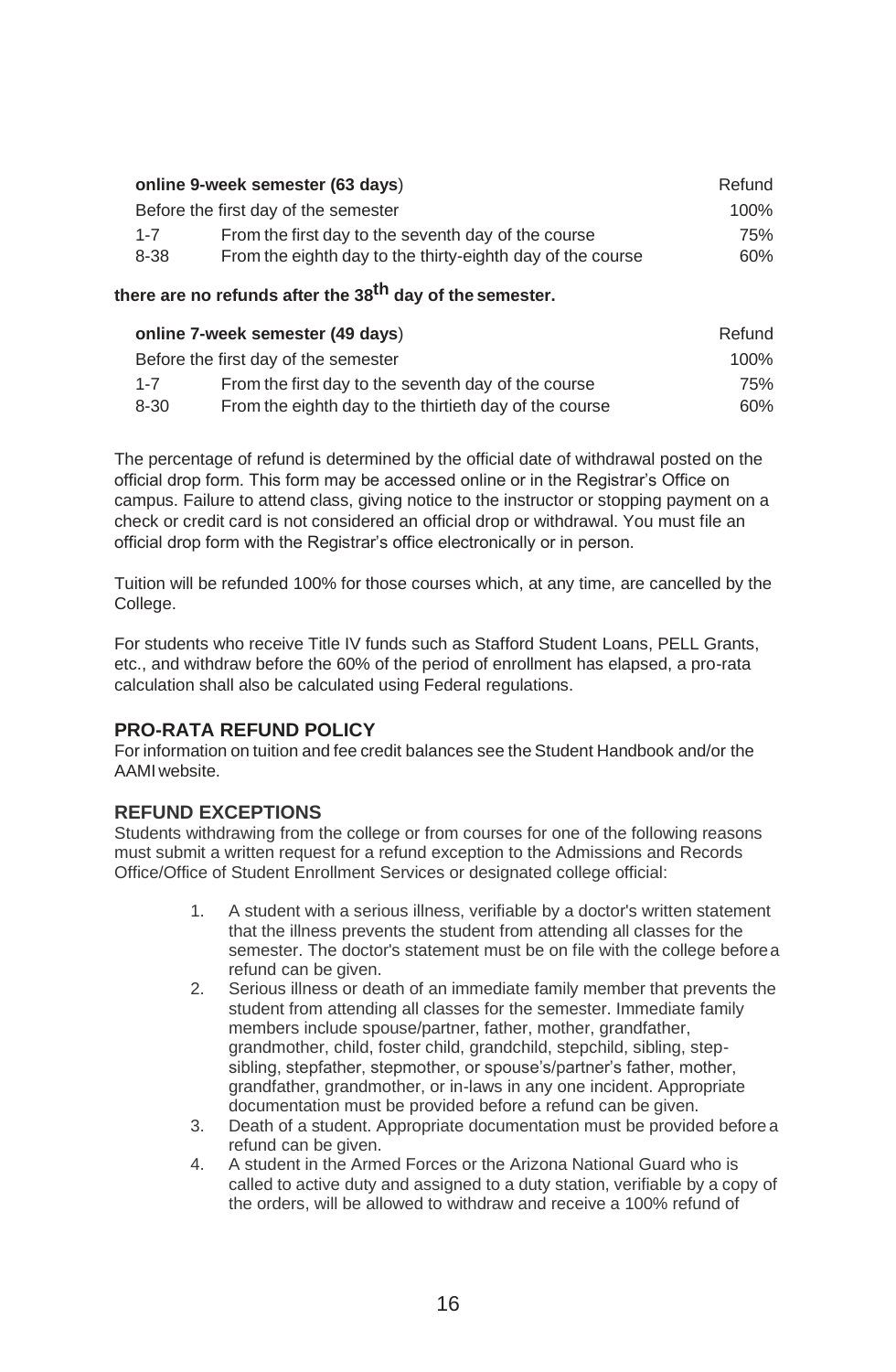| **online 9-week semester (63 days)** | | Refund |
| --- | --- | --- |
| Before the first day of the semester | | 100% |
| 1-7 | From the first day to the seventh day of the course | 75% |
| 8-38 | From the eighth day to the thirty-eighth day of the course | 60% |

**there are no refunds after the 38th day of the semester.**

| **online 7-week semester (49 days)** | | Refund |
| --- | --- | --- |
| Before the first day of the semester | | 100% |
| 1-7 | From the first day to the seventh day of the course | 75% |
| 8-30 | From the eighth day to the thirtieth day of the course | 60% |

The percentage of refund is determined by the official date of withdrawal posted on the official drop form. This form may be accessed online or in the Registrar's Office on campus. Failure to attend class, giving notice to the instructor or stopping payment on a check or credit card is not considered an official drop or withdrawal. You must file an official drop form with the Registrar's office electronically or in person.

Tuition will be refunded 100% for those courses which, at any time, are cancelled by the College.

For students who receive Title IV funds such as Stafford Student Loans, PELL Grants, etc., and withdraw before the 60% of the period of enrollment has elapsed, a pro-rata calculation shall also be calculated using Federal regulations.

## PRO-RATA REFUND POLICY

For information on tuition and fee credit balances see the Student Handbook and/or the AAMI website.

## REFUND EXCEPTIONS

Students withdrawing from the college or from courses for one of the following reasons must submit a written request for a refund exception to the Admissions and Records Office/Office of Student Enrollment Services or designated college official:

1. A student with a serious illness, verifiable by a doctor's written statement that the illness prevents the student from attending all classes for the semester. The doctor's statement must be on file with the college before a refund can be given.
2. Serious illness or death of an immediate family member that prevents the student from attending all classes for the semester. Immediate family members include spouse/partner, father, mother, grandfather, grandmother, child, foster child, grandchild, stepchild, sibling, step-sibling, stepfather, stepmother, or spouse's/partner's father, mother, grandfather, grandmother, or in-laws in any one incident. Appropriate documentation must be provided before a refund can be given.
3. Death of a student. Appropriate documentation must be provided before a refund can be given.
4. A student in the Armed Forces or the Arizona National Guard who is called to active duty and assigned to a duty station, verifiable by a copy of the orders, will be allowed to withdraw and receive a 100% refund of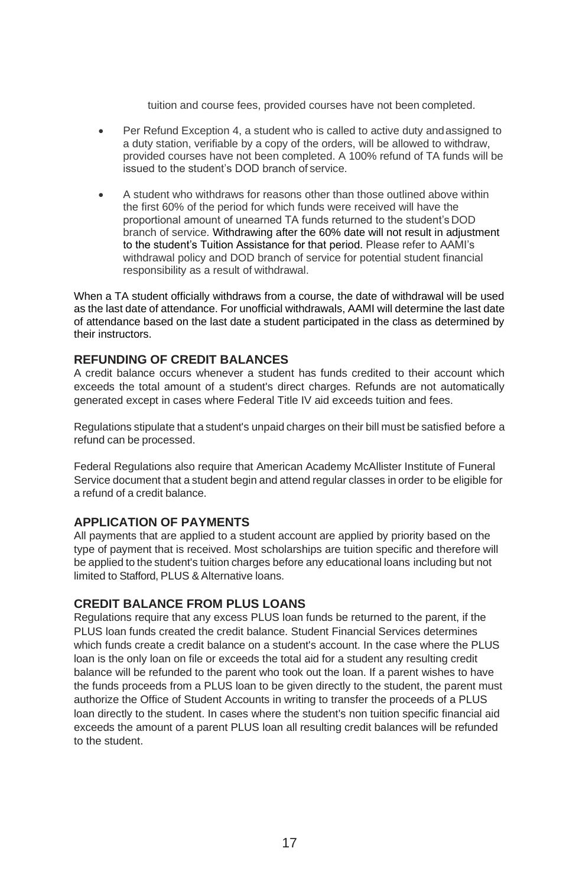tuition and course fees, provided courses have not been completed.

- Per Refund Exception 4, a student who is called to active duty and assigned to a duty station, verifiable by a copy of the orders, will be allowed to withdraw, provided courses have not been completed. A 100% refund of TA funds will be issued to the student's DOD branch of service.

- A student who withdraws for reasons other than those outlined above within the first 60% of the period for which funds were received will have the proportional amount of unearned TA funds returned to the student's DOD branch of service. Withdrawing after the 60% date will not result in adjustment to the student's Tuition Assistance for that period. Please refer to AAMI's withdrawal policy and DOD branch of service for potential student financial responsibility as a result of withdrawal.

When a TA student officially withdraws from a course, the date of withdrawal will be used as the last date of attendance. For unofficial withdrawals, AAMI will determine the last date of attendance based on the last date a student participated in the class as determined by their instructors.

## REFUNDING OF CREDIT BALANCES

A credit balance occurs whenever a student has funds credited to their account which exceeds the total amount of a student's direct charges. Refunds are not automatically generated except in cases where Federal Title IV aid exceeds tuition and fees.

Regulations stipulate that a student's unpaid charges on their bill must be satisfied before a refund can be processed.

Federal Regulations also require that American Academy McAllister Institute of Funeral Service document that a student begin and attend regular classes in order to be eligible for a refund of a credit balance.

## APPLICATION OF PAYMENTS

All payments that are applied to a student account are applied by priority based on the type of payment that is received. Most scholarships are tuition specific and therefore will be applied to the student's tuition charges before any educational loans including but not limited to Stafford, PLUS & Alternative loans.

## CREDIT BALANCE FROM PLUS LOANS

Regulations require that any excess PLUS loan funds be returned to the parent, if the PLUS loan funds created the credit balance. Student Financial Services determines which funds create a credit balance on a student's account. In the case where the PLUS loan is the only loan on file or exceeds the total aid for a student any resulting credit balance will be refunded to the parent who took out the loan. If a parent wishes to have the funds proceeds from a PLUS loan to be given directly to the student, the parent must authorize the Office of Student Accounts in writing to transfer the proceeds of a PLUS loan directly to the student. In cases where the student's non tuition specific financial aid exceeds the amount of a parent PLUS loan all resulting credit balances will be refunded to the student.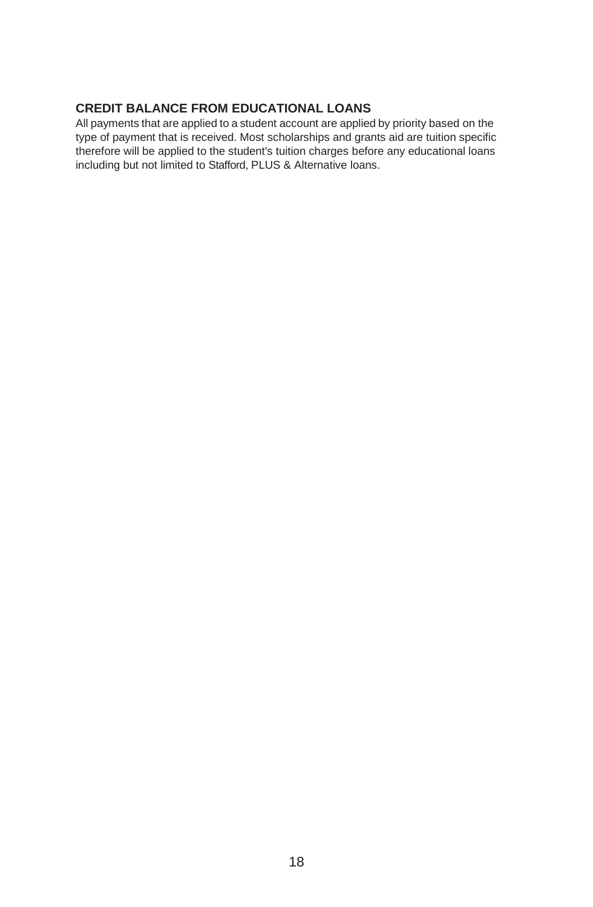### CREDIT BALANCE FROM EDUCATIONAL LOANS

All payments that are applied to a student account are applied by priority based on the type of payment that is received. Most scholarships and grants aid are tuition specific therefore will be applied to the student's tuition charges before any educational loans including but not limited to Stafford, PLUS & Alternative loans.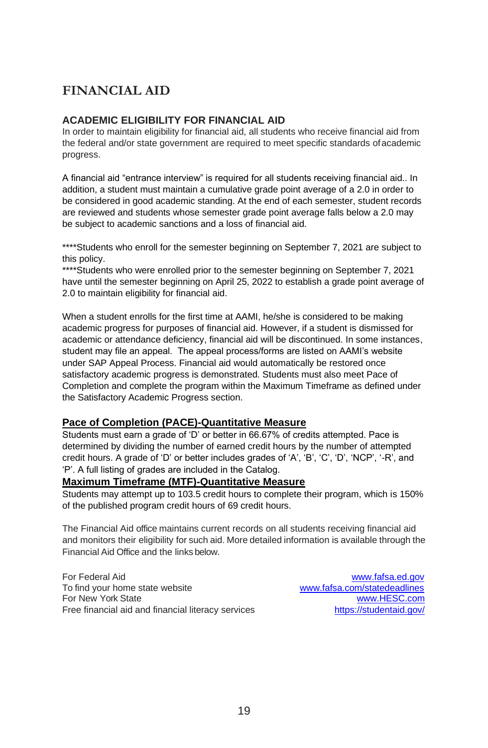# FINANCIAL AID

## ACADEMIC ELIGIBILITY FOR FINANCIAL AID

In order to maintain eligibility for financial aid, all students who receive financial aid from the federal and/or state government are required to meet specific standards of academic progress.

A financial aid "entrance interview" is required for all students receiving financial aid.. In addition, a student must maintain a cumulative grade point average of a 2.0 in order to be considered in good academic standing. At the end of each semester, student records are reviewed and students whose semester grade point average falls below a 2.0 may be subject to academic sanctions and a loss of financial aid.

****Students who enroll for the semester beginning on September 7, 2021 are subject to this policy.
****Students who were enrolled prior to the semester beginning on September 7, 2021 have until the semester beginning on April 25, 2022 to establish a grade point average of 2.0 to maintain eligibility for financial aid.

When a student enrolls for the first time at AAMI, he/she is considered to be making academic progress for purposes of financial aid. However, if a student is dismissed for academic or attendance deficiency, financial aid will be discontinued. In some instances, student may file an appeal. The appeal process/forms are listed on AAMI's website under SAP Appeal Process. Financial aid would automatically be restored once satisfactory academic progress is demonstrated. Students must also meet Pace of Completion and complete the program within the Maximum Timeframe as defined under the Satisfactory Academic Progress section.

### Pace of Completion (PACE)-Quantitative Measure

Students must earn a grade of 'D' or better in 66.67% of credits attempted. Pace is determined by dividing the number of earned credit hours by the number of attempted credit hours. A grade of 'D' or better includes grades of 'A', 'B', 'C', 'D', 'NCP', '-R', and 'P'. A full listing of grades are included in the Catalog.

### Maximum Timeframe (MTF)-Quantitative Measure

Students may attempt up to 103.5 credit hours to complete their program, which is 150% of the published program credit hours of 69 credit hours.

The Financial Aid office maintains current records on all students receiving financial aid and monitors their eligibility for such aid. More detailed information is available through the Financial Aid Office and the links below.

| | |
|---|---|
| For Federal Aid | www.fafsa.ed.gov |
| To find your home state website | www.fafsa.com/statedeadlines |
| For New York State | www.HESC.com |
| Free financial aid and financial literacy services | https://studentaid.gov/ |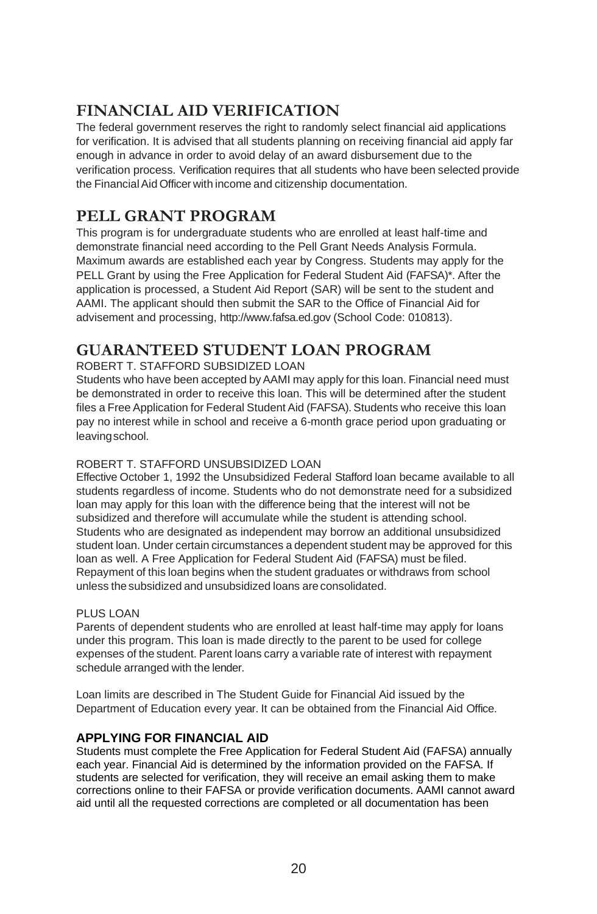## FINANCIAL AID VERIFICATION

The federal government reserves the right to randomly select financial aid applications for verification. It is advised that all students planning on receiving financial aid apply far enough in advance in order to avoid delay of an award disbursement due to the verification process. Verification requires that all students who have been selected provide the Financial Aid Officer with income and citizenship documentation.

## PELL GRANT PROGRAM

This program is for undergraduate students who are enrolled at least half-time and demonstrate financial need according to the Pell Grant Needs Analysis Formula. Maximum awards are established each year by Congress. Students may apply for the PELL Grant by using the Free Application for Federal Student Aid (FAFSA)*. After the application is processed, a Student Aid Report (SAR) will be sent to the student and AAMI. The applicant should then submit the SAR to the Office of Financial Aid for advisement and processing, http://www.fafsa.ed.gov (School Code: 010813).

## GUARANTEED STUDENT LOAN PROGRAM

ROBERT T. STAFFORD SUBSIDIZED LOAN

Students who have been accepted by AAMI may apply for this loan. Financial need must be demonstrated in order to receive this loan. This will be determined after the student files a Free Application for Federal Student Aid (FAFSA). Students who receive this loan pay no interest while in school and receive a 6-month grace period upon graduating or leaving school.

ROBERT T. STAFFORD UNSUBSIDIZED LOAN

Effective October 1, 1992 the Unsubsidized Federal Stafford loan became available to all students regardless of income. Students who do not demonstrate need for a subsidized loan may apply for this loan with the difference being that the interest will not be subsidized and therefore will accumulate while the student is attending school. Students who are designated as independent may borrow an additional unsubsidized student loan. Under certain circumstances a dependent student may be approved for this loan as well. A Free Application for Federal Student Aid (FAFSA) must be filed. Repayment of this loan begins when the student graduates or withdraws from school unless the subsidized and unsubsidized loans are consolidated.

PLUS LOAN

Parents of dependent students who are enrolled at least half-time may apply for loans under this program. This loan is made directly to the parent to be used for college expenses of the student. Parent loans carry a variable rate of interest with repayment schedule arranged with the lender.

Loan limits are described in The Student Guide for Financial Aid issued by the Department of Education every year. It can be obtained from the Financial Aid Office.

**APPLYING FOR FINANCIAL AID**

Students must complete the Free Application for Federal Student Aid (FAFSA) annually each year. Financial Aid is determined by the information provided on the FAFSA. If students are selected for verification, they will receive an email asking them to make corrections online to their FAFSA or provide verification documents. AAMI cannot award aid until all the requested corrections are completed or all documentation has been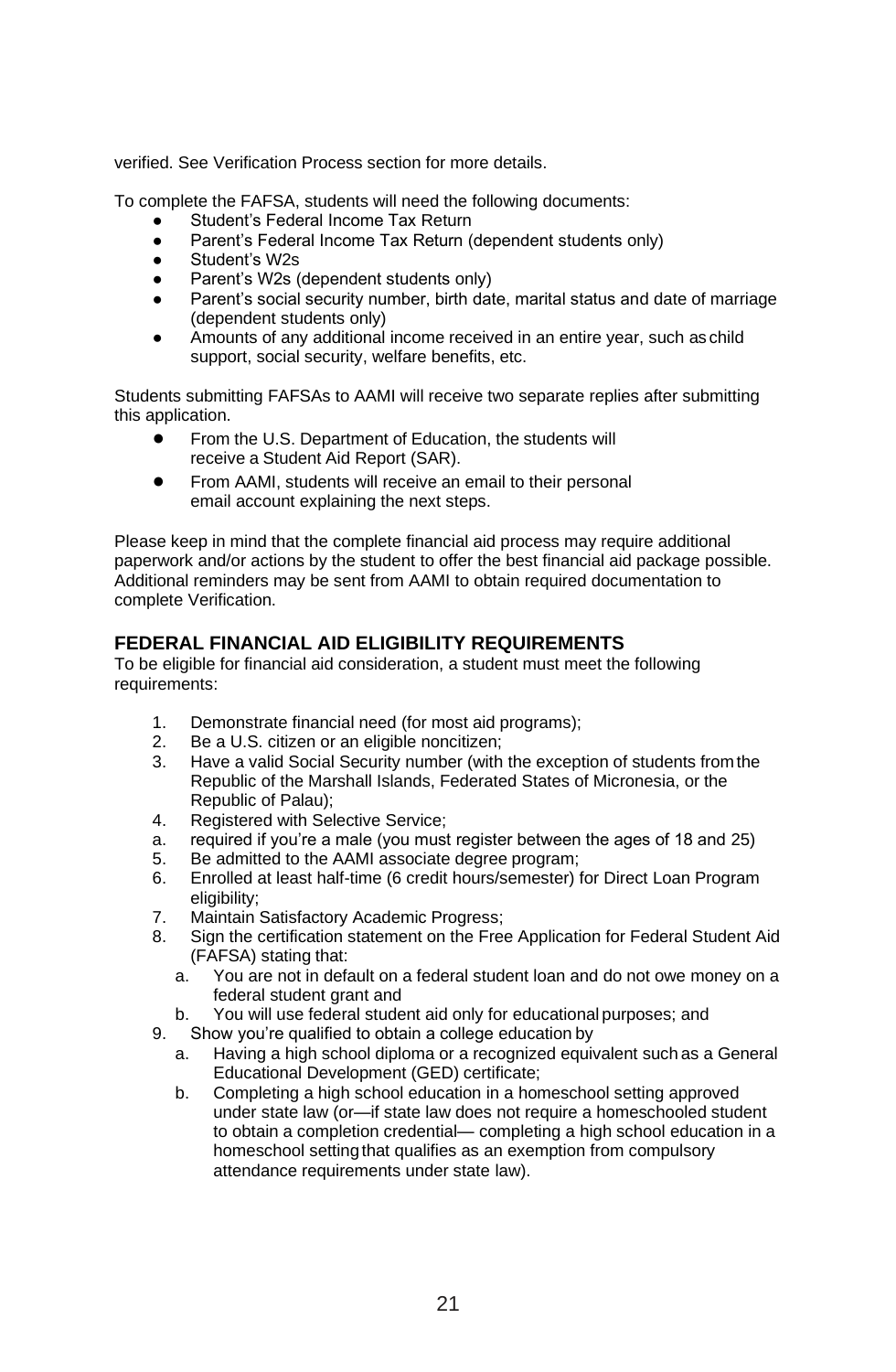verified. See Verification Process section for more details.

To complete the FAFSA, students will need the following documents:

- Student's Federal Income Tax Return
- Parent's Federal Income Tax Return (dependent students only)
- Student's W2s
- Parent's W2s (dependent students only)
- Parent's social security number, birth date, marital status and date of marriage (dependent students only)
- Amounts of any additional income received in an entire year, such as child support, social security, welfare benefits, etc.

Students submitting FAFSAs to AAMI will receive two separate replies after submitting this application.

- From the U.S. Department of Education, the students will receive a Student Aid Report (SAR).
- From AAMI, students will receive an email to their personal email account explaining the next steps.

Please keep in mind that the complete financial aid process may require additional paperwork and/or actions by the student to offer the best financial aid package possible. Additional reminders may be sent from AAMI to obtain required documentation to complete Verification.

## FEDERAL FINANCIAL AID ELIGIBILITY REQUIREMENTS

To be eligible for financial aid consideration, a student must meet the following requirements:

1. Demonstrate financial need (for most aid programs);
2. Be a U.S. citizen or an eligible noncitizen;
3. Have a valid Social Security number (with the exception of students from the Republic of the Marshall Islands, Federated States of Micronesia, or the Republic of Palau);
4. Registered with Selective Service;

    a. required if you're a male (you must register between the ages of 18 and 25)

5. Be admitted to the AAMI associate degree program;
6. Enrolled at least half-time (6 credit hours/semester) for Direct Loan Program eligibility;
7. Maintain Satisfactory Academic Progress;
8. Sign the certification statement on the Free Application for Federal Student Aid (FAFSA) stating that:
    a. You are not in default on a federal student loan and do not owe money on a federal student grant and
    b. You will use federal student aid only for educational purposes; and
9. Show you're qualified to obtain a college education by
    a. Having a high school diploma or a recognized equivalent such as a General Educational Development (GED) certificate;
    b. Completing a high school education in a homeschool setting approved under state law (or—if state law does not require a homeschooled student to obtain a completion credential— completing a high school education in a homeschool setting that qualifies as an exemption from compulsory attendance requirements under state law).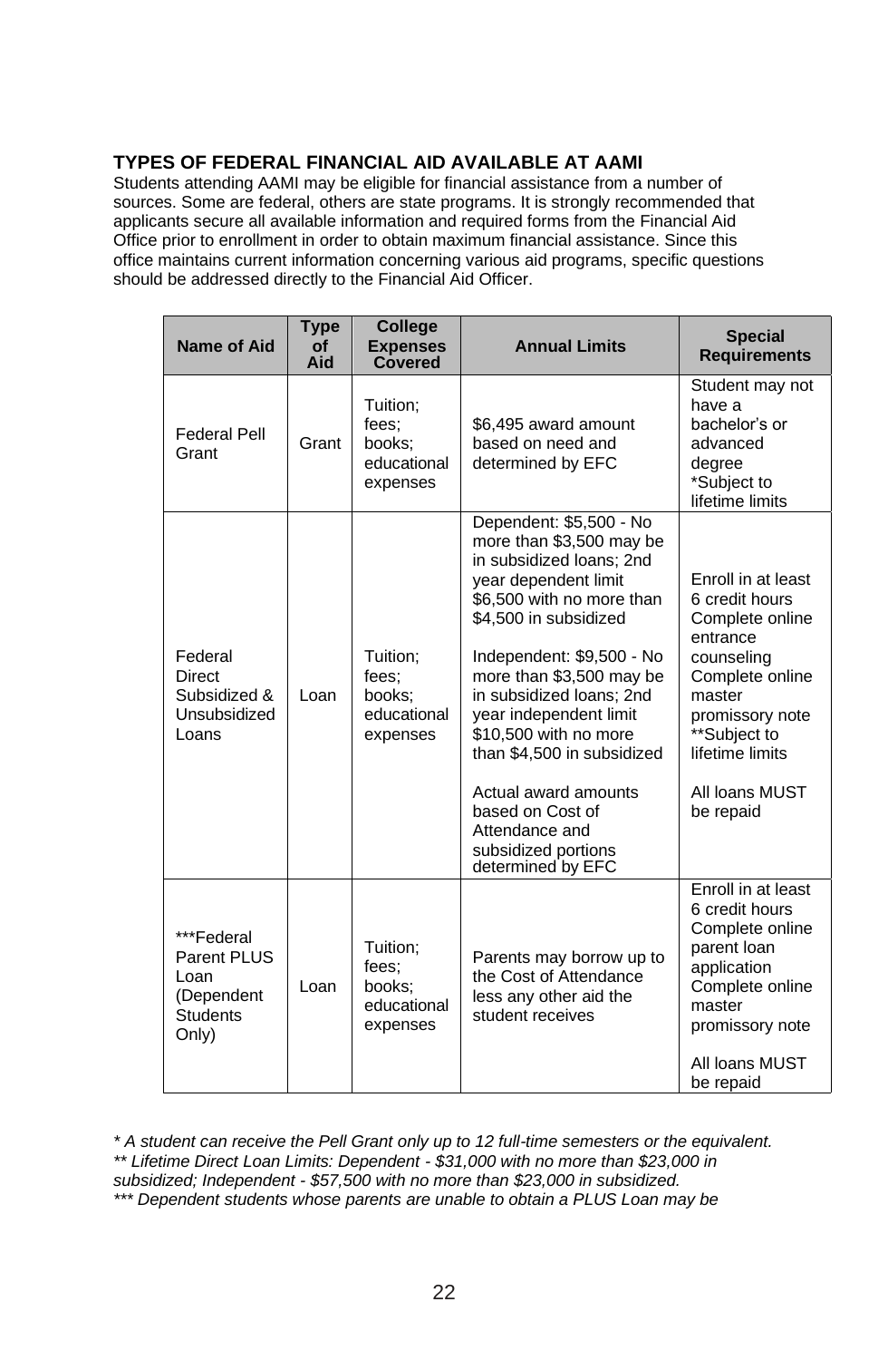## TYPES OF FEDERAL FINANCIAL AID AVAILABLE AT AAMI

Students attending AAMI may be eligible for financial assistance from a number of sources. Some are federal, others are state programs. It is strongly recommended that applicants secure all available information and required forms from the Financial Aid Office prior to enrollment in order to obtain maximum financial assistance. Since this office maintains current information concerning various aid programs, specific questions should be addressed directly to the Financial Aid Officer.

| Name of Aid | Type of Aid | College Expenses Covered | Annual Limits | Special Requirements |
|---|---|---|---|---|
| Federal Pell Grant | Grant | Tuition; fees; books; educational expenses | $6,495 award amount based on need and determined by EFC | Student may not have a bachelor's or advanced degree<br>*Subject to lifetime limits |
| Federal Direct Subsidized & Unsubsidized Loans | Loan | Tuition; fees; books; educational expenses | Dependent: $5,500 - No more than $3,500 may be in subsidized loans; 2nd year dependent limit $6,500 with no more than $4,500 in subsidized<br><br>Independent: $9,500 - No more than $3,500 may be in subsidized loans; 2nd year independent limit $10,500 with no more than $4,500 in subsidized<br><br>Actual award amounts based on Cost of Attendance and subsidized portions determined by EFC | Enroll in at least 6 credit hours<br>Complete online entrance counseling<br>Complete online master promissory note<br>**Subject to lifetime limits<br><br>All loans MUST be repaid |
| ***Federal Parent PLUS Loan (Dependent Students Only) | Loan | Tuition; fees; books; educational expenses | Parents may borrow up to the Cost of Attendance less any other aid the student receives | Enroll in at least 6 credit hours<br>Complete online parent loan application<br>Complete online master promissory note<br><br>All loans MUST be repaid |

*\* A student can receive the Pell Grant only up to 12 full-time semesters or the equivalent.*
*\*\* Lifetime Direct Loan Limits: Dependent - $31,000 with no more than $23,000 in subsidized; Independent - $57,500 with no more than $23,000 in subsidized.*
*\*\*\* Dependent students whose parents are unable to obtain a PLUS Loan may be*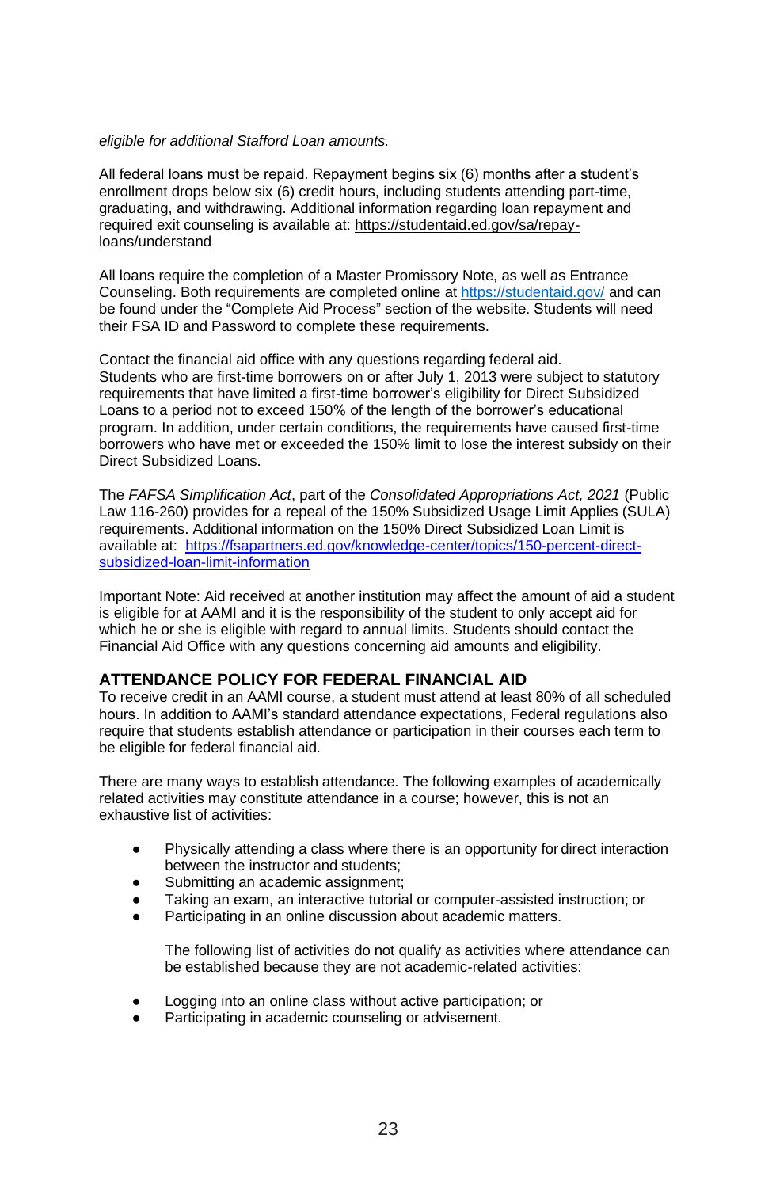*eligible for additional Stafford Loan amounts.*

All federal loans must be repaid. Repayment begins six (6) months after a student's enrollment drops below six (6) credit hours, including students attending part-time, graduating, and withdrawing. Additional information regarding loan repayment and required exit counseling is available at: https://studentaid.ed.gov/sa/repay-loans/understand

All loans require the completion of a Master Promissory Note, as well as Entrance Counseling. Both requirements are completed online at https://studentaid.gov/ and can be found under the "Complete Aid Process" section of the website. Students will need their FSA ID and Password to complete these requirements.

Contact the financial aid office with any questions regarding federal aid.
Students who are first-time borrowers on or after July 1, 2013 were subject to statutory requirements that have limited a first-time borrower's eligibility for Direct Subsidized Loans to a period not to exceed 150% of the length of the borrower's educational program. In addition, under certain conditions, the requirements have caused first-time borrowers who have met or exceeded the 150% limit to lose the interest subsidy on their Direct Subsidized Loans.

The *FAFSA Simplification Act*, part of the *Consolidated Appropriations Act, 2021* (Public Law 116-260) provides for a repeal of the 150% Subsidized Usage Limit Applies (SULA) requirements. Additional information on the 150% Direct Subsidized Loan Limit is available at: https://fsapartners.ed.gov/knowledge-center/topics/150-percent-direct-subsidized-loan-limit-information

Important Note: Aid received at another institution may affect the amount of aid a student is eligible for at AAMI and it is the responsibility of the student to only accept aid for which he or she is eligible with regard to annual limits. Students should contact the Financial Aid Office with any questions concerning aid amounts and eligibility.

## ATTENDANCE POLICY FOR FEDERAL FINANCIAL AID

To receive credit in an AAMI course, a student must attend at least 80% of all scheduled hours. In addition to AAMI's standard attendance expectations, Federal regulations also require that students establish attendance or participation in their courses each term to be eligible for federal financial aid.

There are many ways to establish attendance. The following examples of academically related activities may constitute attendance in a course; however, this is not an exhaustive list of activities:

- Physically attending a class where there is an opportunity for direct interaction between the instructor and students;
- Submitting an academic assignment;
- Taking an exam, an interactive tutorial or computer-assisted instruction; or
- Participating in an online discussion about academic matters.

The following list of activities do not qualify as activities where attendance can be established because they are not academic-related activities:

- Logging into an online class without active participation; or
- Participating in academic counseling or advisement.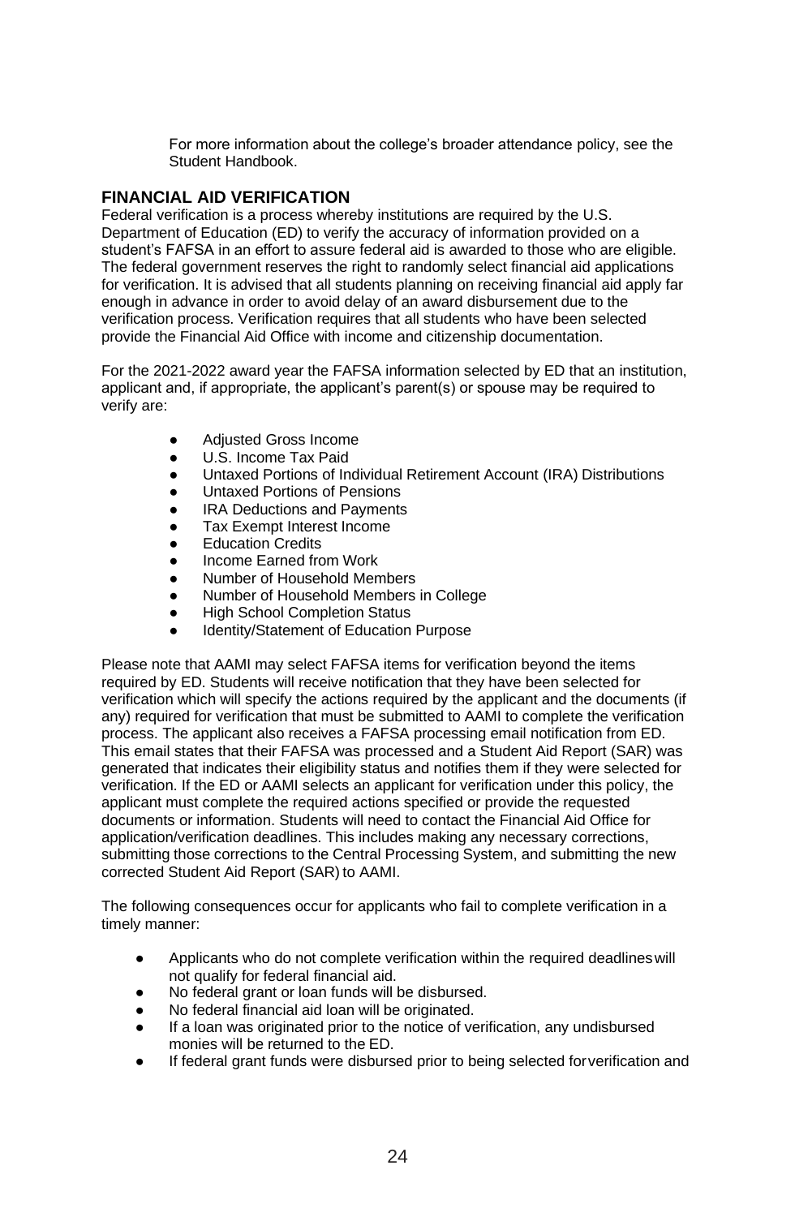For more information about the college's broader attendance policy, see the Student Handbook.

## FINANCIAL AID VERIFICATION

Federal verification is a process whereby institutions are required by the U.S. Department of Education (ED) to verify the accuracy of information provided on a student's FAFSA in an effort to assure federal aid is awarded to those who are eligible. The federal government reserves the right to randomly select financial aid applications for verification. It is advised that all students planning on receiving financial aid apply far enough in advance in order to avoid delay of an award disbursement due to the verification process. Verification requires that all students who have been selected provide the Financial Aid Office with income and citizenship documentation.

For the 2021-2022 award year the FAFSA information selected by ED that an institution, applicant and, if appropriate, the applicant's parent(s) or spouse may be required to verify are:

- Adjusted Gross Income
- U.S. Income Tax Paid
- Untaxed Portions of Individual Retirement Account (IRA) Distributions
- Untaxed Portions of Pensions
- IRA Deductions and Payments
- Tax Exempt Interest Income
- Education Credits
- Income Earned from Work
- Number of Household Members
- Number of Household Members in College
- High School Completion Status
- Identity/Statement of Education Purpose

Please note that AAMI may select FAFSA items for verification beyond the items required by ED. Students will receive notification that they have been selected for verification which will specify the actions required by the applicant and the documents (if any) required for verification that must be submitted to AAMI to complete the verification process. The applicant also receives a FAFSA processing email notification from ED. This email states that their FAFSA was processed and a Student Aid Report (SAR) was generated that indicates their eligibility status and notifies them if they were selected for verification. If the ED or AAMI selects an applicant for verification under this policy, the applicant must complete the required actions specified or provide the requested documents or information. Students will need to contact the Financial Aid Office for application/verification deadlines. This includes making any necessary corrections, submitting those corrections to the Central Processing System, and submitting the new corrected Student Aid Report (SAR) to AAMI.

The following consequences occur for applicants who fail to complete verification in a timely manner:

- Applicants who do not complete verification within the required deadlines will not qualify for federal financial aid.
- No federal grant or loan funds will be disbursed.
- No federal financial aid loan will be originated.
- If a loan was originated prior to the notice of verification, any undisbursed monies will be returned to the ED.
- If federal grant funds were disbursed prior to being selected for verification and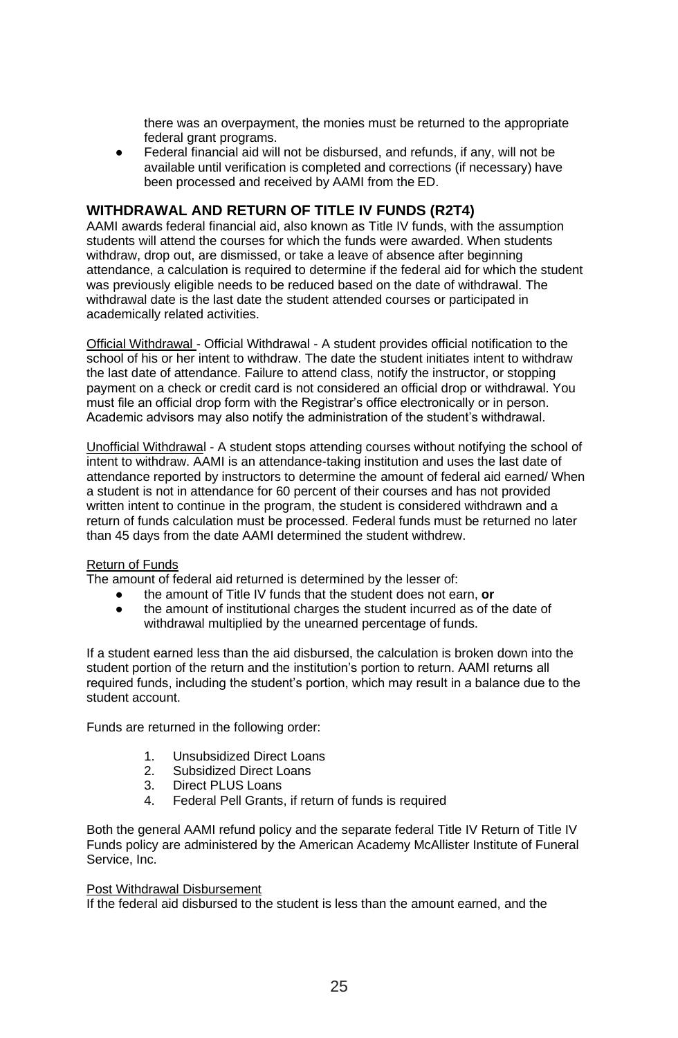there was an overpayment, the monies must be returned to the appropriate federal grant programs.

- Federal financial aid will not be disbursed, and refunds, if any, will not be available until verification is completed and corrections (if necessary) have been processed and received by AAMI from the ED.

## WITHDRAWAL AND RETURN OF TITLE IV FUNDS (R2T4)

AAMI awards federal financial aid, also known as Title IV funds, with the assumption students will attend the courses for which the funds were awarded. When students withdraw, drop out, are dismissed, or take a leave of absence after beginning attendance, a calculation is required to determine if the federal aid for which the student was previously eligible needs to be reduced based on the date of withdrawal. The withdrawal date is the last date the student attended courses or participated in academically related activities.

Official Withdrawal - Official Withdrawal - A student provides official notification to the school of his or her intent to withdraw. The date the student initiates intent to withdraw the last date of attendance. Failure to attend class, notify the instructor, or stopping payment on a check or credit card is not considered an official drop or withdrawal. You must file an official drop form with the Registrar's office electronically or in person. Academic advisors may also notify the administration of the student's withdrawal.

Unofficial Withdrawal - A student stops attending courses without notifying the school of intent to withdraw. AAMI is an attendance-taking institution and uses the last date of attendance reported by instructors to determine the amount of federal aid earned/ When a student is not in attendance for 60 percent of their courses and has not provided written intent to continue in the program, the student is considered withdrawn and a return of funds calculation must be processed. Federal funds must be returned no later than 45 days from the date AAMI determined the student withdrew.

Return of Funds

The amount of federal aid returned is determined by the lesser of:

- the amount of Title IV funds that the student does not earn, **or**
- the amount of institutional charges the student incurred as of the date of withdrawal multiplied by the unearned percentage of funds.

If a student earned less than the aid disbursed, the calculation is broken down into the student portion of the return and the institution's portion to return. AAMI returns all required funds, including the student's portion, which may result in a balance due to the student account.

Funds are returned in the following order:

1. Unsubsidized Direct Loans
2. Subsidized Direct Loans
3. Direct PLUS Loans
4. Federal Pell Grants, if return of funds is required

Both the general AAMI refund policy and the separate federal Title IV Return of Title IV Funds policy are administered by the American Academy McAllister Institute of Funeral Service, Inc.

Post Withdrawal Disbursement

If the federal aid disbursed to the student is less than the amount earned, and the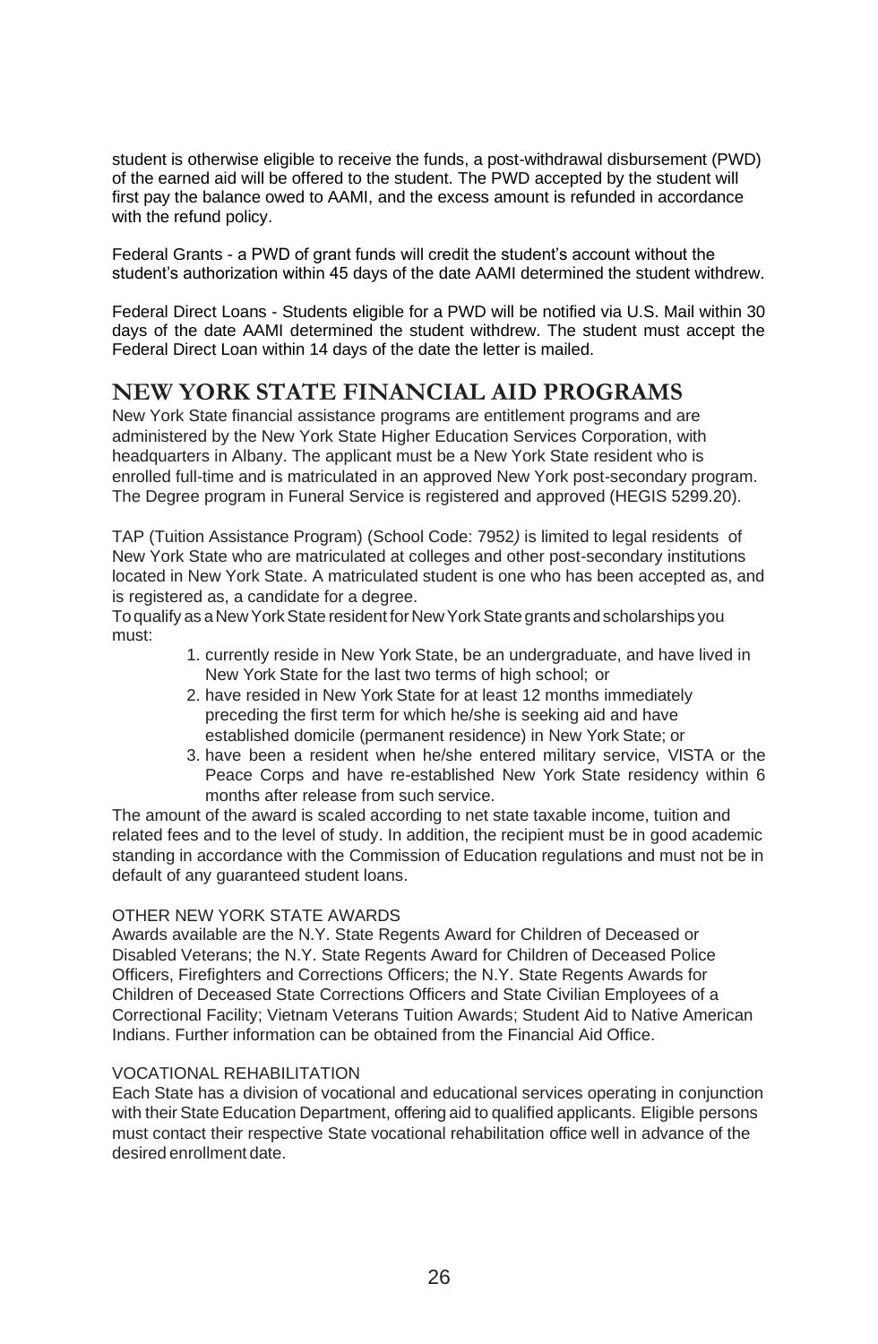student is otherwise eligible to receive the funds, a post-withdrawal disbursement (PWD) of the earned aid will be offered to the student. The PWD accepted by the student will first pay the balance owed to AAMI, and the excess amount is refunded in accordance with the refund policy.

Federal Grants - a PWD of grant funds will credit the student's account without the student's authorization within 45 days of the date AAMI determined the student withdrew.

Federal Direct Loans - Students eligible for a PWD will be notified via U.S. Mail within 30 days of the date AAMI determined the student withdrew. The student must accept the Federal Direct Loan within 14 days of the date the letter is mailed.

## NEW YORK STATE FINANCIAL AID PROGRAMS

New York State financial assistance programs are entitlement programs and are administered by the New York State Higher Education Services Corporation, with headquarters in Albany. The applicant must be a New York State resident who is enrolled full-time and is matriculated in an approved New York post-secondary program. The Degree program in Funeral Service is registered and approved (HEGIS 5299.20).

TAP (Tuition Assistance Program) (School Code: 7952*)* is limited to legal residents of New York State who are matriculated at colleges and other post-secondary institutions located in New York State. A matriculated student is one who has been accepted as, and is registered as, a candidate for a degree.

To qualify as a New York State resident for New York State grants and scholarships you must:

1. currently reside in New York State, be an undergraduate, and have lived in New York State for the last two terms of high school; or
2. have resided in New York State for at least 12 months immediately preceding the first term for which he/she is seeking aid and have established domicile (permanent residence) in New York State; or
3. have been a resident when he/she entered military service, VISTA or the Peace Corps and have re-established New York State residency within 6 months after release from such service.

The amount of the award is scaled according to net state taxable income, tuition and related fees and to the level of study. In addition, the recipient must be in good academic standing in accordance with the Commission of Education regulations and must not be in default of any guaranteed student loans.

OTHER NEW YORK STATE AWARDS

Awards available are the N.Y. State Regents Award for Children of Deceased or Disabled Veterans; the N.Y. State Regents Award for Children of Deceased Police Officers, Firefighters and Corrections Officers; the N.Y. State Regents Awards for Children of Deceased State Corrections Officers and State Civilian Employees of a Correctional Facility; Vietnam Veterans Tuition Awards; Student Aid to Native American Indians. Further information can be obtained from the Financial Aid Office.

VOCATIONAL REHABILITATION

Each State has a division of vocational and educational services operating in conjunction with their State Education Department, offering aid to qualified applicants. Eligible persons must contact their respective State vocational rehabilitation office well in advance of the desired enrollment date.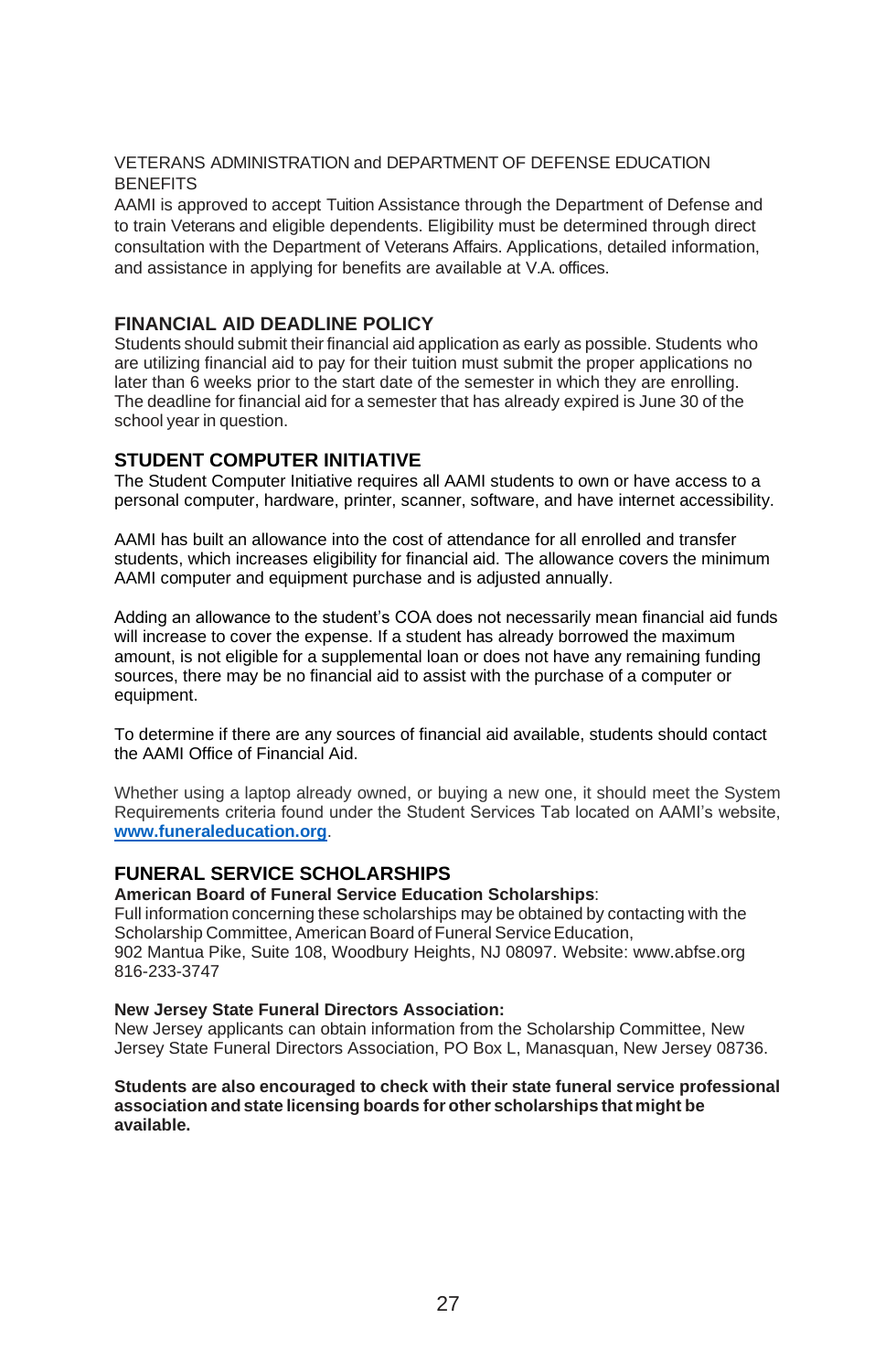VETERANS ADMINISTRATION and DEPARTMENT OF DEFENSE EDUCATION BENEFITS

AAMI is approved to accept Tuition Assistance through the Department of Defense and to train Veterans and eligible dependents. Eligibility must be determined through direct consultation with the Department of Veterans Affairs. Applications, detailed information, and assistance in applying for benefits are available at V.A. offices.

## FINANCIAL AID DEADLINE POLICY

Students should submit their financial aid application as early as possible. Students who are utilizing financial aid to pay for their tuition must submit the proper applications no later than 6 weeks prior to the start date of the semester in which they are enrolling. The deadline for financial aid for a semester that has already expired is June 30 of the school year in question.

## STUDENT COMPUTER INITIATIVE

The Student Computer Initiative requires all AAMI students to own or have access to a personal computer, hardware, printer, scanner, software, and have internet accessibility.

AAMI has built an allowance into the cost of attendance for all enrolled and transfer students, which increases eligibility for financial aid. The allowance covers the minimum AAMI computer and equipment purchase and is adjusted annually.

Adding an allowance to the student's COA does not necessarily mean financial aid funds will increase to cover the expense. If a student has already borrowed the maximum amount, is not eligible for a supplemental loan or does not have any remaining funding sources, there may be no financial aid to assist with the purchase of a computer or equipment.

To determine if there are any sources of financial aid available, students should contact the AAMI Office of Financial Aid.

Whether using a laptop already owned, or buying a new one, it should meet the System Requirements criteria found under the Student Services Tab located on AAMI's website, **www.funeraleducation.org**.

## FUNERAL SERVICE SCHOLARSHIPS

**American Board of Funeral Service Education Scholarships**:
Full information concerning these scholarships may be obtained by contacting with the Scholarship Committee, American Board of Funeral Service Education,
902 Mantua Pike, Suite 108, Woodbury Heights, NJ 08097. Website: www.abfse.org
816-233-3747

**New Jersey State Funeral Directors Association:**
New Jersey applicants can obtain information from the Scholarship Committee, New Jersey State Funeral Directors Association, PO Box L, Manasquan, New Jersey 08736.

**Students are also encouraged to check with their state funeral service professional association and state licensing boards for other scholarships that might be available.**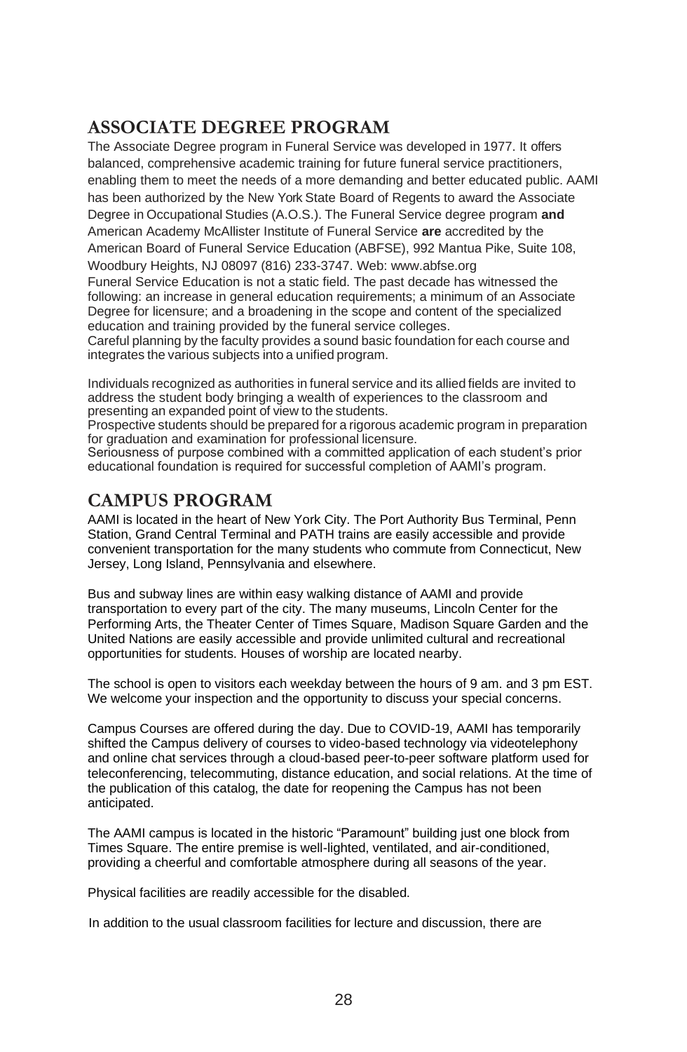## ASSOCIATE DEGREE PROGRAM

The Associate Degree program in Funeral Service was developed in 1977. It offers balanced, comprehensive academic training for future funeral service practitioners, enabling them to meet the needs of a more demanding and better educated public. AAMI has been authorized by the New York State Board of Regents to award the Associate Degree in Occupational Studies (A.O.S.). The Funeral Service degree program **and** American Academy McAllister Institute of Funeral Service **are** accredited by the American Board of Funeral Service Education (ABFSE), 992 Mantua Pike, Suite 108, Woodbury Heights, NJ 08097 (816) 233-3747. Web: www.abfse.org

Funeral Service Education is not a static field. The past decade has witnessed the following: an increase in general education requirements; a minimum of an Associate Degree for licensure; and a broadening in the scope and content of the specialized education and training provided by the funeral service colleges.

Careful planning by the faculty provides a sound basic foundation for each course and integrates the various subjects into a unified program.

Individuals recognized as authorities in funeral service and its allied fields are invited to address the student body bringing a wealth of experiences to the classroom and presenting an expanded point of view to the students.

Prospective students should be prepared for a rigorous academic program in preparation for graduation and examination for professional licensure.

Seriousness of purpose combined with a committed application of each student's prior educational foundation is required for successful completion of AAMI's program.

## CAMPUS PROGRAM

AAMI is located in the heart of New York City. The Port Authority Bus Terminal, Penn Station, Grand Central Terminal and PATH trains are easily accessible and provide convenient transportation for the many students who commute from Connecticut, New Jersey, Long Island, Pennsylvania and elsewhere.

Bus and subway lines are within easy walking distance of AAMI and provide transportation to every part of the city. The many museums, Lincoln Center for the Performing Arts, the Theater Center of Times Square, Madison Square Garden and the United Nations are easily accessible and provide unlimited cultural and recreational opportunities for students. Houses of worship are located nearby.

The school is open to visitors each weekday between the hours of 9 am. and 3 pm EST. We welcome your inspection and the opportunity to discuss your special concerns.

Campus Courses are offered during the day. Due to COVID-19, AAMI has temporarily shifted the Campus delivery of courses to video-based technology via videotelephony and online chat services through a cloud-based peer-to-peer software platform used for teleconferencing, telecommuting, distance education, and social relations. At the time of the publication of this catalog, the date for reopening the Campus has not been anticipated.

The AAMI campus is located in the historic "Paramount" building just one block from Times Square. The entire premise is well-lighted, ventilated, and air-conditioned, providing a cheerful and comfortable atmosphere during all seasons of the year.

Physical facilities are readily accessible for the disabled.

In addition to the usual classroom facilities for lecture and discussion, there are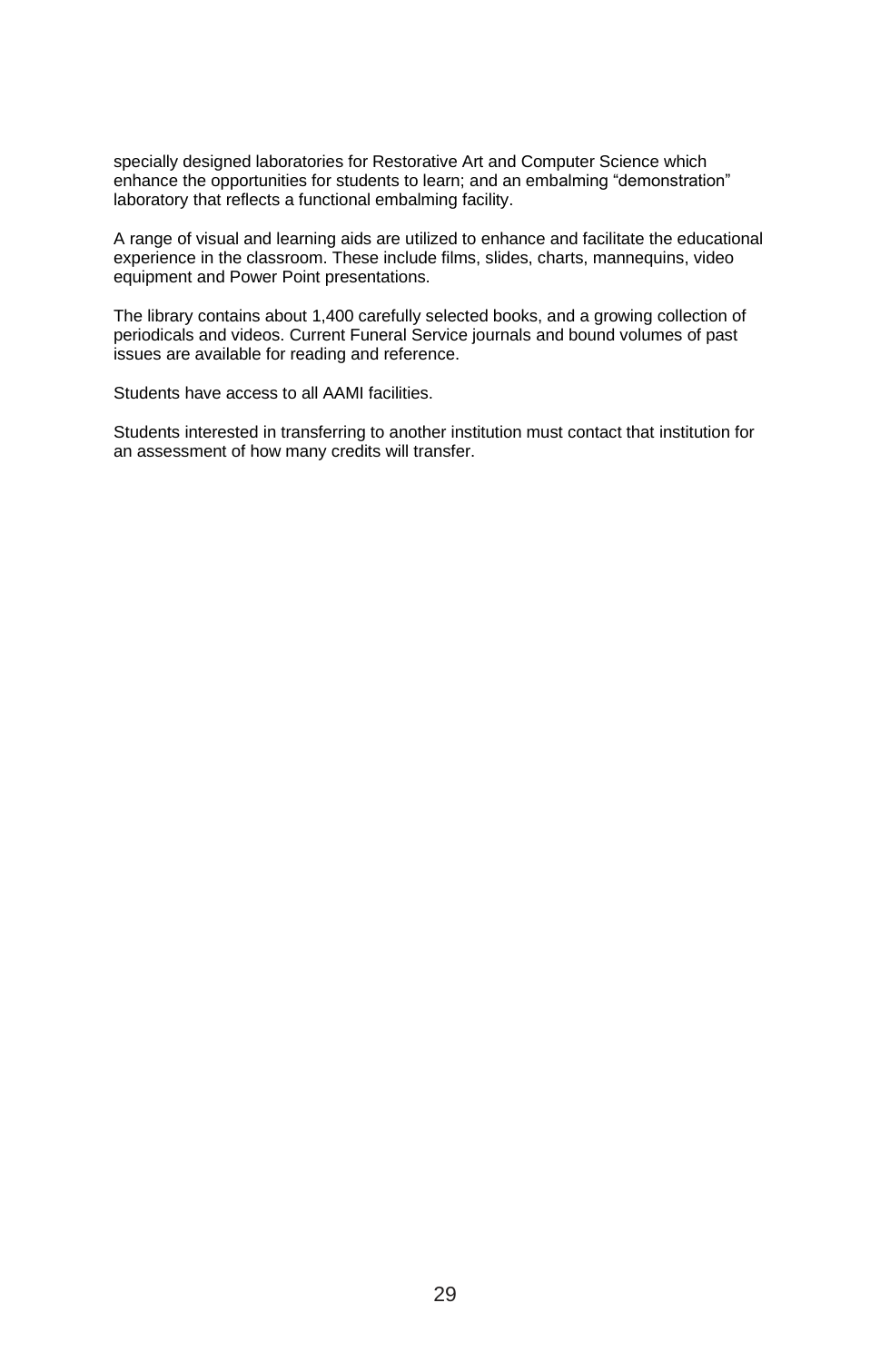specially designed laboratories for Restorative Art and Computer Science which enhance the opportunities for students to learn; and an embalming "demonstration" laboratory that reflects a functional embalming facility.

A range of visual and learning aids are utilized to enhance and facilitate the educational experience in the classroom. These include films, slides, charts, mannequins, video equipment and Power Point presentations.

The library contains about 1,400 carefully selected books, and a growing collection of periodicals and videos. Current Funeral Service journals and bound volumes of past issues are available for reading and reference.

Students have access to all AAMI facilities.

Students interested in transferring to another institution must contact that institution for an assessment of how many credits will transfer.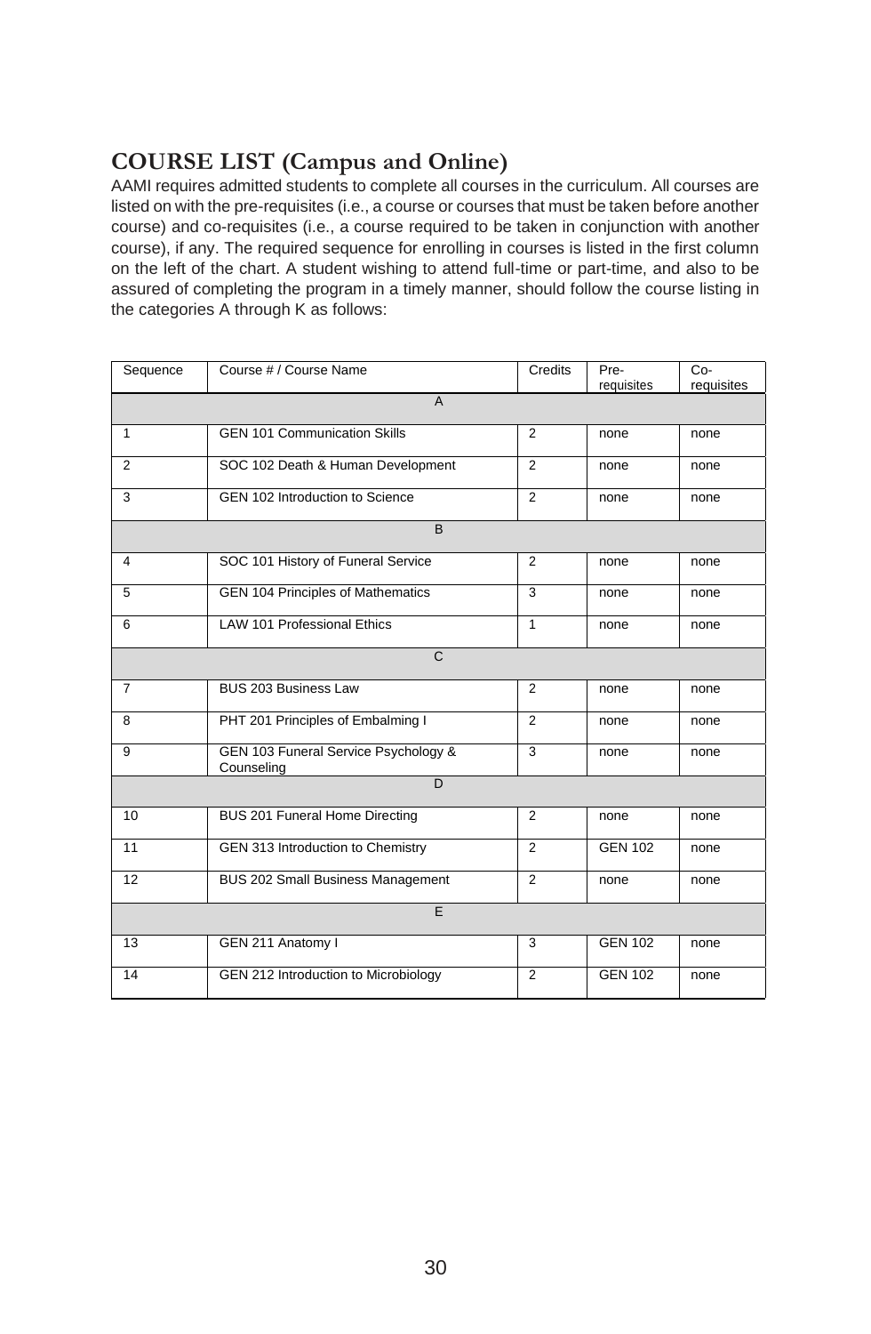## COURSE LIST (Campus and Online)

AAMI requires admitted students to complete all courses in the curriculum. All courses are listed on with the pre-requisites (i.e., a course or courses that must be taken before another course) and co-requisites (i.e., a course required to be taken in conjunction with another course), if any. The required sequence for enrolling in courses is listed in the first column on the left of the chart. A student wishing to attend full-time or part-time, and also to be assured of completing the program in a timely manner, should follow the course listing in the categories A through K as follows:

| Sequence | Course # / Course Name | Credits | Pre-requisites | Co-requisites |
|---|---|---|---|---|
| | A | | | |
| 1 | GEN 101 Communication Skills | 2 | none | none |
| 2 | SOC 102 Death & Human Development | 2 | none | none |
| 3 | GEN 102 Introduction to Science | 2 | none | none |
| | B | | | |
| 4 | SOC 101 History of Funeral Service | 2 | none | none |
| 5 | GEN 104 Principles of Mathematics | 3 | none | none |
| 6 | LAW 101 Professional Ethics | 1 | none | none |
| | C | | | |
| 7 | BUS 203 Business Law | 2 | none | none |
| 8 | PHT 201 Principles of Embalming I | 2 | none | none |
| 9 | GEN 103 Funeral Service Psychology & Counseling | 3 | none | none |
| | D | | | |
| 10 | BUS 201 Funeral Home Directing | 2 | none | none |
| 11 | GEN 313 Introduction to Chemistry | 2 | GEN 102 | none |
| 12 | BUS 202 Small Business Management | 2 | none | none |
| | E | | | |
| 13 | GEN 211 Anatomy I | 3 | GEN 102 | none |
| 14 | GEN 212 Introduction to Microbiology | 2 | GEN 102 | none |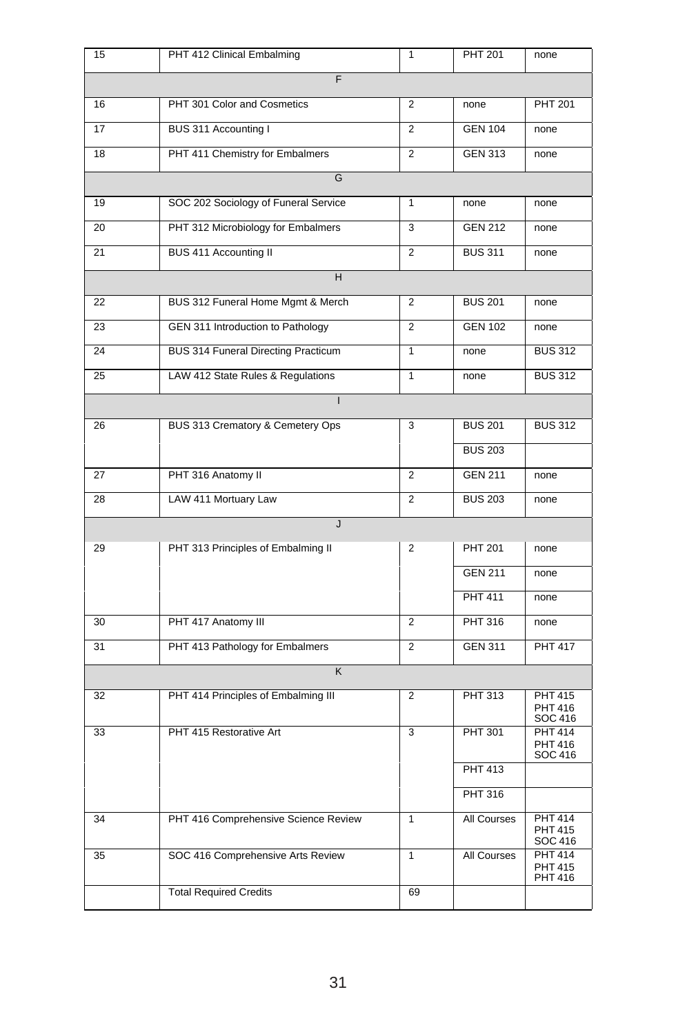| 15 | PHT 412 Clinical Embalming | 1 | PHT 201 | none |
|---|---|---|---|---|
| | F | | | |
| 16 | PHT 301 Color and Cosmetics | 2 | none | PHT 201 |
| 17 | BUS 311 Accounting I | 2 | GEN 104 | none |
| 18 | PHT 411 Chemistry for Embalmers | 2 | GEN 313 | none |
| | G | | | |
| 19 | SOC 202 Sociology of Funeral Service | 1 | none | none |
| 20 | PHT 312 Microbiology for Embalmers | 3 | GEN 212 | none |
| 21 | BUS 411 Accounting II | 2 | BUS 311 | none |
| | H | | | |
| 22 | BUS 312 Funeral Home Mgmt & Merch | 2 | BUS 201 | none |
| 23 | GEN 311 Introduction to Pathology | 2 | GEN 102 | none |
| 24 | BUS 314 Funeral Directing Practicum | 1 | none | BUS 312 |
| 25 | LAW 412 State Rules & Regulations | 1 | none | BUS 312 |
| | I | | | |
| 26 | BUS 313 Crematory & Cemetery Ops | 3 | BUS 201 | BUS 312 |
| | | | BUS 203 | |
| 27 | PHT 316 Anatomy II | 2 | GEN 211 | none |
| 28 | LAW 411 Mortuary Law | 2 | BUS 203 | none |
| | J | | | |
| 29 | PHT 313 Principles of Embalming II | 2 | PHT 201 | none |
| | | | GEN 211 | none |
| | | | PHT 411 | none |
| 30 | PHT 417 Anatomy III | 2 | PHT 316 | none |
| 31 | PHT 413 Pathology for Embalmers | 2 | GEN 311 | PHT 417 |
| | K | | | |
| 32 | PHT 414 Principles of Embalming III | 2 | PHT 313 | PHT 415 PHT 416 SOC 416 |
| 33 | PHT 415 Restorative Art | 3 | PHT 301 | PHT 414 PHT 416 SOC 416 |
| | | | PHT 413 | |
| | | | PHT 316 | |
| 34 | PHT 416 Comprehensive Science Review | 1 | All Courses | PHT 414 PHT 415 SOC 416 |
| 35 | SOC 416 Comprehensive Arts Review | 1 | All Courses | PHT 414 PHT 415 PHT 416 |
| | Total Required Credits | 69 | | |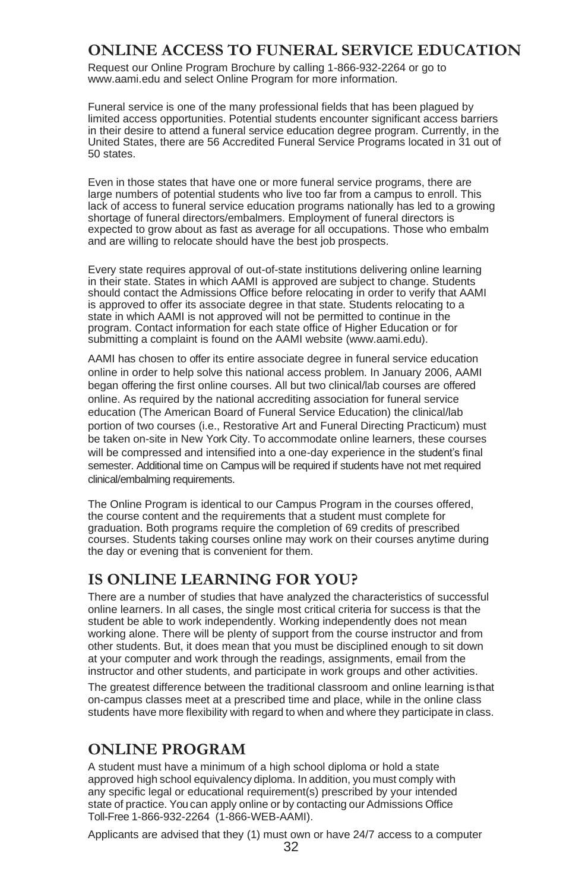## ONLINE ACCESS TO FUNERAL SERVICE EDUCATION

Request our Online Program Brochure by calling 1-866-932-2264 or go to www.aami.edu and select Online Program for more information.

Funeral service is one of the many professional fields that has been plagued by limited access opportunities. Potential students encounter significant access barriers in their desire to attend a funeral service education degree program. Currently, in the United States, there are 56 Accredited Funeral Service Programs located in 31 out of 50 states.

Even in those states that have one or more funeral service programs, there are large numbers of potential students who live too far from a campus to enroll. This lack of access to funeral service education programs nationally has led to a growing shortage of funeral directors/embalmers. Employment of funeral directors is expected to grow about as fast as average for all occupations. Those who embalm and are willing to relocate should have the best job prospects.

Every state requires approval of out-of-state institutions delivering online learning in their state. States in which AAMI is approved are subject to change. Students should contact the Admissions Office before relocating in order to verify that AAMI is approved to offer its associate degree in that state. Students relocating to a state in which AAMI is not approved will not be permitted to continue in the program. Contact information for each state office of Higher Education or for submitting a complaint is found on the AAMI website (www.aami.edu).

AAMI has chosen to offer its entire associate degree in funeral service education online in order to help solve this national access problem. In January 2006, AAMI began offering the first online courses. All but two clinical/lab courses are offered online. As required by the national accrediting association for funeral service education (The American Board of Funeral Service Education) the clinical/lab portion of two courses (i.e., Restorative Art and Funeral Directing Practicum) must be taken on-site in New York City. To accommodate online learners, these courses will be compressed and intensified into a one-day experience in the student's final semester. Additional time on Campus will be required if students have not met required clinical/embalming requirements.

The Online Program is identical to our Campus Program in the courses offered, the course content and the requirements that a student must complete for graduation. Both programs require the completion of 69 credits of prescribed courses. Students taking courses online may work on their courses anytime during the day or evening that is convenient for them.

## IS ONLINE LEARNING FOR YOU?

There are a number of studies that have analyzed the characteristics of successful online learners. In all cases, the single most critical criteria for success is that the student be able to work independently. Working independently does not mean working alone. There will be plenty of support from the course instructor and from other students. But, it does mean that you must be disciplined enough to sit down at your computer and work through the readings, assignments, email from the instructor and other students, and participate in work groups and other activities.

The greatest difference between the traditional classroom and online learning is that on-campus classes meet at a prescribed time and place, while in the online class students have more flexibility with regard to when and where they participate in class.

## ONLINE PROGRAM

A student must have a minimum of a high school diploma or hold a state approved high school equivalency diploma. In addition, you must comply with any specific legal or educational requirement(s) prescribed by your intended state of practice. You can apply online or by contacting our Admissions Office Toll-Free 1-866-932-2264 (1-866-WEB-AAMI).

Applicants are advised that they (1) must own or have 24/7 access to a computer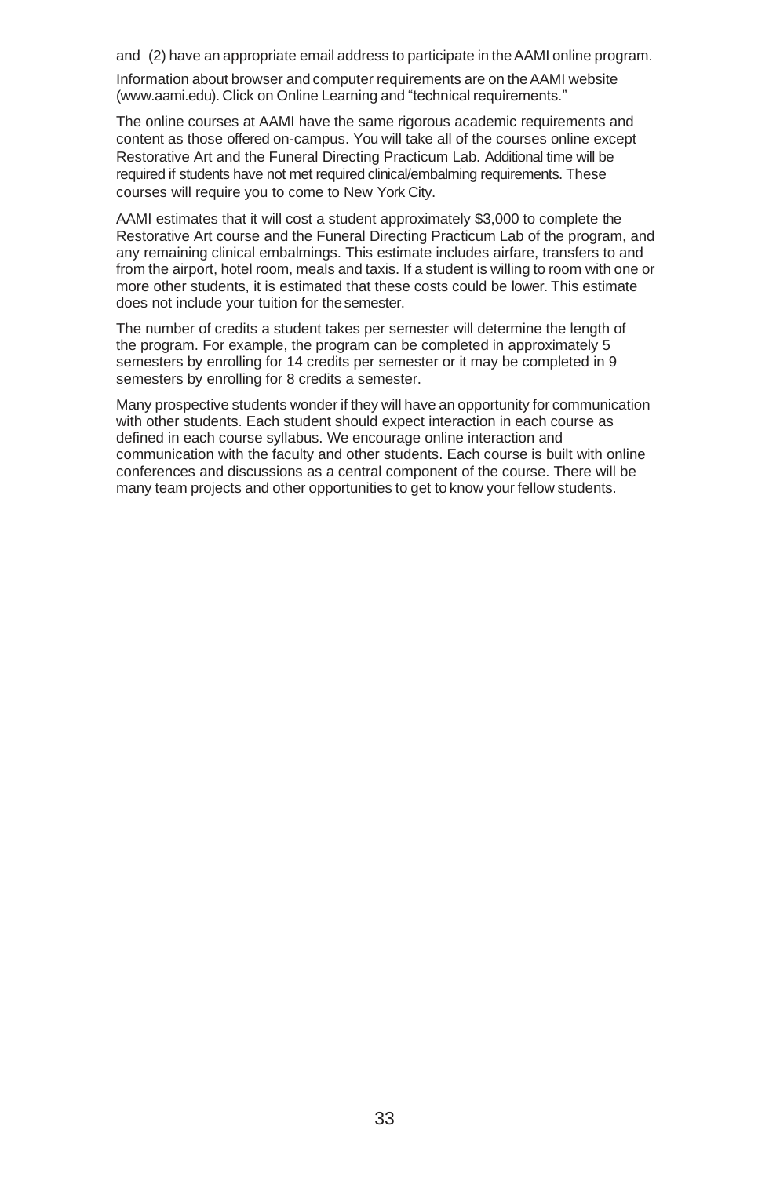and (2) have an appropriate email address to participate in the AAMI online program.

Information about browser and computer requirements are on the AAMI website (www.aami.edu). Click on Online Learning and "technical requirements."

The online courses at AAMI have the same rigorous academic requirements and content as those offered on-campus. You will take all of the courses online except Restorative Art and the Funeral Directing Practicum Lab. Additional time will be required if students have not met required clinical/embalming requirements. These courses will require you to come to New York City.

AAMI estimates that it will cost a student approximately $3,000 to complete the Restorative Art course and the Funeral Directing Practicum Lab of the program, and any remaining clinical embalmings. This estimate includes airfare, transfers to and from the airport, hotel room, meals and taxis. If a student is willing to room with one or more other students, it is estimated that these costs could be lower. This estimate does not include your tuition for the semester.

The number of credits a student takes per semester will determine the length of the program. For example, the program can be completed in approximately 5 semesters by enrolling for 14 credits per semester or it may be completed in 9 semesters by enrolling for 8 credits a semester.

Many prospective students wonder if they will have an opportunity for communication with other students. Each student should expect interaction in each course as defined in each course syllabus. We encourage online interaction and communication with the faculty and other students. Each course is built with online conferences and discussions as a central component of the course. There will be many team projects and other opportunities to get to know your fellow students.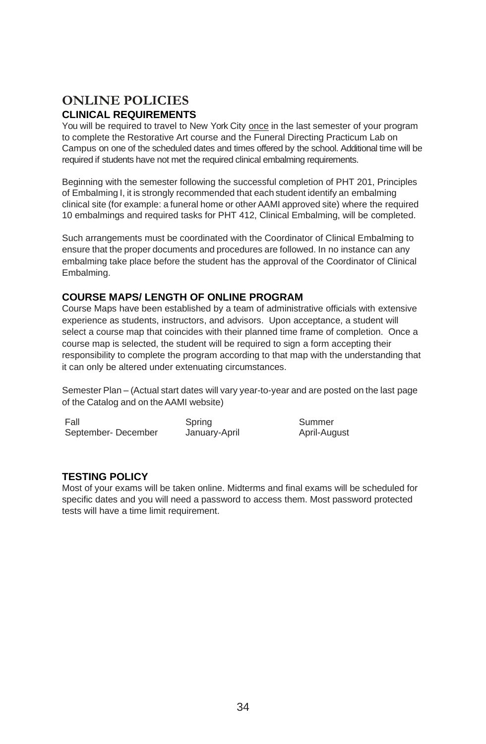# ONLINE POLICIES

## CLINICAL REQUIREMENTS

You will be required to travel to New York City once in the last semester of your program to complete the Restorative Art course and the Funeral Directing Practicum Lab on Campus on one of the scheduled dates and times offered by the school. Additional time will be required if students have not met the required clinical embalming requirements.

Beginning with the semester following the successful completion of PHT 201, Principles of Embalming I, it is strongly recommended that each student identify an embalming clinical site (for example: a funeral home or other AAMI approved site) where the required 10 embalmings and required tasks for PHT 412, Clinical Embalming, will be completed.

Such arrangements must be coordinated with the Coordinator of Clinical Embalming to ensure that the proper documents and procedures are followed. In no instance can any embalming take place before the student has the approval of the Coordinator of Clinical Embalming.

## COURSE MAPS/ LENGTH OF ONLINE PROGRAM

Course Maps have been established by a team of administrative officials with extensive experience as students, instructors, and advisors. Upon acceptance, a student will select a course map that coincides with their planned time frame of completion. Once a course map is selected, the student will be required to sign a form accepting their responsibility to complete the program according to that map with the understanding that it can only be altered under extenuating circumstances.

Semester Plan – (Actual start dates will vary year-to-year and are posted on the last page of the Catalog and on the AAMI website)

| Fall | Spring | Summer |
| --- | --- | --- |
| September- December | January-April | April-August |

## TESTING POLICY

Most of your exams will be taken online. Midterms and final exams will be scheduled for specific dates and you will need a password to access them. Most password protected tests will have a time limit requirement.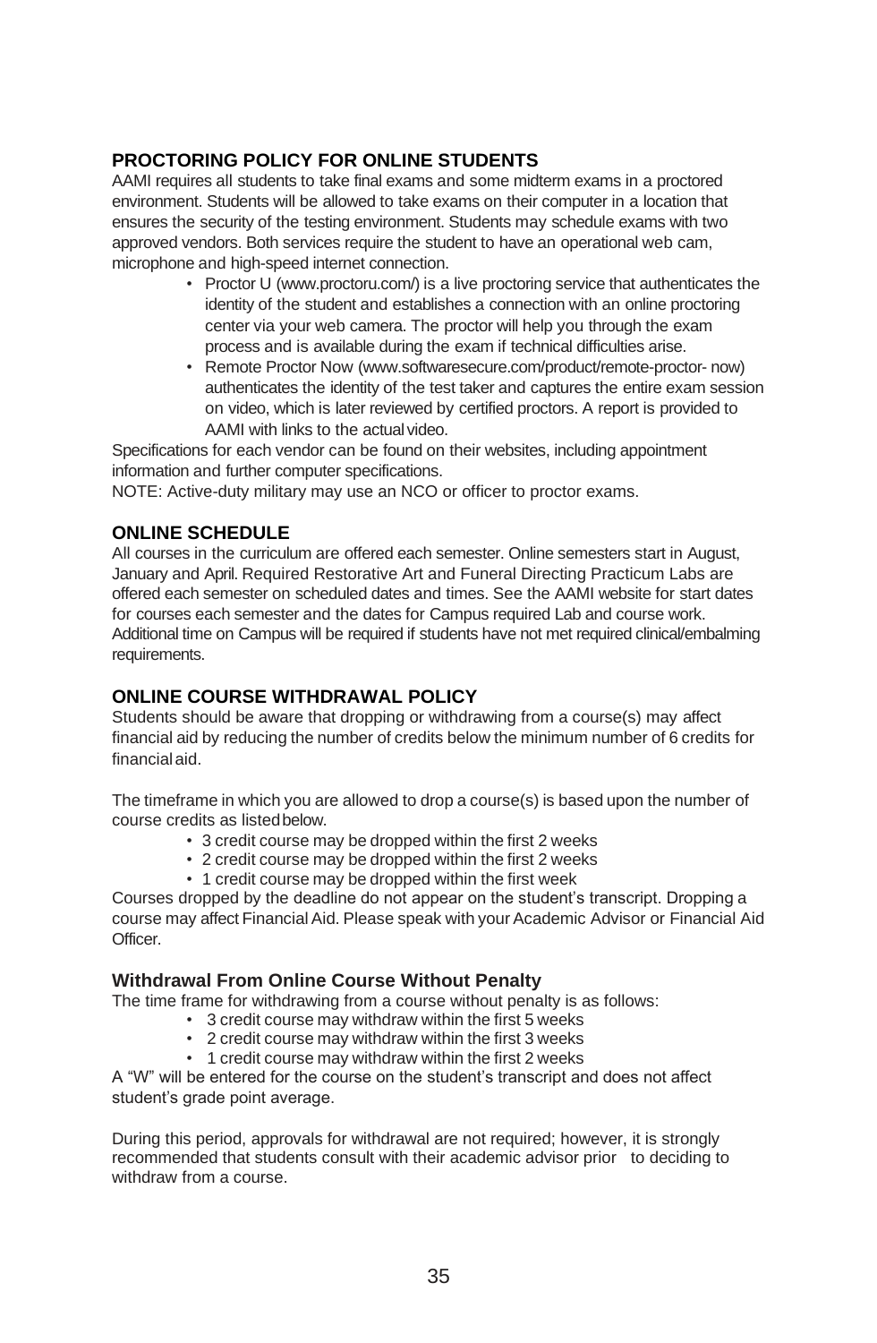## PROCTORING POLICY FOR ONLINE STUDENTS

AAMI requires all students to take final exams and some midterm exams in a proctored environment. Students will be allowed to take exams on their computer in a location that ensures the security of the testing environment. Students may schedule exams with two approved vendors. Both services require the student to have an operational web cam, microphone and high-speed internet connection.

- Proctor U (www.proctoru.com/) is a live proctoring service that authenticates the identity of the student and establishes a connection with an online proctoring center via your web camera. The proctor will help you through the exam process and is available during the exam if technical difficulties arise.
- Remote Proctor Now (www.softwaresecure.com/product/remote-proctor- now) authenticates the identity of the test taker and captures the entire exam session on video, which is later reviewed by certified proctors. A report is provided to AAMI with links to the actual video.

Specifications for each vendor can be found on their websites, including appointment information and further computer specifications.

NOTE: Active-duty military may use an NCO or officer to proctor exams.

## ONLINE SCHEDULE

All courses in the curriculum are offered each semester. Online semesters start in August, January and April. Required Restorative Art and Funeral Directing Practicum Labs are offered each semester on scheduled dates and times. See the AAMI website for start dates for courses each semester and the dates for Campus required Lab and course work. Additional time on Campus will be required if students have not met required clinical/embalming requirements.

## ONLINE COURSE WITHDRAWAL POLICY

Students should be aware that dropping or withdrawing from a course(s) may affect financial aid by reducing the number of credits below the minimum number of 6 credits for financial aid.

The timeframe in which you are allowed to drop a course(s) is based upon the number of course credits as listed below.

- 3 credit course may be dropped within the first 2 weeks
- 2 credit course may be dropped within the first 2 weeks
- 1 credit course may be dropped within the first week

Courses dropped by the deadline do not appear on the student's transcript. Dropping a course may affect Financial Aid. Please speak with your Academic Advisor or Financial Aid Officer.

### Withdrawal From Online Course Without Penalty

The time frame for withdrawing from a course without penalty is as follows:

- 3 credit course may withdraw within the first 5 weeks
- 2 credit course may withdraw within the first 3 weeks
- 1 credit course may withdraw within the first 2 weeks

A "W" will be entered for the course on the student's transcript and does not affect student's grade point average.

During this period, approvals for withdrawal are not required; however, it is strongly recommended that students consult with their academic advisor prior to deciding to withdraw from a course.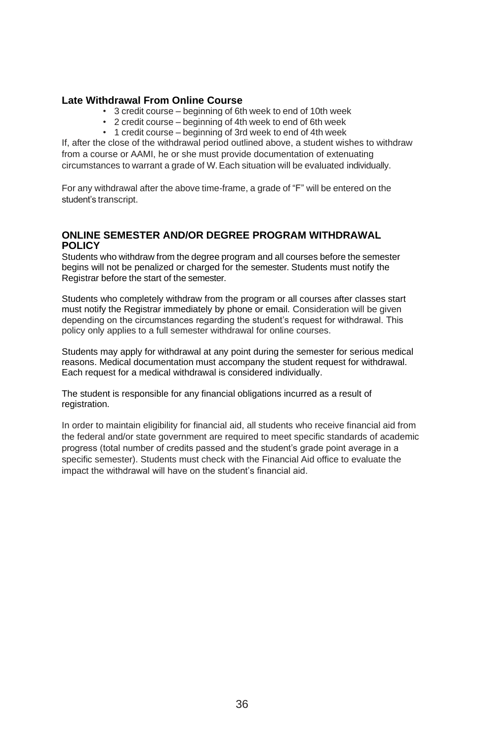### Late Withdrawal From Online Course

- 3 credit course – beginning of 6th week to end of 10th week
- 2 credit course – beginning of 4th week to end of 6th week
- 1 credit course – beginning of 3rd week to end of 4th week

If, after the close of the withdrawal period outlined above, a student wishes to withdraw from a course or AAMI, he or she must provide documentation of extenuating circumstances to warrant a grade of W. Each situation will be evaluated individually.

For any withdrawal after the above time-frame, a grade of "F" will be entered on the student's transcript.

### ONLINE SEMESTER AND/OR DEGREE PROGRAM WITHDRAWAL POLICY

Students who withdraw from the degree program and all courses before the semester begins will not be penalized or charged for the semester. Students must notify the Registrar before the start of the semester.

Students who completely withdraw from the program or all courses after classes start must notify the Registrar immediately by phone or email. Consideration will be given depending on the circumstances regarding the student's request for withdrawal. This policy only applies to a full semester withdrawal for online courses.

Students may apply for withdrawal at any point during the semester for serious medical reasons. Medical documentation must accompany the student request for withdrawal. Each request for a medical withdrawal is considered individually.

The student is responsible for any financial obligations incurred as a result of registration.

In order to maintain eligibility for financial aid, all students who receive financial aid from the federal and/or state government are required to meet specific standards of academic progress (total number of credits passed and the student's grade point average in a specific semester). Students must check with the Financial Aid office to evaluate the impact the withdrawal will have on the student's financial aid.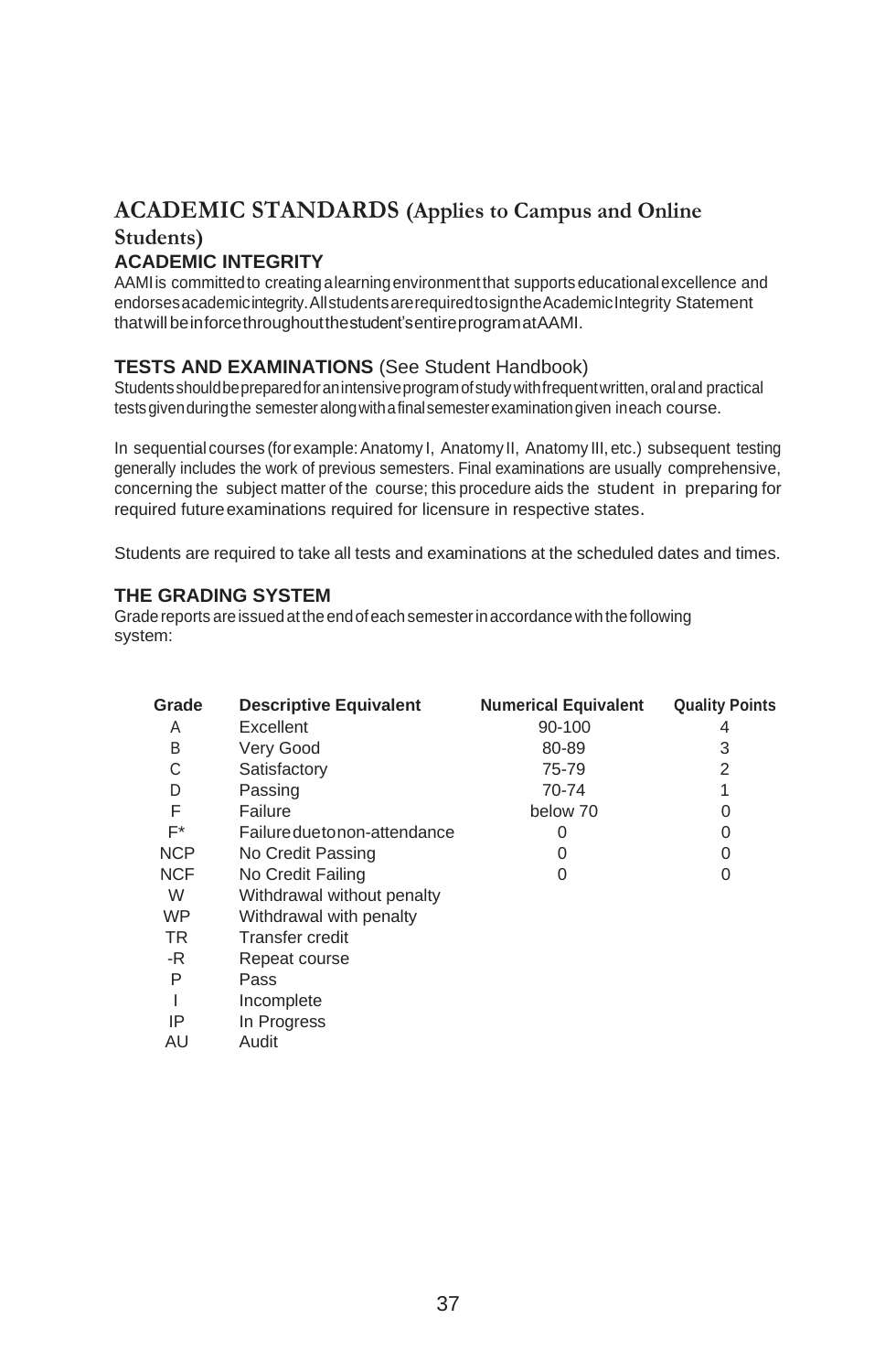# ACADEMIC STANDARDS (Applies to Campus and Online Students)

## ACADEMIC INTEGRITY

AAMI is committed to creating a learning environment that supports educational excellence and endorses academic integrity. All students are required to sign the Academic Integrity Statement that will be in force throughout the student's entire program at AAMI.

## TESTS AND EXAMINATIONS (See Student Handbook)

Students should be prepared for an intensive program of study with frequent written, oral and practical tests given during the semester along with a final semester examination given in each course.

In sequential courses (for example: Anatomy I, Anatomy II, Anatomy III, etc.) subsequent testing generally includes the work of previous semesters. Final examinations are usually comprehensive, concerning the subject matter of the course; this procedure aids the student in preparing for required future examinations required for licensure in respective states.

Students are required to take all tests and examinations at the scheduled dates and times.

## THE GRADING SYSTEM

Grade reports are issued at the end of each semester in accordance with the following system:

| Grade | Descriptive Equivalent | Numerical Equivalent | Quality Points |
|---|---|---|---|
| A | Excellent | 90-100 | 4 |
| B | Very Good | 80-89 | 3 |
| C | Satisfactory | 75-79 | 2 |
| D | Passing | 70-74 | 1 |
| F | Failure | below 70 | 0 |
| F* | Failure due to non-attendance | 0 | 0 |
| NCP | No Credit Passing | 0 | 0 |
| NCF | No Credit Failing | 0 | 0 |
| W | Withdrawal without penalty | | |
| WP | Withdrawal with penalty | | |
| TR | Transfer credit | | |
| -R | Repeat course | | |
| P | Pass | | |
| I | Incomplete | | |
| IP | In Progress | | |
| AU | Audit | | |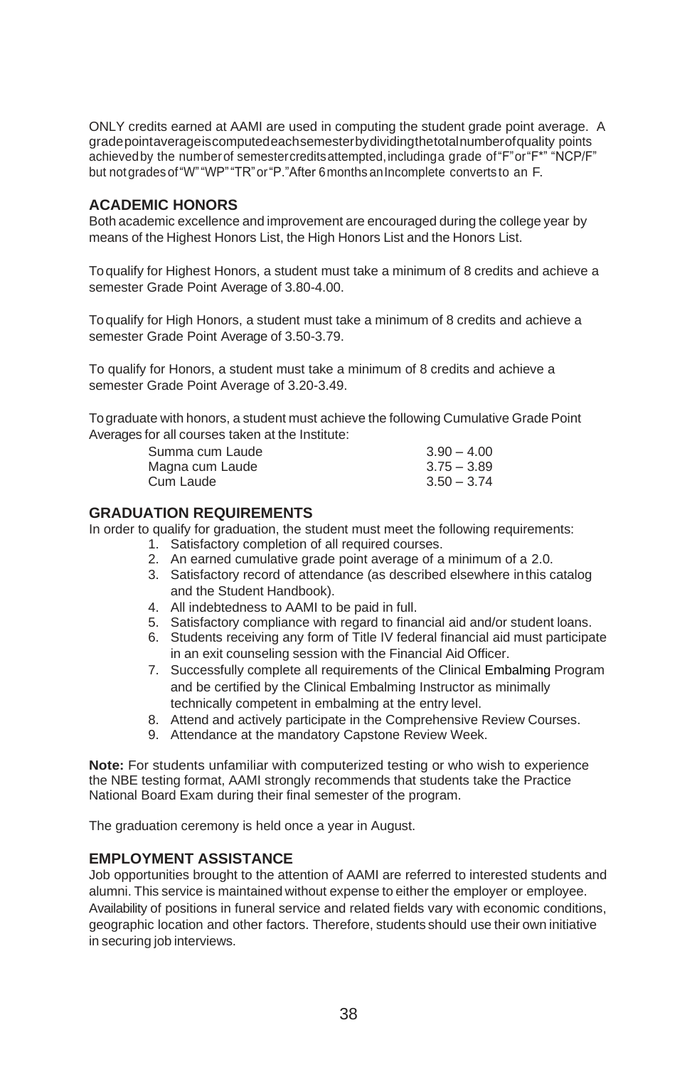ONLY credits earned at AAMI are used in computing the student grade point average. A grade point average is computed each semester by dividing the total number of quality points achieved by the number of semester credits attempted, including a grade of "F" or "F*" "NCP/F" but not grades of "W" "WP" "TR" or "P." After 6 months an Incomplete converts to an F.

## ACADEMIC HONORS

Both academic excellence and improvement are encouraged during the college year by means of the Highest Honors List, the High Honors List and the Honors List.

To qualify for Highest Honors, a student must take a minimum of 8 credits and achieve a semester Grade Point Average of 3.80-4.00.

To qualify for High Honors, a student must take a minimum of 8 credits and achieve a semester Grade Point Average of 3.50-3.79.

To qualify for Honors, a student must take a minimum of 8 credits and achieve a semester Grade Point Average of 3.20-3.49.

To graduate with honors, a student must achieve the following Cumulative Grade Point Averages for all courses taken at the Institute:

| | |
|---|---|
| Summa cum Laude | 3.90 – 4.00 |
| Magna cum Laude | 3.75 – 3.89 |
| Cum Laude | 3.50 – 3.74 |

## GRADUATION REQUIREMENTS

In order to qualify for graduation, the student must meet the following requirements:

1. Satisfactory completion of all required courses.
2. An earned cumulative grade point average of a minimum of a 2.0.
3. Satisfactory record of attendance (as described elsewhere in this catalog and the Student Handbook).
4. All indebtedness to AAMI to be paid in full.
5. Satisfactory compliance with regard to financial aid and/or student loans.
6. Students receiving any form of Title IV federal financial aid must participate in an exit counseling session with the Financial Aid Officer.
7. Successfully complete all requirements of the Clinical Embalming Program and be certified by the Clinical Embalming Instructor as minimally technically competent in embalming at the entry level.
8. Attend and actively participate in the Comprehensive Review Courses.
9. Attendance at the mandatory Capstone Review Week.

**Note:** For students unfamiliar with computerized testing or who wish to experience the NBE testing format, AAMI strongly recommends that students take the Practice National Board Exam during their final semester of the program.

The graduation ceremony is held once a year in August.

## EMPLOYMENT ASSISTANCE

Job opportunities brought to the attention of AAMI are referred to interested students and alumni. This service is maintained without expense to either the employer or employee. Availability of positions in funeral service and related fields vary with economic conditions, geographic location and other factors. Therefore, students should use their own initiative in securing job interviews.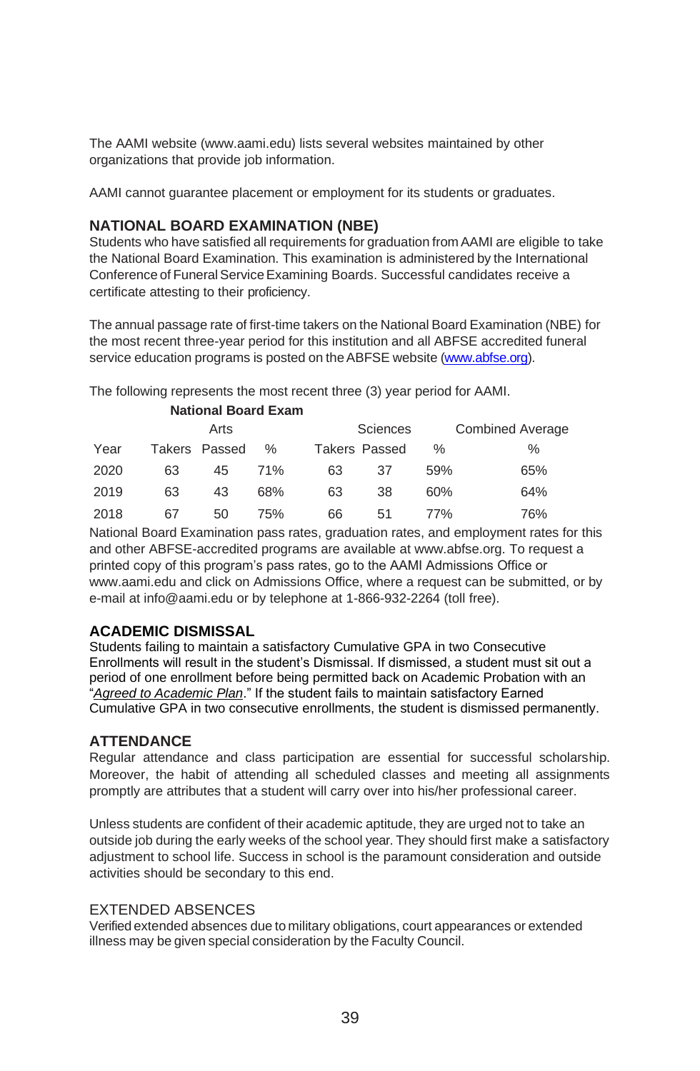The AAMI website (www.aami.edu) lists several websites maintained by other organizations that provide job information.

AAMI cannot guarantee placement or employment for its students or graduates.

## NATIONAL BOARD EXAMINATION (NBE)

Students who have satisfied all requirements for graduation from AAMI are eligible to take the National Board Examination. This examination is administered by the International Conference of Funeral Service Examining Boards. Successful candidates receive a certificate attesting to their proficiency.

The annual passage rate of first-time takers on the National Board Examination (NBE) for the most recent three-year period for this institution and all ABFSE accredited funeral service education programs is posted on the ABFSE website (www.abfse.org).

The following represents the most recent three (3) year period for AAMI.

**National Board Exam**

| | Arts | | | Sciences | | | Combined Average |
|---|---|---|---|---|---|---|---|
| Year | Takers | Passed | % | Takers | Passed | % | % |
| 2020 | 63 | 45 | 71% | 63 | 37 | 59% | 65% |
| 2019 | 63 | 43 | 68% | 63 | 38 | 60% | 64% |
| 2018 | 67 | 50 | 75% | 66 | 51 | 77% | 76% |

National Board Examination pass rates, graduation rates, and employment rates for this and other ABFSE-accredited programs are available at www.abfse.org. To request a printed copy of this program's pass rates, go to the AAMI Admissions Office or www.aami.edu and click on Admissions Office, where a request can be submitted, or by e-mail at info@aami.edu or by telephone at 1-866-932-2264 (toll free).

## ACADEMIC DISMISSAL

Students failing to maintain a satisfactory Cumulative GPA in two Consecutive Enrollments will result in the student's Dismissal. If dismissed, a student must sit out a period of one enrollment before being permitted back on Academic Probation with an "*Agreed to Academic Plan*." If the student fails to maintain satisfactory Earned Cumulative GPA in two consecutive enrollments, the student is dismissed permanently.

## ATTENDANCE

Regular attendance and class participation are essential for successful scholarship. Moreover, the habit of attending all scheduled classes and meeting all assignments promptly are attributes that a student will carry over into his/her professional career.

Unless students are confident of their academic aptitude, they are urged not to take an outside job during the early weeks of the school year. They should first make a satisfactory adjustment to school life. Success in school is the paramount consideration and outside activities should be secondary to this end.

### EXTENDED ABSENCES

Verified extended absences due to military obligations, court appearances or extended illness may be given special consideration by the Faculty Council.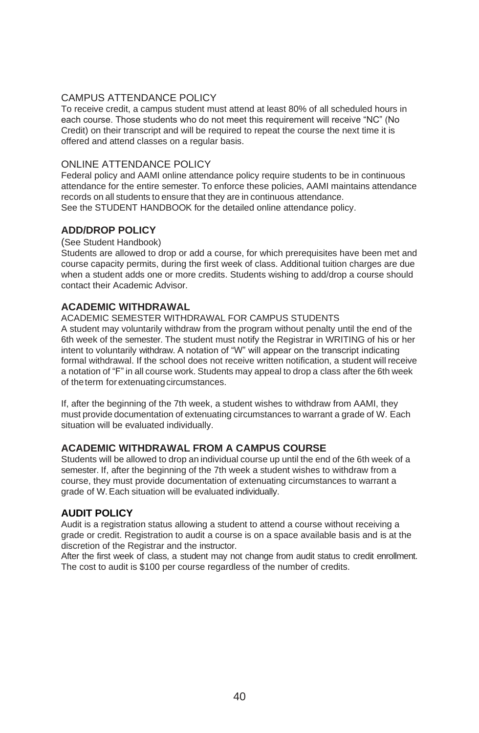## CAMPUS ATTENDANCE POLICY

To receive credit, a campus student must attend at least 80% of all scheduled hours in each course. Those students who do not meet this requirement will receive "NC" (No Credit) on their transcript and will be required to repeat the course the next time it is offered and attend classes on a regular basis.

## ONLINE ATTENDANCE POLICY

Federal policy and AAMI online attendance policy require students to be in continuous attendance for the entire semester. To enforce these policies, AAMI maintains attendance records on all students to ensure that they are in continuous attendance.
See the STUDENT HANDBOOK for the detailed online attendance policy.

## ADD/DROP POLICY

(See Student Handbook)
Students are allowed to drop or add a course, for which prerequisites have been met and course capacity permits, during the first week of class. Additional tuition charges are due when a student adds one or more credits. Students wishing to add/drop a course should contact their Academic Advisor.

## ACADEMIC WITHDRAWAL

### ACADEMIC SEMESTER WITHDRAWAL FOR CAMPUS STUDENTS

A student may voluntarily withdraw from the program without penalty until the end of the 6th week of the semester. The student must notify the Registrar in WRITING of his or her intent to voluntarily withdraw. A notation of "W" will appear on the transcript indicating formal withdrawal. If the school does not receive written notification, a student will receive a notation of "F" in all course work. Students may appeal to drop a class after the 6th week of the term for extenuating circumstances.

If, after the beginning of the 7th week, a student wishes to withdraw from AAMI, they must provide documentation of extenuating circumstances to warrant a grade of W. Each situation will be evaluated individually.

## ACADEMIC WITHDRAWAL FROM A CAMPUS COURSE

Students will be allowed to drop an individual course up until the end of the 6th week of a semester. If, after the beginning of the 7th week a student wishes to withdraw from a course, they must provide documentation of extenuating circumstances to warrant a grade of W. Each situation will be evaluated individually.

## AUDIT POLICY

Audit is a registration status allowing a student to attend a course without receiving a grade or credit. Registration to audit a course is on a space available basis and is at the discretion of the Registrar and the instructor.
After the first week of class, a student may not change from audit status to credit enrollment. The cost to audit is $100 per course regardless of the number of credits.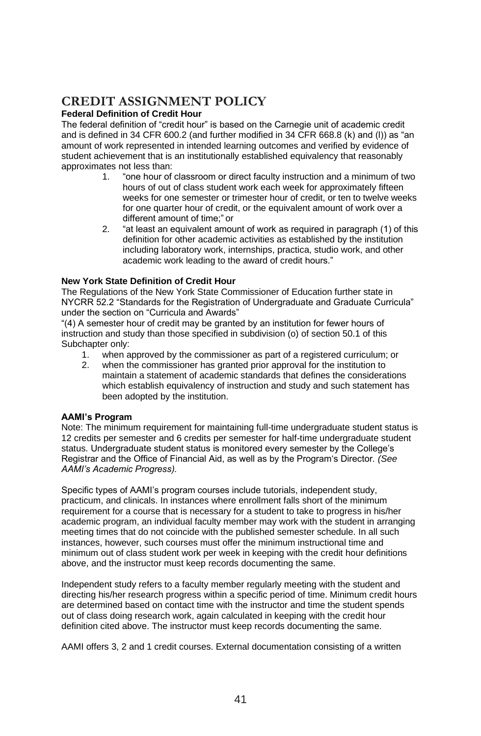# CREDIT ASSIGNMENT POLICY

### Federal Definition of Credit Hour

The federal definition of "credit hour" is based on the Carnegie unit of academic credit and is defined in 34 CFR 600.2 (and further modified in 34 CFR 668.8 (k) and (l)) as "an amount of work represented in intended learning outcomes and verified by evidence of student achievement that is an institutionally established equivalency that reasonably approximates not less than:

1. "one hour of classroom or direct faculty instruction and a minimum of two hours of out of class student work each week for approximately fifteen weeks for one semester or trimester hour of credit, or ten to twelve weeks for one quarter hour of credit, or the equivalent amount of work over a different amount of time;" or
2. "at least an equivalent amount of work as required in paragraph (1) of this definition for other academic activities as established by the institution including laboratory work, internships, practica, studio work, and other academic work leading to the award of credit hours."

### New York State Definition of Credit Hour

The Regulations of the New York State Commissioner of Education further state in NYCRR 52.2 "Standards for the Registration of Undergraduate and Graduate Curricula" under the section on "Curricula and Awards"

"(4) A semester hour of credit may be granted by an institution for fewer hours of instruction and study than those specified in subdivision (o) of section 50.1 of this Subchapter only:

1. when approved by the commissioner as part of a registered curriculum; or
2. when the commissioner has granted prior approval for the institution to maintain a statement of academic standards that defines the considerations which establish equivalency of instruction and study and such statement has been adopted by the institution.

### AAMI's Program

Note: The minimum requirement for maintaining full-time undergraduate student status is 12 credits per semester and 6 credits per semester for half-time undergraduate student status. Undergraduate student status is monitored every semester by the College's Registrar and the Office of Financial Aid, as well as by the Program's Director. *(See AAMI's Academic Progress).*

Specific types of AAMI's program courses include tutorials, independent study, practicum, and clinicals. In instances where enrollment falls short of the minimum requirement for a course that is necessary for a student to take to progress in his/her academic program, an individual faculty member may work with the student in arranging meeting times that do not coincide with the published semester schedule. In all such instances, however, such courses must offer the minimum instructional time and minimum out of class student work per week in keeping with the credit hour definitions above, and the instructor must keep records documenting the same.

Independent study refers to a faculty member regularly meeting with the student and directing his/her research progress within a specific period of time. Minimum credit hours are determined based on contact time with the instructor and time the student spends out of class doing research work, again calculated in keeping with the credit hour definition cited above. The instructor must keep records documenting the same.

AAMI offers 3, 2 and 1 credit courses. External documentation consisting of a written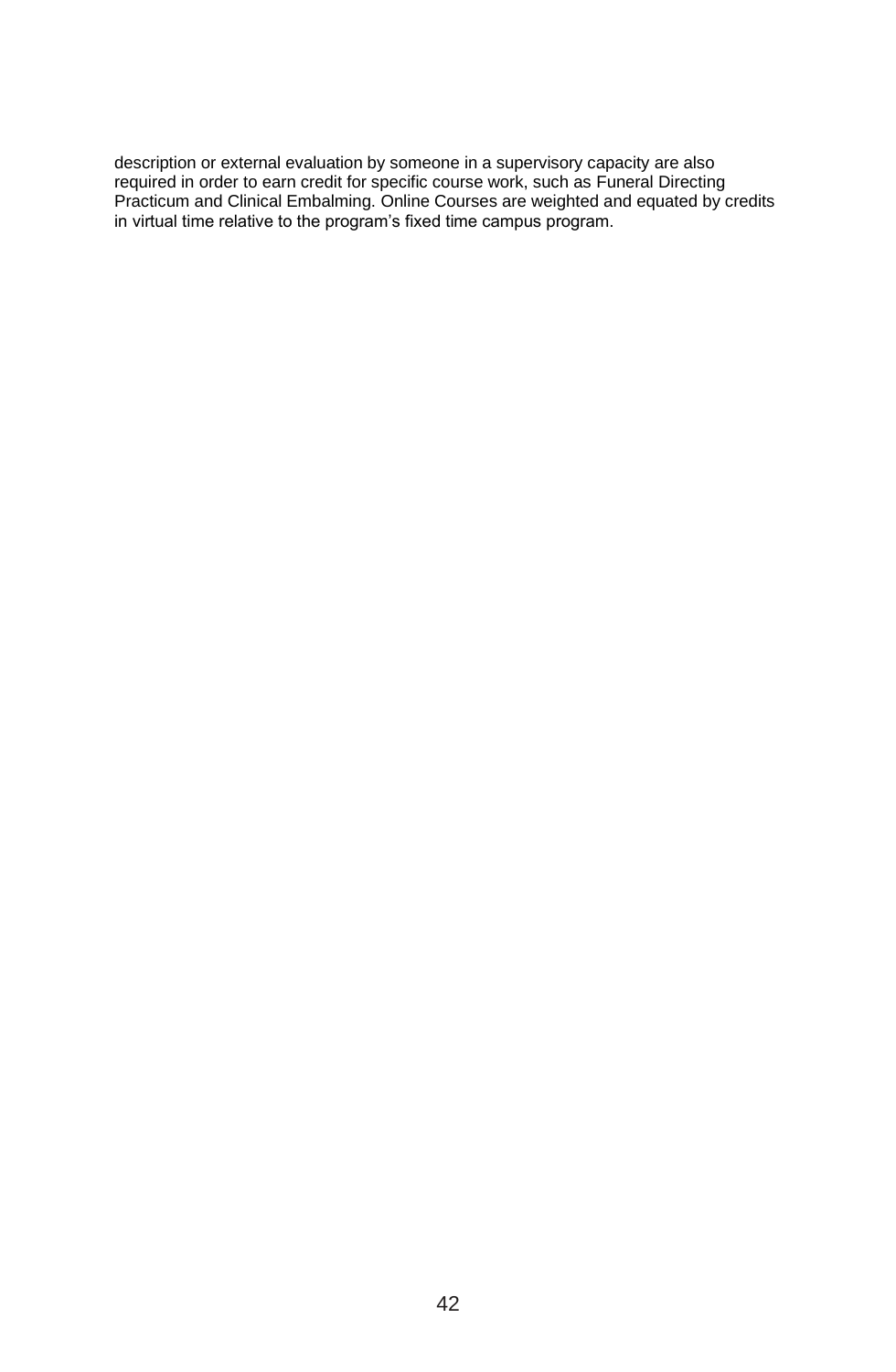description or external evaluation by someone in a supervisory capacity are also required in order to earn credit for specific course work, such as Funeral Directing Practicum and Clinical Embalming. Online Courses are weighted and equated by credits in virtual time relative to the program's fixed time campus program.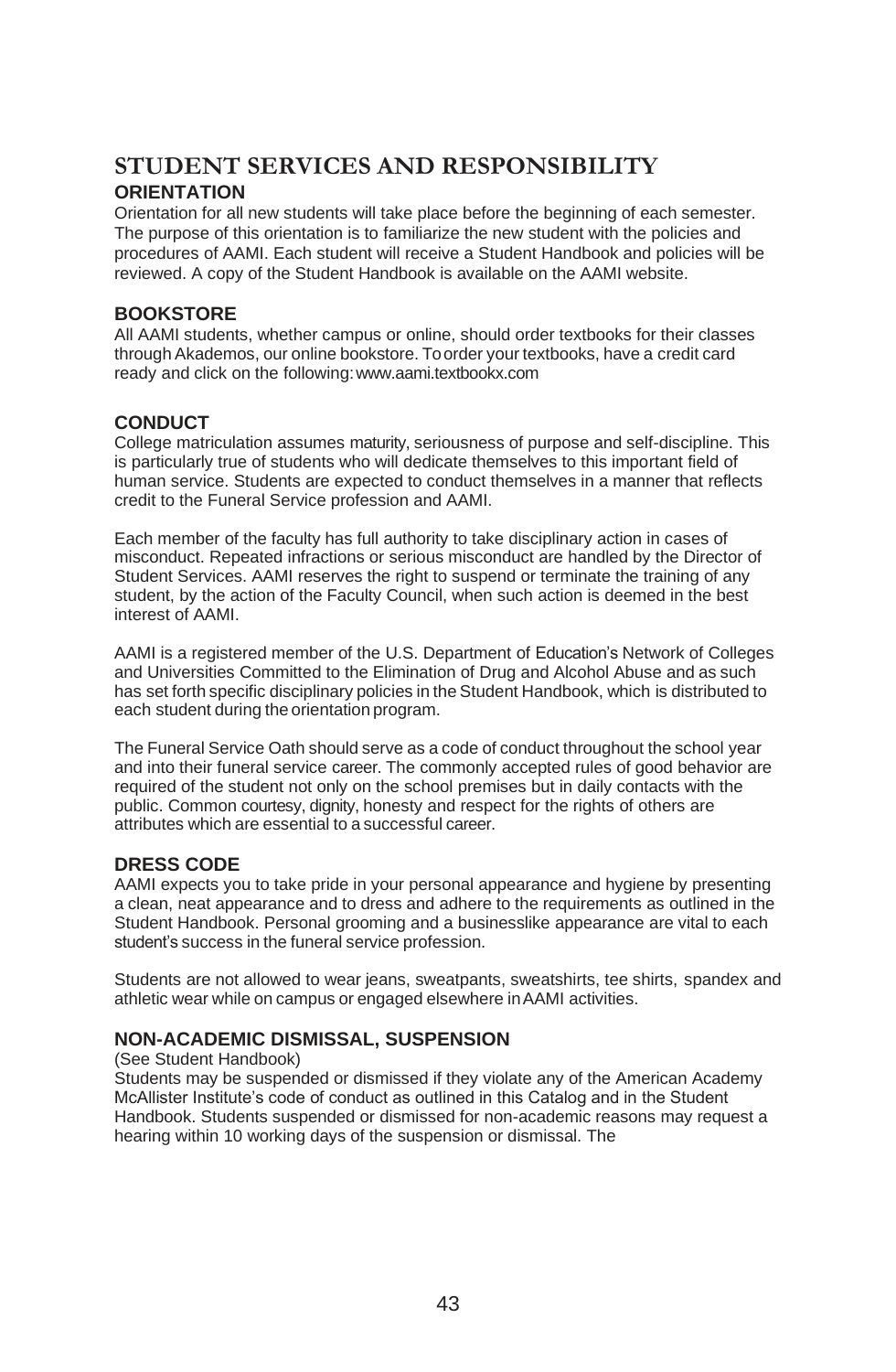# STUDENT SERVICES AND RESPONSIBILITY

## ORIENTATION

Orientation for all new students will take place before the beginning of each semester. The purpose of this orientation is to familiarize the new student with the policies and procedures of AAMI. Each student will receive a Student Handbook and policies will be reviewed. A copy of the Student Handbook is available on the AAMI website.

## BOOKSTORE

All AAMI students, whether campus or online, should order textbooks for their classes through Akademos, our online bookstore. To order your textbooks, have a credit card ready and click on the following: www.aami.textbookx.com

## CONDUCT

College matriculation assumes maturity, seriousness of purpose and self-discipline. This is particularly true of students who will dedicate themselves to this important field of human service. Students are expected to conduct themselves in a manner that reflects credit to the Funeral Service profession and AAMI.

Each member of the faculty has full authority to take disciplinary action in cases of misconduct. Repeated infractions or serious misconduct are handled by the Director of Student Services. AAMI reserves the right to suspend or terminate the training of any student, by the action of the Faculty Council, when such action is deemed in the best interest of AAMI.

AAMI is a registered member of the U.S. Department of Education's Network of Colleges and Universities Committed to the Elimination of Drug and Alcohol Abuse and as such has set forth specific disciplinary policies in the Student Handbook, which is distributed to each student during the orientation program.

The Funeral Service Oath should serve as a code of conduct throughout the school year and into their funeral service career. The commonly accepted rules of good behavior are required of the student not only on the school premises but in daily contacts with the public. Common courtesy, dignity, honesty and respect for the rights of others are attributes which are essential to a successful career.

## DRESS CODE

AAMI expects you to take pride in your personal appearance and hygiene by presenting a clean, neat appearance and to dress and adhere to the requirements as outlined in the Student Handbook. Personal grooming and a businesslike appearance are vital to each student's success in the funeral service profession.

Students are not allowed to wear jeans, sweatpants, sweatshirts, tee shirts, spandex and athletic wear while on campus or engaged elsewhere in AAMI activities.

## NON-ACADEMIC DISMISSAL, SUSPENSION

(See Student Handbook)

Students may be suspended or dismissed if they violate any of the American Academy McAllister Institute's code of conduct as outlined in this Catalog and in the Student Handbook. Students suspended or dismissed for non-academic reasons may request a hearing within 10 working days of the suspension or dismissal. The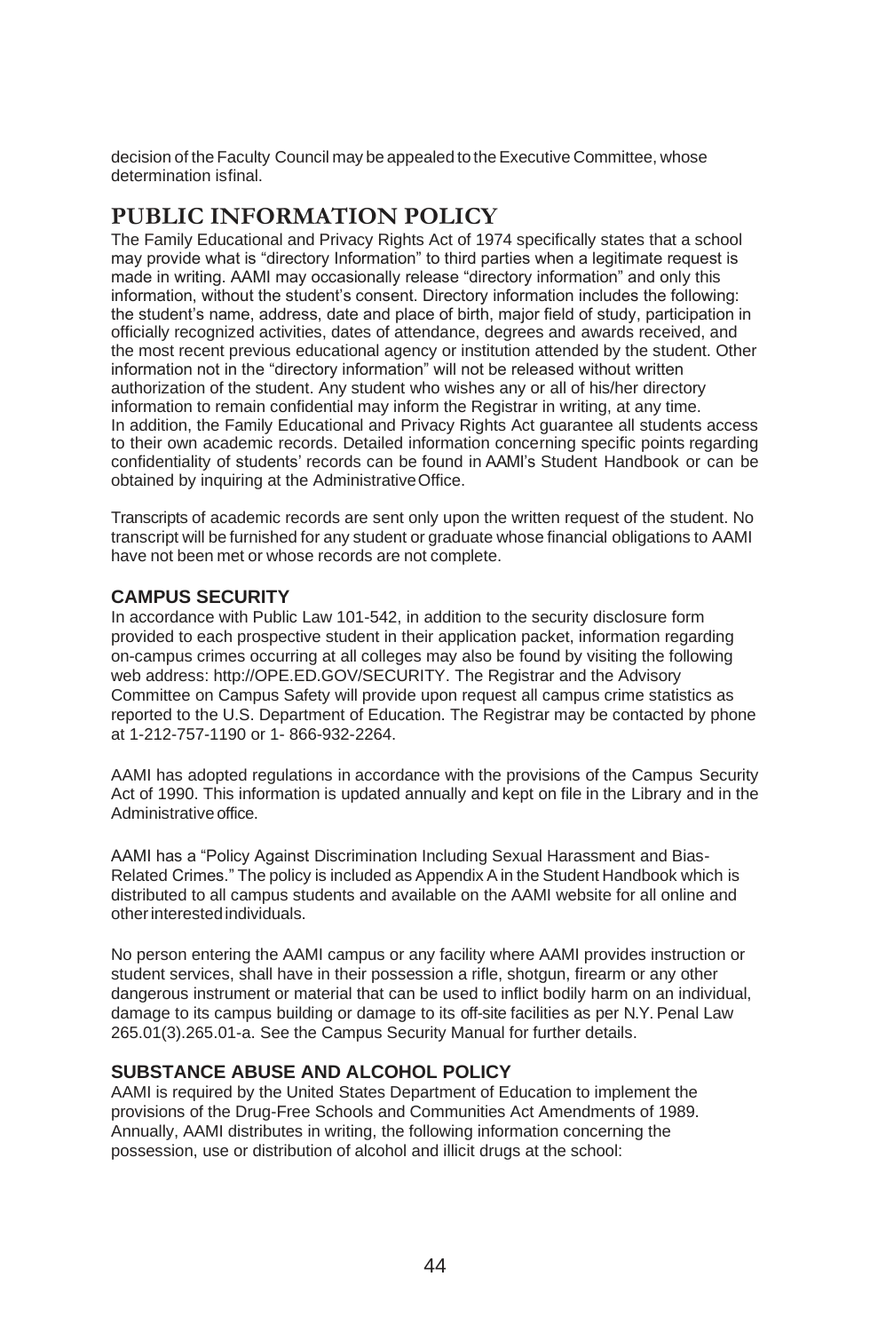decision of the Faculty Council may be appealed to the Executive Committee, whose determination is final.

# PUBLIC INFORMATION POLICY

The Family Educational and Privacy Rights Act of 1974 specifically states that a school may provide what is "directory Information" to third parties when a legitimate request is made in writing. AAMI may occasionally release "directory information" and only this information, without the student's consent. Directory information includes the following: the student's name, address, date and place of birth, major field of study, participation in officially recognized activities, dates of attendance, degrees and awards received, and the most recent previous educational agency or institution attended by the student. Other information not in the "directory information" will not be released without written authorization of the student. Any student who wishes any or all of his/her directory information to remain confidential may inform the Registrar in writing, at any time.
In addition, the Family Educational and Privacy Rights Act guarantee all students access to their own academic records. Detailed information concerning specific points regarding confidentiality of students' records can be found in AAMI's Student Handbook or can be obtained by inquiring at the Administrative Office.

Transcripts of academic records are sent only upon the written request of the student. No transcript will be furnished for any student or graduate whose financial obligations to AAMI have not been met or whose records are not complete.

## CAMPUS SECURITY

In accordance with Public Law 101-542, in addition to the security disclosure form provided to each prospective student in their application packet, information regarding on-campus crimes occurring at all colleges may also be found by visiting the following web address: http://OPE.ED.GOV/SECURITY. The Registrar and the Advisory Committee on Campus Safety will provide upon request all campus crime statistics as reported to the U.S. Department of Education. The Registrar may be contacted by phone at 1-212-757-1190 or 1- 866-932-2264.

AAMI has adopted regulations in accordance with the provisions of the Campus Security Act of 1990. This information is updated annually and kept on file in the Library and in the Administrative office.

AAMI has a "Policy Against Discrimination Including Sexual Harassment and Bias-Related Crimes." The policy is included as Appendix A in the Student Handbook which is distributed to all campus students and available on the AAMI website for all online and other interested individuals.

No person entering the AAMI campus or any facility where AAMI provides instruction or student services, shall have in their possession a rifle, shotgun, firearm or any other dangerous instrument or material that can be used to inflict bodily harm on an individual, damage to its campus building or damage to its off-site facilities as per N.Y. Penal Law 265.01(3).265.01-a. See the Campus Security Manual for further details.

## SUBSTANCE ABUSE AND ALCOHOL POLICY

AAMI is required by the United States Department of Education to implement the provisions of the Drug-Free Schools and Communities Act Amendments of 1989. Annually, AAMI distributes in writing, the following information concerning the possession, use or distribution of alcohol and illicit drugs at the school: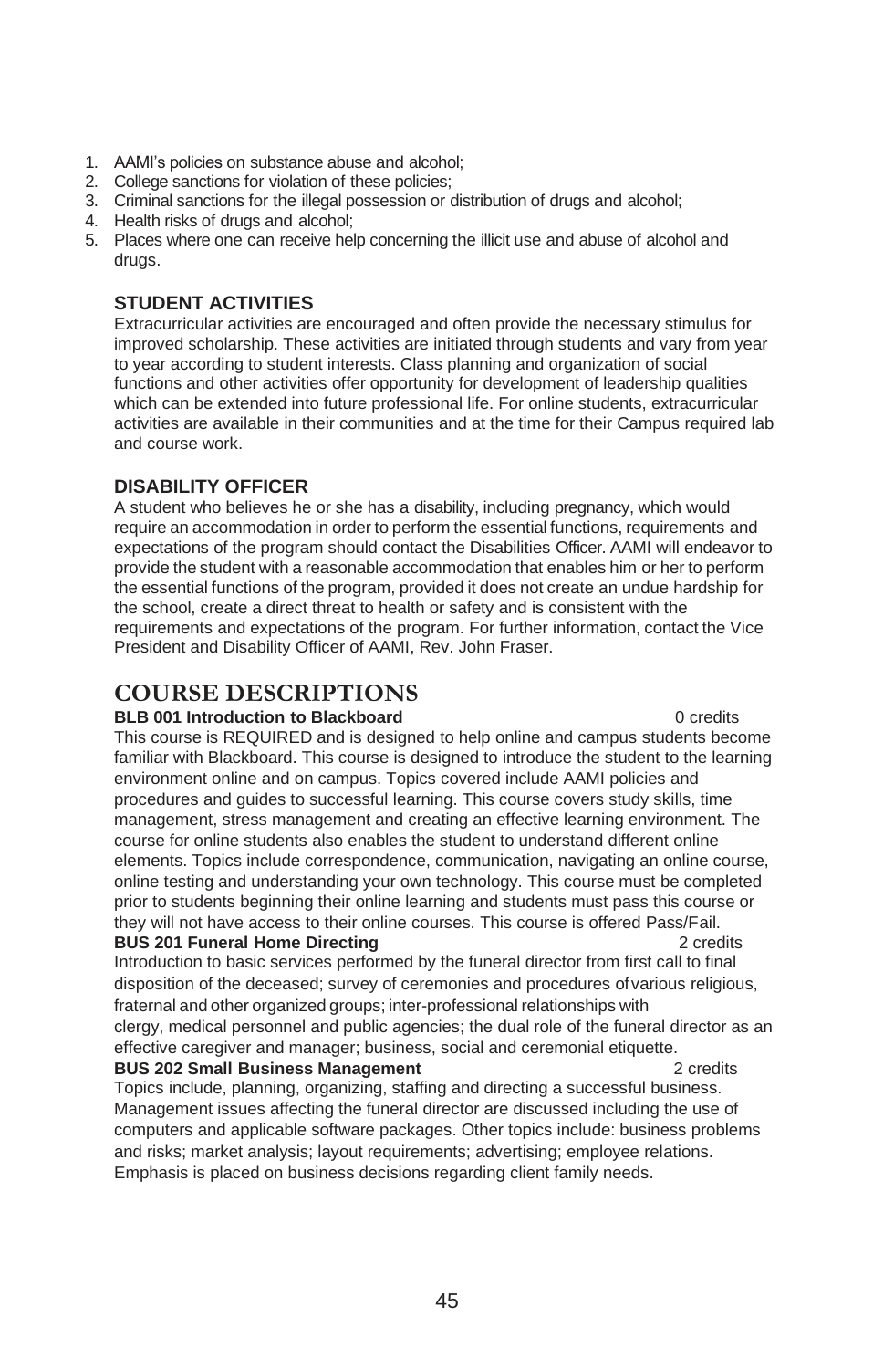1. AAMI's policies on substance abuse and alcohol;
2. College sanctions for violation of these policies;
3. Criminal sanctions for the illegal possession or distribution of drugs and alcohol;
4. Health risks of drugs and alcohol;
5. Places where one can receive help concerning the illicit use and abuse of alcohol and drugs.

### STUDENT ACTIVITIES

Extracurricular activities are encouraged and often provide the necessary stimulus for improved scholarship. These activities are initiated through students and vary from year to year according to student interests. Class planning and organization of social functions and other activities offer opportunity for development of leadership qualities which can be extended into future professional life. For online students, extracurricular activities are available in their communities and at the time for their Campus required lab and course work.

### DISABILITY OFFICER

A student who believes he or she has a disability, including pregnancy, which would require an accommodation in order to perform the essential functions, requirements and expectations of the program should contact the Disabilities Officer. AAMI will endeavor to provide the student with a reasonable accommodation that enables him or her to perform the essential functions of the program, provided it does not create an undue hardship for the school, create a direct threat to health or safety and is consistent with the requirements and expectations of the program. For further information, contact the Vice President and Disability Officer of AAMI, Rev. John Fraser.

## COURSE DESCRIPTIONS

**BLB 001 Introduction to Blackboard** 0 credits

This course is REQUIRED and is designed to help online and campus students become familiar with Blackboard. This course is designed to introduce the student to the learning environment online and on campus. Topics covered include AAMI policies and procedures and guides to successful learning. This course covers study skills, time management, stress management and creating an effective learning environment. The course for online students also enables the student to understand different online elements. Topics include correspondence, communication, navigating an online course, online testing and understanding your own technology. This course must be completed prior to students beginning their online learning and students must pass this course or they will not have access to their online courses. This course is offered Pass/Fail.

**BUS 201 Funeral Home Directing** 2 credits

Introduction to basic services performed by the funeral director from first call to final disposition of the deceased; survey of ceremonies and procedures of various religious, fraternal and other organized groups; inter-professional relationships with clergy, medical personnel and public agencies; the dual role of the funeral director as an effective caregiver and manager; business, social and ceremonial etiquette.

**BUS 202 Small Business Management** 2 credits

Topics include, planning, organizing, staffing and directing a successful business. Management issues affecting the funeral director are discussed including the use of computers and applicable software packages. Other topics include: business problems and risks; market analysis; layout requirements; advertising; employee relations. Emphasis is placed on business decisions regarding client family needs.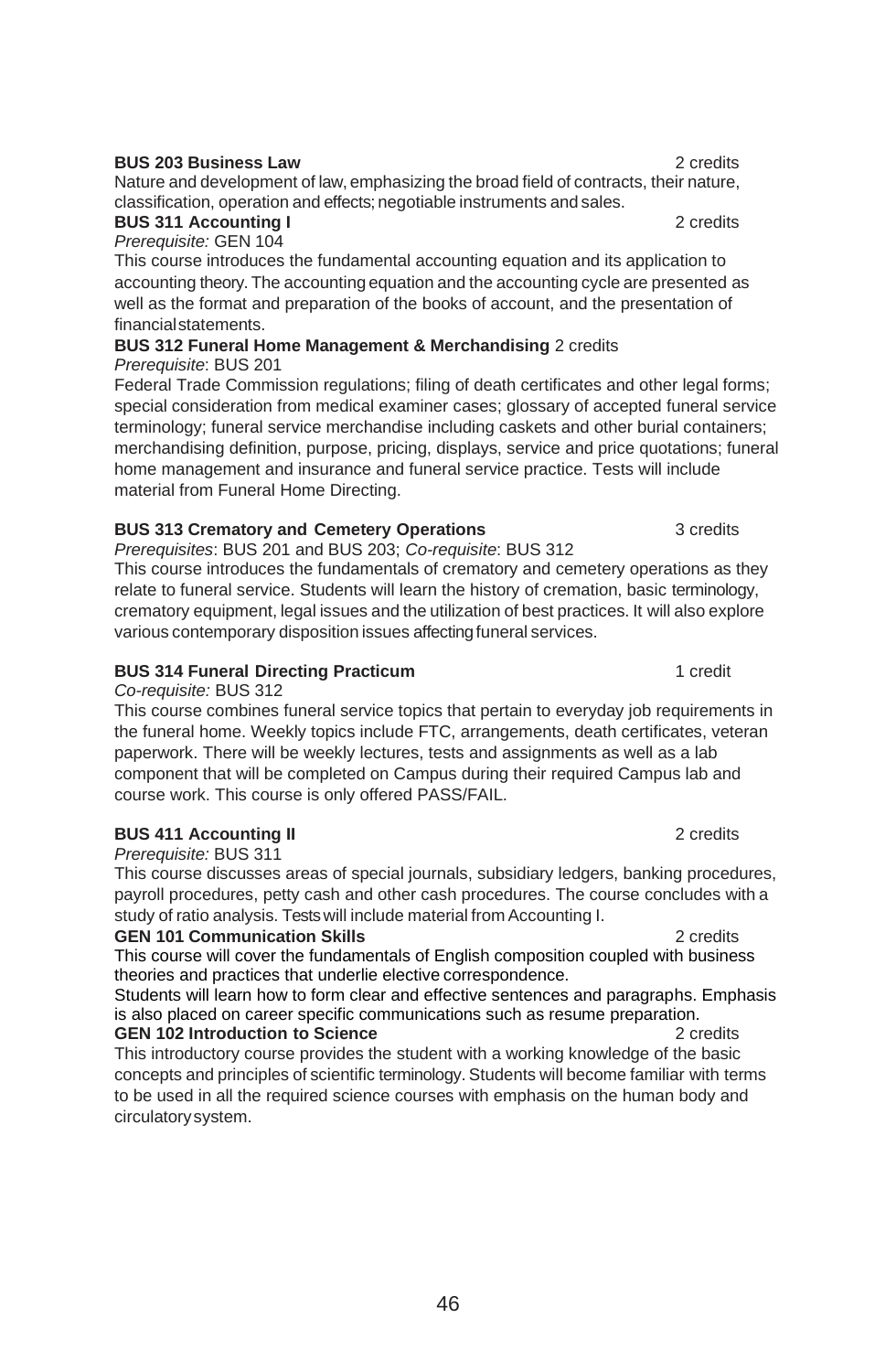**BUS 203 Business Law** 2 credits

Nature and development of law, emphasizing the broad field of contracts, their nature, classification, operation and effects; negotiable instruments and sales.

**BUS 311 Accounting I** 2 credits

*Prerequisite:* GEN 104

This course introduces the fundamental accounting equation and its application to accounting theory. The accounting equation and the accounting cycle are presented as well as the format and preparation of the books of account, and the presentation of financial statements.

**BUS 312 Funeral Home Management & Merchandising** 2 credits

*Prerequisite*: BUS 201

Federal Trade Commission regulations; filing of death certificates and other legal forms; special consideration from medical examiner cases; glossary of accepted funeral service terminology; funeral service merchandise including caskets and other burial containers; merchandising definition, purpose, pricing, displays, service and price quotations; funeral home management and insurance and funeral service practice. Tests will include material from Funeral Home Directing.

**BUS 313 Crematory and Cemetery Operations** 3 credits

*Prerequisites*: BUS 201 and BUS 203; *Co-requisite*: BUS 312

This course introduces the fundamentals of crematory and cemetery operations as they relate to funeral service. Students will learn the history of cremation, basic terminology, crematory equipment, legal issues and the utilization of best practices. It will also explore various contemporary disposition issues affecting funeral services.

**BUS 314 Funeral Directing Practicum** 1 credit

*Co-requisite:* BUS 312

This course combines funeral service topics that pertain to everyday job requirements in the funeral home. Weekly topics include FTC, arrangements, death certificates, veteran paperwork. There will be weekly lectures, tests and assignments as well as a lab component that will be completed on Campus during their required Campus lab and course work. This course is only offered PASS/FAIL.

**BUS 411 Accounting II** 2 credits

*Prerequisite:* BUS 311

This course discusses areas of special journals, subsidiary ledgers, banking procedures, payroll procedures, petty cash and other cash procedures. The course concludes with a study of ratio analysis. Tests will include material from Accounting I.

**GEN 101 Communication Skills** 2 credits

This course will cover the fundamentals of English composition coupled with business theories and practices that underlie elective correspondence.

Students will learn how to form clear and effective sentences and paragraphs. Emphasis is also placed on career specific communications such as resume preparation.

**GEN 102 Introduction to Science** 2 credits

This introductory course provides the student with a working knowledge of the basic concepts and principles of scientific terminology. Students will become familiar with terms to be used in all the required science courses with emphasis on the human body and circulatory system.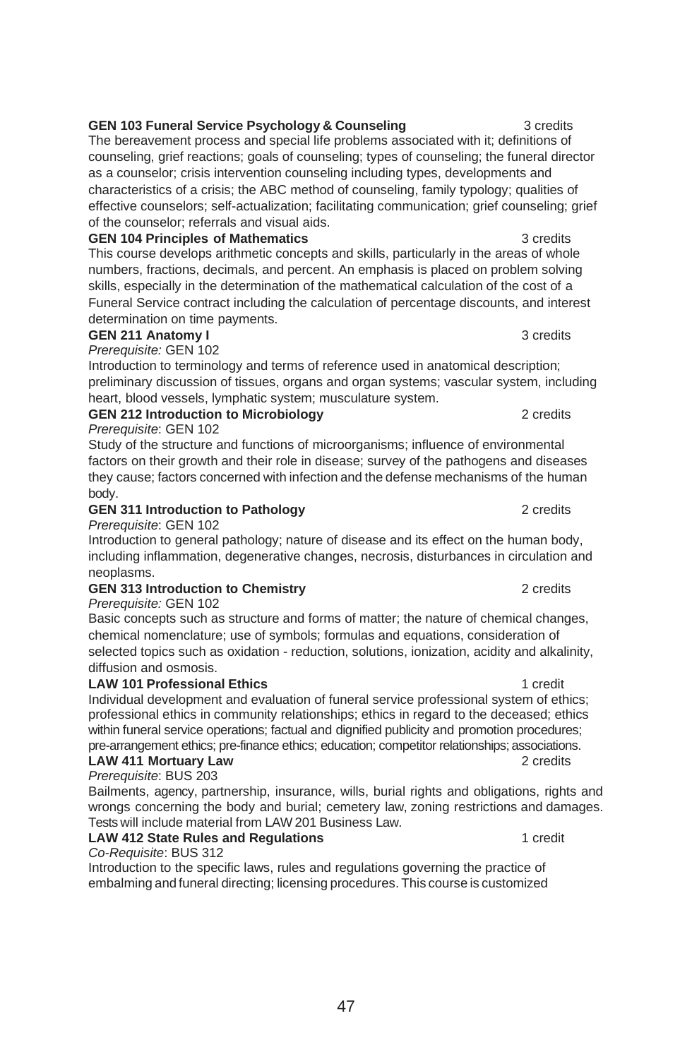**GEN 103 Funeral Service Psychology & Counseling** 3 credits

The bereavement process and special life problems associated with it; definitions of counseling, grief reactions; goals of counseling; types of counseling; the funeral director as a counselor; crisis intervention counseling including types, developments and characteristics of a crisis; the ABC method of counseling, family typology; qualities of effective counselors; self-actualization; facilitating communication; grief counseling; grief of the counselor; referrals and visual aids.

**GEN 104 Principles of Mathematics** 3 credits

This course develops arithmetic concepts and skills, particularly in the areas of whole numbers, fractions, decimals, and percent. An emphasis is placed on problem solving skills, especially in the determination of the mathematical calculation of the cost of a Funeral Service contract including the calculation of percentage discounts, and interest determination on time payments.

**GEN 211 Anatomy I** 3 credits

*Prerequisite:* GEN 102

Introduction to terminology and terms of reference used in anatomical description; preliminary discussion of tissues, organs and organ systems; vascular system, including heart, blood vessels, lymphatic system; musculature system.

**GEN 212 Introduction to Microbiology** 2 credits

*Prerequisite*: GEN 102

Study of the structure and functions of microorganisms; influence of environmental factors on their growth and their role in disease; survey of the pathogens and diseases they cause; factors concerned with infection and the defense mechanisms of the human body.

**GEN 311 Introduction to Pathology** 2 credits

*Prerequisite*: GEN 102

Introduction to general pathology; nature of disease and its effect on the human body, including inflammation, degenerative changes, necrosis, disturbances in circulation and neoplasms.

**GEN 313 Introduction to Chemistry** 2 credits

*Prerequisite:* GEN 102

Basic concepts such as structure and forms of matter; the nature of chemical changes, chemical nomenclature; use of symbols; formulas and equations, consideration of selected topics such as oxidation - reduction, solutions, ionization, acidity and alkalinity, diffusion and osmosis.

**LAW 101 Professional Ethics** 1 credit

Individual development and evaluation of funeral service professional system of ethics; professional ethics in community relationships; ethics in regard to the deceased; ethics within funeral service operations; factual and dignified publicity and promotion procedures; pre-arrangement ethics; pre-finance ethics; education; competitor relationships; associations.

**LAW 411 Mortuary Law** 2 credits

*Prerequisite*: BUS 203

Bailments, agency, partnership, insurance, wills, burial rights and obligations, rights and wrongs concerning the body and burial; cemetery law, zoning restrictions and damages. Tests will include material from LAW 201 Business Law.

**LAW 412 State Rules and Regulations** 1 credit

*Co-Requisite*: BUS 312

Introduction to the specific laws, rules and regulations governing the practice of embalming and funeral directing; licensing procedures. This course is customized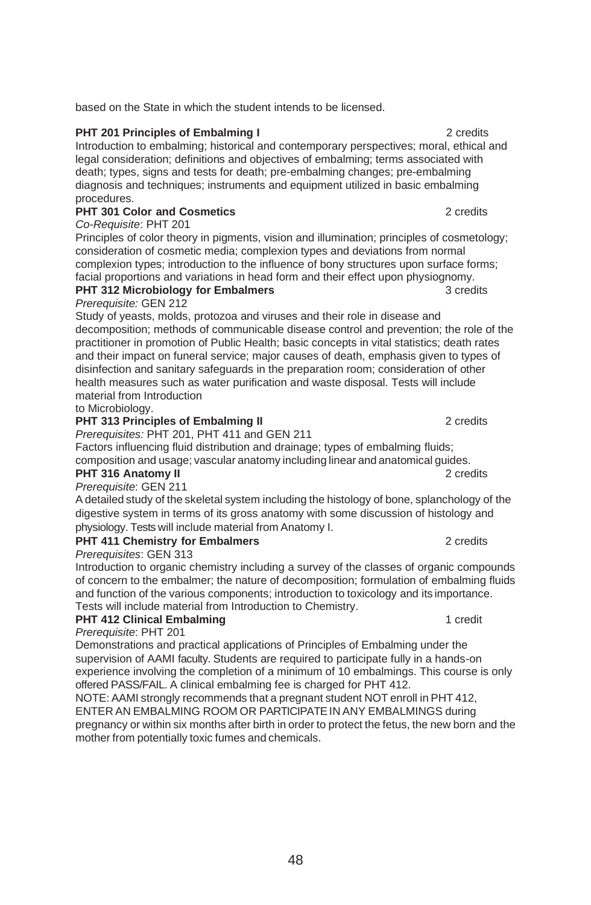based on the State in which the student intends to be licensed.

**PHT 201 Principles of Embalming I** 2 credits

Introduction to embalming; historical and contemporary perspectives; moral, ethical and legal consideration; definitions and objectives of embalming; terms associated with death; types, signs and tests for death; pre-embalming changes; pre-embalming diagnosis and techniques; instruments and equipment utilized in basic embalming procedures.

**PHT 301 Color and Cosmetics** 2 credits

*Co-Requisite*: PHT 201

Principles of color theory in pigments, vision and illumination; principles of cosmetology; consideration of cosmetic media; complexion types and deviations from normal complexion types; introduction to the influence of bony structures upon surface forms; facial proportions and variations in head form and their effect upon physiognomy.

**PHT 312 Microbiology for Embalmers** 3 credits

*Prerequisite:* GEN 212

Study of yeasts, molds, protozoa and viruses and their role in disease and decomposition; methods of communicable disease control and prevention; the role of the practitioner in promotion of Public Health; basic concepts in vital statistics; death rates and their impact on funeral service; major causes of death, emphasis given to types of disinfection and sanitary safeguards in the preparation room; consideration of other health measures such as water purification and waste disposal. Tests will include material from Introduction to Microbiology.

**PHT 313 Principles of Embalming II** 2 credits

*Prerequisites:* PHT 201, PHT 411 and GEN 211

Factors influencing fluid distribution and drainage; types of embalming fluids; composition and usage; vascular anatomy including linear and anatomical guides.

**PHT 316 Anatomy II** 2 credits

*Prerequisite*: GEN 211

A detailed study of the skeletal system including the histology of bone, splanchology of the digestive system in terms of its gross anatomy with some discussion of histology and physiology. Tests will include material from Anatomy I.

**PHT 411 Chemistry for Embalmers** 2 credits

*Prerequisites*: GEN 313

Introduction to organic chemistry including a survey of the classes of organic compounds of concern to the embalmer; the nature of decomposition; formulation of embalming fluids and function of the various components; introduction to toxicology and its importance. Tests will include material from Introduction to Chemistry.

**PHT 412 Clinical Embalming** 1 credit

*Prerequisite*: PHT 201

Demonstrations and practical applications of Principles of Embalming under the supervision of AAMI faculty. Students are required to participate fully in a hands-on experience involving the completion of a minimum of 10 embalmings. This course is only offered PASS/FAIL. A clinical embalming fee is charged for PHT 412.

NOTE: AAMI strongly recommends that a pregnant student NOT enroll in PHT 412, ENTER AN EMBALMING ROOM OR PARTICIPATE IN ANY EMBALMINGS during pregnancy or within six months after birth in order to protect the fetus, the new born and the mother from potentially toxic fumes and chemicals.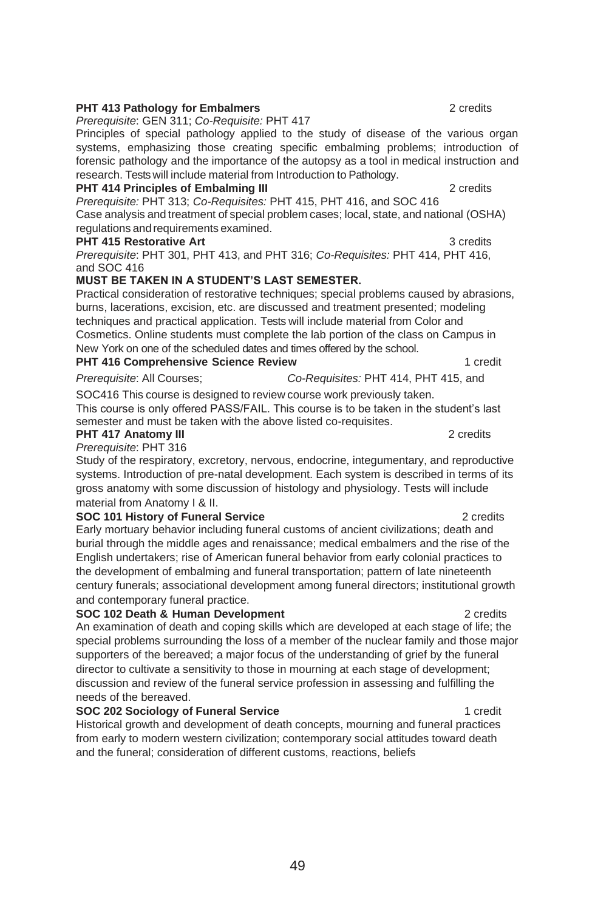**PHT 413 Pathology for Embalmers** 2 credits

*Prerequisite*: GEN 311; *Co-Requisite:* PHT 417

Principles of special pathology applied to the study of disease of the various organ systems, emphasizing those creating specific embalming problems; introduction of forensic pathology and the importance of the autopsy as a tool in medical instruction and research. Tests will include material from Introduction to Pathology.

**PHT 414 Principles of Embalming III** 2 credits

*Prerequisite:* PHT 313; *Co-Requisites:* PHT 415, PHT 416, and SOC 416

Case analysis and treatment of special problem cases; local, state, and national (OSHA) regulations and requirements examined.

**PHT 415 Restorative Art** 3 credits

*Prerequisite*: PHT 301, PHT 413, and PHT 316; *Co-Requisites:* PHT 414, PHT 416, and SOC 416

**MUST BE TAKEN IN A STUDENT'S LAST SEMESTER.**

Practical consideration of restorative techniques; special problems caused by abrasions, burns, lacerations, excision, etc. are discussed and treatment presented; modeling techniques and practical application. Tests will include material from Color and Cosmetics. Online students must complete the lab portion of the class on Campus in New York on one of the scheduled dates and times offered by the school.

**PHT 416 Comprehensive Science Review** 1 credit

*Prerequisite*: All Courses; *Co-Requisites:* PHT 414, PHT 415, and SOC416 This course is designed to review course work previously taken.

This course is only offered PASS/FAIL. This course is to be taken in the student's last semester and must be taken with the above listed co-requisites.

**PHT 417 Anatomy III** 2 credits

*Prerequisite*: PHT 316

Study of the respiratory, excretory, nervous, endocrine, integumentary, and reproductive systems. Introduction of pre-natal development. Each system is described in terms of its gross anatomy with some discussion of histology and physiology. Tests will include material from Anatomy I & II.

**SOC 101 History of Funeral Service** 2 credits

Early mortuary behavior including funeral customs of ancient civilizations; death and burial through the middle ages and renaissance; medical embalmers and the rise of the English undertakers; rise of American funeral behavior from early colonial practices to the development of embalming and funeral transportation; pattern of late nineteenth century funerals; associational development among funeral directors; institutional growth and contemporary funeral practice.

**SOC 102 Death & Human Development** 2 credits

An examination of death and coping skills which are developed at each stage of life; the special problems surrounding the loss of a member of the nuclear family and those major supporters of the bereaved; a major focus of the understanding of grief by the funeral director to cultivate a sensitivity to those in mourning at each stage of development; discussion and review of the funeral service profession in assessing and fulfilling the needs of the bereaved.

**SOC 202 Sociology of Funeral Service** 1 credit

Historical growth and development of death concepts, mourning and funeral practices from early to modern western civilization; contemporary social attitudes toward death and the funeral; consideration of different customs, reactions, beliefs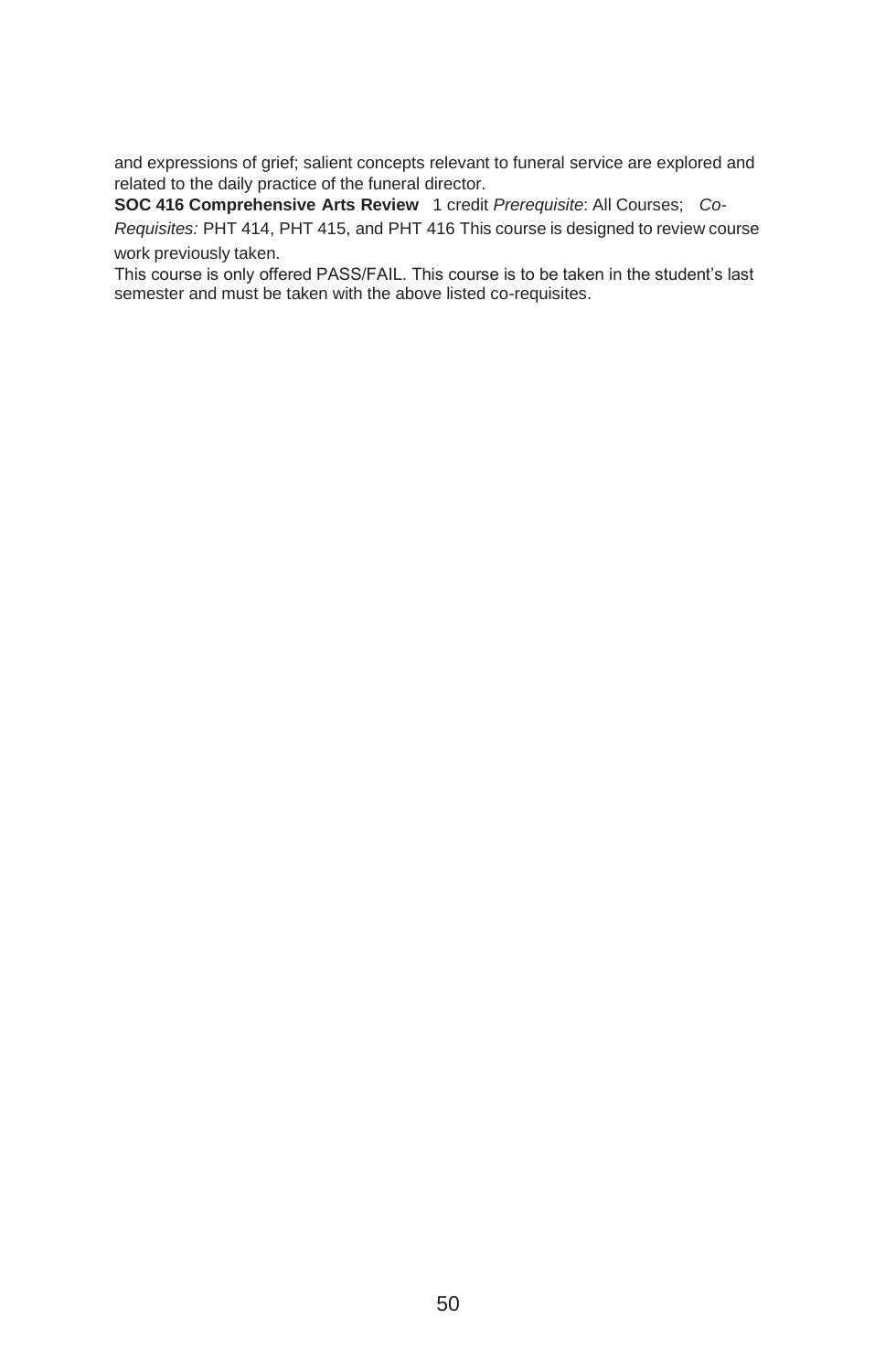and expressions of grief; salient concepts relevant to funeral service are explored and related to the daily practice of the funeral director.

**SOC 416 Comprehensive Arts Review** 1 credit *Prerequisite*: All Courses; *Co-Requisites:* PHT 414, PHT 415, and PHT 416 This course is designed to review course work previously taken.

This course is only offered PASS/FAIL. This course is to be taken in the student's last semester and must be taken with the above listed co-requisites.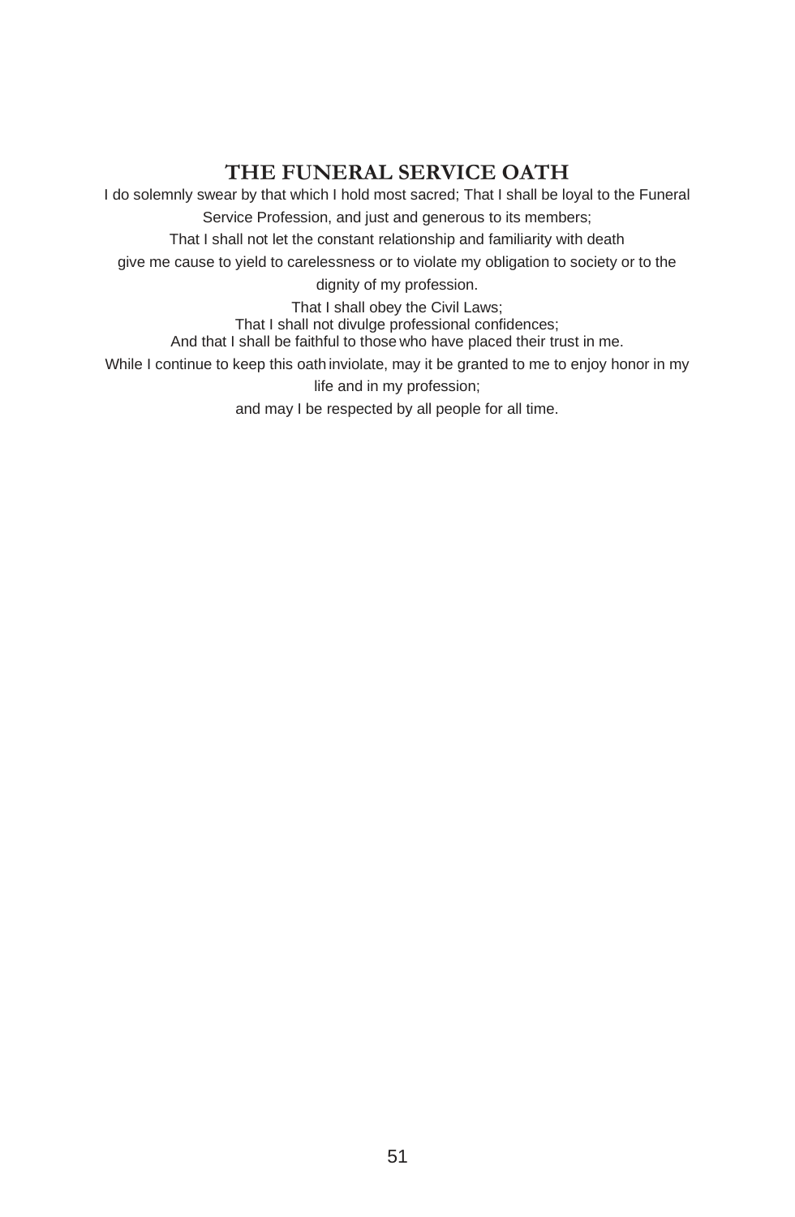## THE FUNERAL SERVICE OATH

I do solemnly swear by that which I hold most sacred; That I shall be loyal to the Funeral Service Profession, and just and generous to its members;

That I shall not let the constant relationship and familiarity with death give me cause to yield to carelessness or to violate my obligation to society or to the dignity of my profession.

That I shall obey the Civil Laws;

That I shall not divulge professional confidences;

And that I shall be faithful to those who have placed their trust in me.

While I continue to keep this oath inviolate, may it be granted to me to enjoy honor in my life and in my profession;

and may I be respected by all people for all time.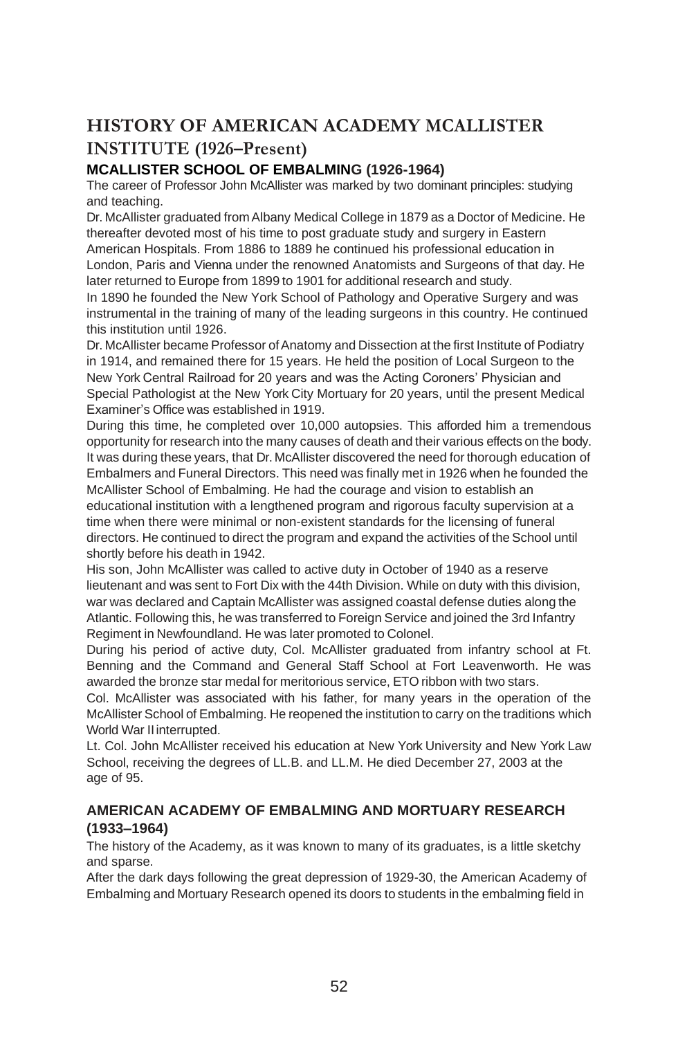# HISTORY OF AMERICAN ACADEMY MCALLISTER INSTITUTE (1926–Present)

## MCALLISTER SCHOOL OF EMBALMING (1926-1964)

The career of Professor John McAllister was marked by two dominant principles: studying and teaching.

Dr. McAllister graduated from Albany Medical College in 1879 as a Doctor of Medicine. He thereafter devoted most of his time to post graduate study and surgery in Eastern American Hospitals. From 1886 to 1889 he continued his professional education in London, Paris and Vienna under the renowned Anatomists and Surgeons of that day. He later returned to Europe from 1899 to 1901 for additional research and study.

In 1890 he founded the New York School of Pathology and Operative Surgery and was instrumental in the training of many of the leading surgeons in this country. He continued this institution until 1926.

Dr. McAllister became Professor of Anatomy and Dissection at the first Institute of Podiatry in 1914, and remained there for 15 years. He held the position of Local Surgeon to the New York Central Railroad for 20 years and was the Acting Coroners' Physician and Special Pathologist at the New York City Mortuary for 20 years, until the present Medical Examiner's Office was established in 1919.

During this time, he completed over 10,000 autopsies. This afforded him a tremendous opportunity for research into the many causes of death and their various effects on the body. It was during these years, that Dr. McAllister discovered the need for thorough education of Embalmers and Funeral Directors. This need was finally met in 1926 when he founded the McAllister School of Embalming. He had the courage and vision to establish an educational institution with a lengthened program and rigorous faculty supervision at a time when there were minimal or non-existent standards for the licensing of funeral directors. He continued to direct the program and expand the activities of the School until shortly before his death in 1942.

His son, John McAllister was called to active duty in October of 1940 as a reserve lieutenant and was sent to Fort Dix with the 44th Division. While on duty with this division, war was declared and Captain McAllister was assigned coastal defense duties along the Atlantic. Following this, he was transferred to Foreign Service and joined the 3rd Infantry Regiment in Newfoundland. He was later promoted to Colonel.

During his period of active duty, Col. McAllister graduated from infantry school at Ft. Benning and the Command and General Staff School at Fort Leavenworth. He was awarded the bronze star medal for meritorious service, ETO ribbon with two stars.

Col. McAllister was associated with his father, for many years in the operation of the McAllister School of Embalming. He reopened the institution to carry on the traditions which World War II interrupted.

Lt. Col. John McAllister received his education at New York University and New York Law School, receiving the degrees of LL.B. and LL.M. He died December 27, 2003 at the age of 95.

## AMERICAN ACADEMY OF EMBALMING AND MORTUARY RESEARCH (1933–1964)

The history of the Academy, as it was known to many of its graduates, is a little sketchy and sparse.

After the dark days following the great depression of 1929-30, the American Academy of Embalming and Mortuary Research opened its doors to students in the embalming field in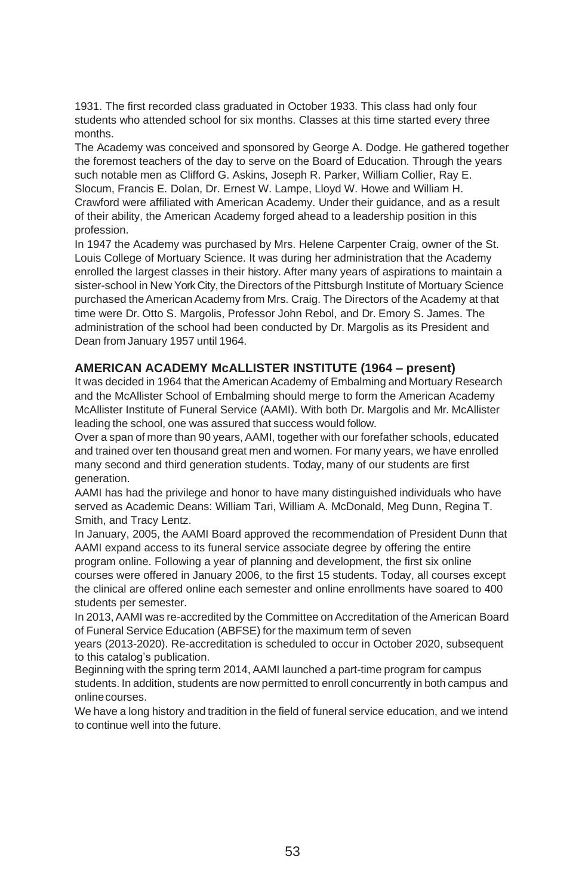1931. The first recorded class graduated in October 1933. This class had only four students who attended school for six months. Classes at this time started every three months.

The Academy was conceived and sponsored by George A. Dodge. He gathered together the foremost teachers of the day to serve on the Board of Education. Through the years such notable men as Clifford G. Askins, Joseph R. Parker, William Collier, Ray E. Slocum, Francis E. Dolan, Dr. Ernest W. Lampe, Lloyd W. Howe and William H. Crawford were affiliated with American Academy. Under their guidance, and as a result of their ability, the American Academy forged ahead to a leadership position in this profession.

In 1947 the Academy was purchased by Mrs. Helene Carpenter Craig, owner of the St. Louis College of Mortuary Science. It was during her administration that the Academy enrolled the largest classes in their history. After many years of aspirations to maintain a sister-school in New York City, the Directors of the Pittsburgh Institute of Mortuary Science purchased the American Academy from Mrs. Craig. The Directors of the Academy at that time were Dr. Otto S. Margolis, Professor John Rebol, and Dr. Emory S. James. The administration of the school had been conducted by Dr. Margolis as its President and Dean from January 1957 until 1964.

## AMERICAN ACADEMY McALLISTER INSTITUTE (1964 – present)

It was decided in 1964 that the American Academy of Embalming and Mortuary Research and the McAllister School of Embalming should merge to form the American Academy McAllister Institute of Funeral Service (AAMI). With both Dr. Margolis and Mr. McAllister leading the school, one was assured that success would follow.

Over a span of more than 90 years, AAMI, together with our forefather schools, educated and trained over ten thousand great men and women. For many years, we have enrolled many second and third generation students. Today, many of our students are first generation.

AAMI has had the privilege and honor to have many distinguished individuals who have served as Academic Deans: William Tari, William A. McDonald, Meg Dunn, Regina T. Smith, and Tracy Lentz.

In January, 2005, the AAMI Board approved the recommendation of President Dunn that AAMI expand access to its funeral service associate degree by offering the entire program online. Following a year of planning and development, the first six online courses were offered in January 2006, to the first 15 students. Today, all courses except the clinical are offered online each semester and online enrollments have soared to 400 students per semester.

In 2013, AAMI was re-accredited by the Committee on Accreditation of the American Board of Funeral Service Education (ABFSE) for the maximum term of seven years (2013-2020). Re-accreditation is scheduled to occur in October 2020, subsequent to this catalog's publication.

Beginning with the spring term 2014, AAMI launched a part-time program for campus students. In addition, students are now permitted to enroll concurrently in both campus and online courses.

We have a long history and tradition in the field of funeral service education, and we intend to continue well into the future.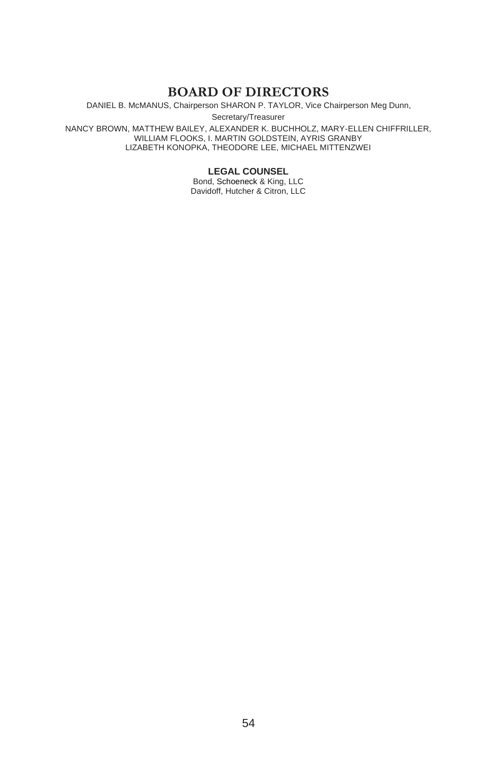# BOARD OF DIRECTORS

DANIEL B. McMANUS, Chairperson SHARON P. TAYLOR, Vice Chairperson Meg Dunn,

Secretary/Treasurer

NANCY BROWN, MATTHEW BAILEY, ALEXANDER K. BUCHHOLZ, MARY-ELLEN CHIFFRILLER, WILLIAM FLOOKS, I. MARTIN GOLDSTEIN, AYRIS GRANBY LIZABETH KONOPKA, THEODORE LEE, MICHAEL MITTENZWEI

**LEGAL COUNSEL**

Bond, Schoeneck & King, LLC
Davidoff, Hutcher & Citron, LLC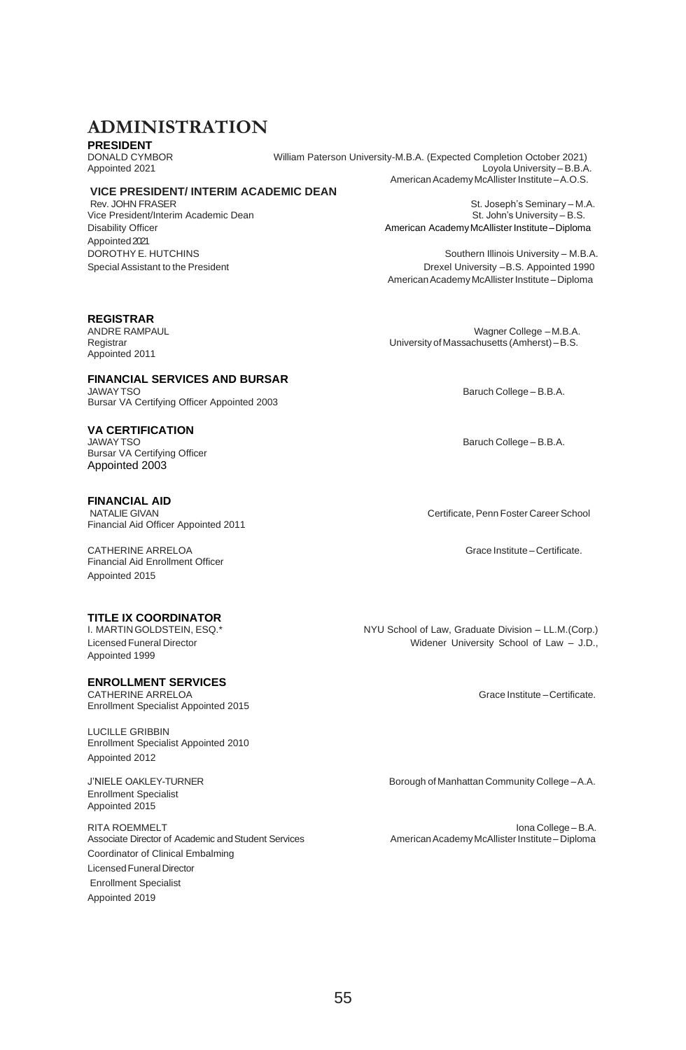# ADMINISTRATION

## PRESIDENT

DONALD CYMBOR
Appointed 2021

William Paterson University-M.B.A. (Expected Completion October 2021)
Loyola University – B.B.A.
American Academy McAllister Institute – A.O.S.

## VICE PRESIDENT/ INTERIM ACADEMIC DEAN

Rev. JOHN FRASER
Vice President/Interim Academic Dean
Disability Officer
Appointed 2021

St. Joseph's Seminary – M.A.
St. John's University – B.S.
American Academy McAllister Institute – Diploma

DOROTHY E. HUTCHINS
Special Assistant to the President

Southern Illinois University – M.B.A.
Drexel University – B.S. Appointed 1990
American Academy McAllister Institute – Diploma

## REGISTRAR

ANDRE RAMPAUL
Registrar
Appointed 2011

Wagner College – M.B.A.
University of Massachusetts (Amherst) – B.S.

## FINANCIAL SERVICES AND BURSAR

JAWAY TSO
Bursar VA Certifying Officer Appointed 2003

Baruch College – B.B.A.

## VA CERTIFICATION

JAWAY TSO
Bursar VA Certifying Officer
Appointed 2003

Baruch College – B.B.A.

## FINANCIAL AID

NATALIE GIVAN
Financial Aid Officer Appointed 2011

Certificate, Penn Foster Career School

CATHERINE ARRELOA
Financial Aid Enrollment Officer
Appointed 2015

Grace Institute – Certificate.

## TITLE IX COORDINATOR

I. MARTIN GOLDSTEIN, ESQ.*
Licensed Funeral Director
Appointed 1999

NYU School of Law, Graduate Division – LL.M.(Corp.)
Widener University School of Law – J.D.,

## ENROLLMENT SERVICES

CATHERINE ARRELOA
Enrollment Specialist Appointed 2015

Grace Institute – Certificate.

LUCILLE GRIBBIN
Enrollment Specialist Appointed 2010
Appointed 2012

J'NIELE OAKLEY-TURNER
Enrollment Specialist
Appointed 2015

Borough of Manhattan Community College – A.A.

RITA ROEMMELT
Associate Director of Academic and Student Services
Coordinator of Clinical Embalming
Licensed Funeral Director
Enrollment Specialist
Appointed 2019

Iona College – B.A.
American Academy McAllister Institute – Diploma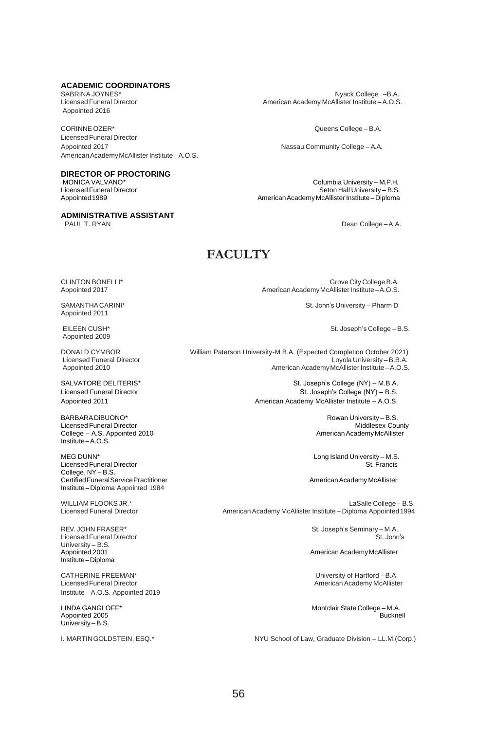### ACADEMIC COORDINATORS

SABRINA JOYNES*
Licensed Funeral Director
Appointed 2016
Nyack College – B.A.
American Academy McAllister Institute – A.O.S.

CORINNE OZER*
Licensed Funeral Director
Appointed 2017
American Academy McAllister Institute – A.O.S.
Queens College – B.A.
Nassau Community College – A.A.

### DIRECTOR OF PROCTORING

MONICA VALVANO*
Licensed Funeral Director
Appointed 1989
Columbia University – M.P.H.
Seton Hall University – B.S.
American Academy McAllister Institute – Diploma

### ADMINISTRATIVE ASSISTANT

PAUL T. RYAN
Dean College – A.A.

## FACULTY

CLINTON BONELLI*
Appointed 2017
Grove City College B.A.
American Academy McAllister Institute – A.O.S.

SAMANTHA CARINI*
Appointed 2011
St. John's University – Pharm D

EILEEN CUSH*
Appointed 2009
St. Joseph's College – B.S.

DONALD CYMBOR
Licensed Funeral Director
Appointed 2010
William Paterson University-M.B.A. (Expected Completion October 2021)
Loyola University – B.B.A.
American Academy McAllister Institute – A.O.S.

SALVATORE DELITERIS*
Licensed Funeral Director
Appointed 2011
St. Joseph's College (NY) – M.B.A.
St. Joseph's College (NY) – B.S.
American Academy McAllister Institute – A.O.S.

BARBARA DiBUONO*
Licensed Funeral Director
Appointed 2010
Rowan University – B.S.
Middlesex County College – A.S.
American Academy McAllister Institute – A.O.S.

MEG DUNN*
Licensed Funeral Director
Certified Funeral Service Practitioner
Appointed 1984
Long Island University – M.S.
St. Francis College, NY – B.S.
American Academy McAllister Institute – Diploma

WILLIAM FLOOKS JR.*
Licensed Funeral Director
Appointed 1994
LaSalle College – B.S.
American Academy McAllister Institute – Diploma

REV. JOHN FRASER*
Licensed Funeral Director
Appointed 2001
St. Joseph's Seminary – M.A.
St. John's University – B.S.
American Academy McAllister Institute – Diploma

CATHERINE FREEMAN*
Licensed Funeral Director
Appointed 2019
University of Hartford – B.A.
American Academy McAllister Institute – A.O.S.

LINDA GANGLOFF*
Appointed 2005
Montclair State College – M.A.
Bucknell University – B.S.

I. MARTIN GOLDSTEIN, ESQ.*
NYU School of Law, Graduate Division – LL.M.(Corp.)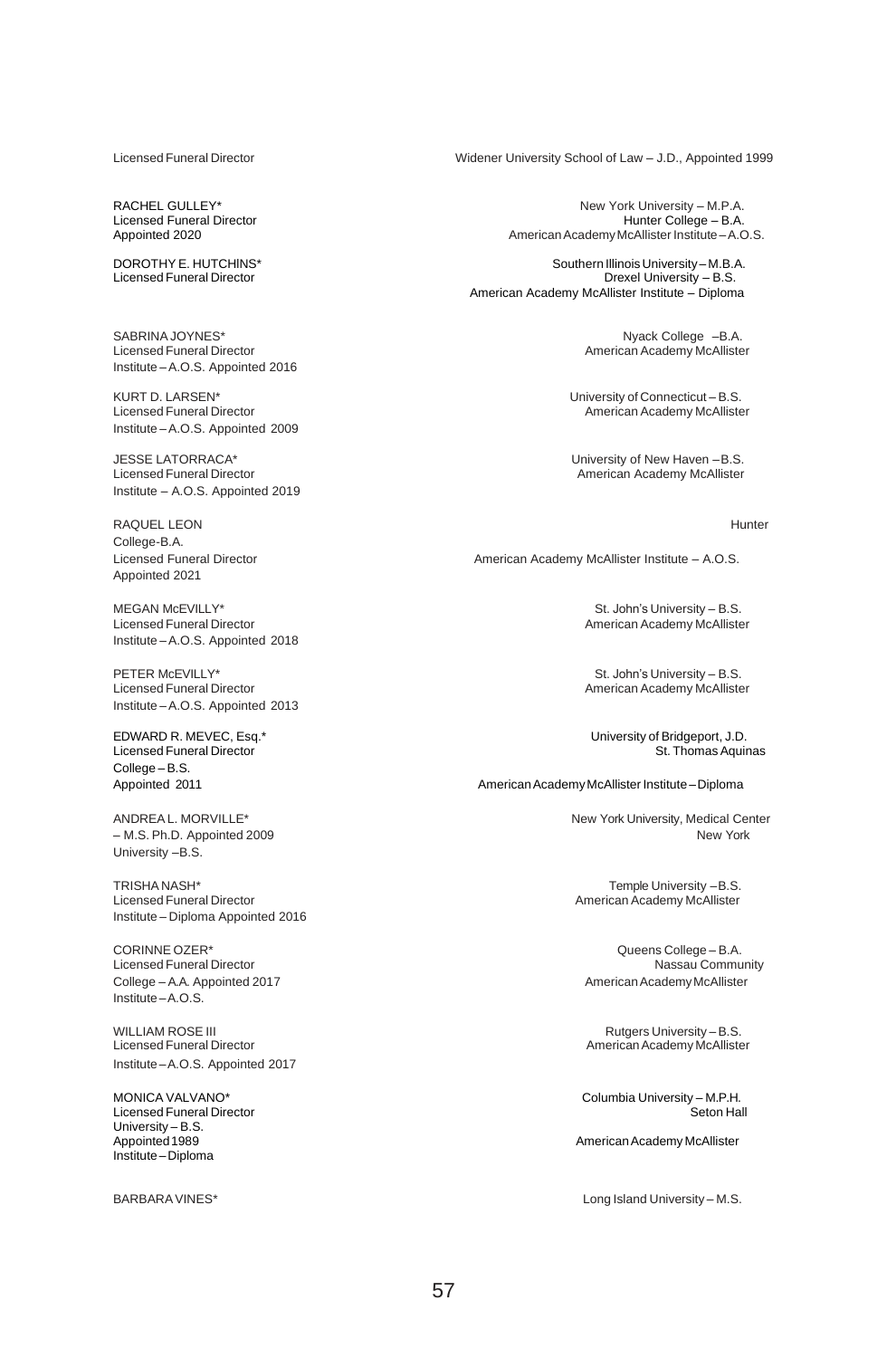Licensed Funeral Director — Widener University School of Law – J.D., Appointed 1999

RACHEL GULLEY*
Licensed Funeral Director
Appointed 2020
New York University – M.P.A.
Hunter College – B.A.
American Academy McAllister Institute – A.O.S.

DOROTHY E. HUTCHINS*
Licensed Funeral Director
Southern Illinois University – M.B.A.
Drexel University – B.S.
American Academy McAllister Institute – Diploma

SABRINA JOYNES*
Licensed Funeral Director
Nyack College – B.A.
American Academy McAllister Institute – A.O.S. Appointed 2016

KURT D. LARSEN*
Licensed Funeral Director
University of Connecticut – B.S.
American Academy McAllister Institute – A.O.S. Appointed 2009

JESSE LATORRACA*
Licensed Funeral Director
University of New Haven – B.S.
American Academy McAllister Institute – A.O.S. Appointed 2019

RAQUEL LEON
Licensed Funeral Director
Hunter College-B.A.
American Academy McAllister Institute – A.O.S.
Appointed 2021

MEGAN McEVILLY*
Licensed Funeral Director
St. John's University – B.S.
American Academy McAllister Institute – A.O.S. Appointed 2018

PETER McEVILLY*
Licensed Funeral Director
St. John's University – B.S.
American Academy McAllister Institute – A.O.S. Appointed 2013

EDWARD R. MEVEC, Esq.*
Licensed Funeral Director
University of Bridgeport, J.D.
St. Thomas Aquinas College – B.S.
American Academy McAllister Institute – Diploma
Appointed 2011

ANDREA L. MORVILLE*
New York University, Medical Center – M.S. Ph.D.
New York University – B.S.
Appointed 2009

TRISHA NASH*
Licensed Funeral Director
Temple University – B.S.
American Academy McAllister Institute – Diploma Appointed 2016

CORINNE OZER*
Licensed Funeral Director
Queens College – B.A.
Nassau Community College – A.A.
American Academy McAllister Institute – A.O.S.
Appointed 2017

WILLIAM ROSE III
Licensed Funeral Director
Rutgers University – B.S.
American Academy McAllister Institute – A.O.S. Appointed 2017

MONICA VALVANO*
Licensed Funeral Director
Columbia University – M.P.H.
Seton Hall University – B.S.
American Academy McAllister Institute – Diploma
Appointed 1989

BARBARA VINES*
Long Island University – M.S.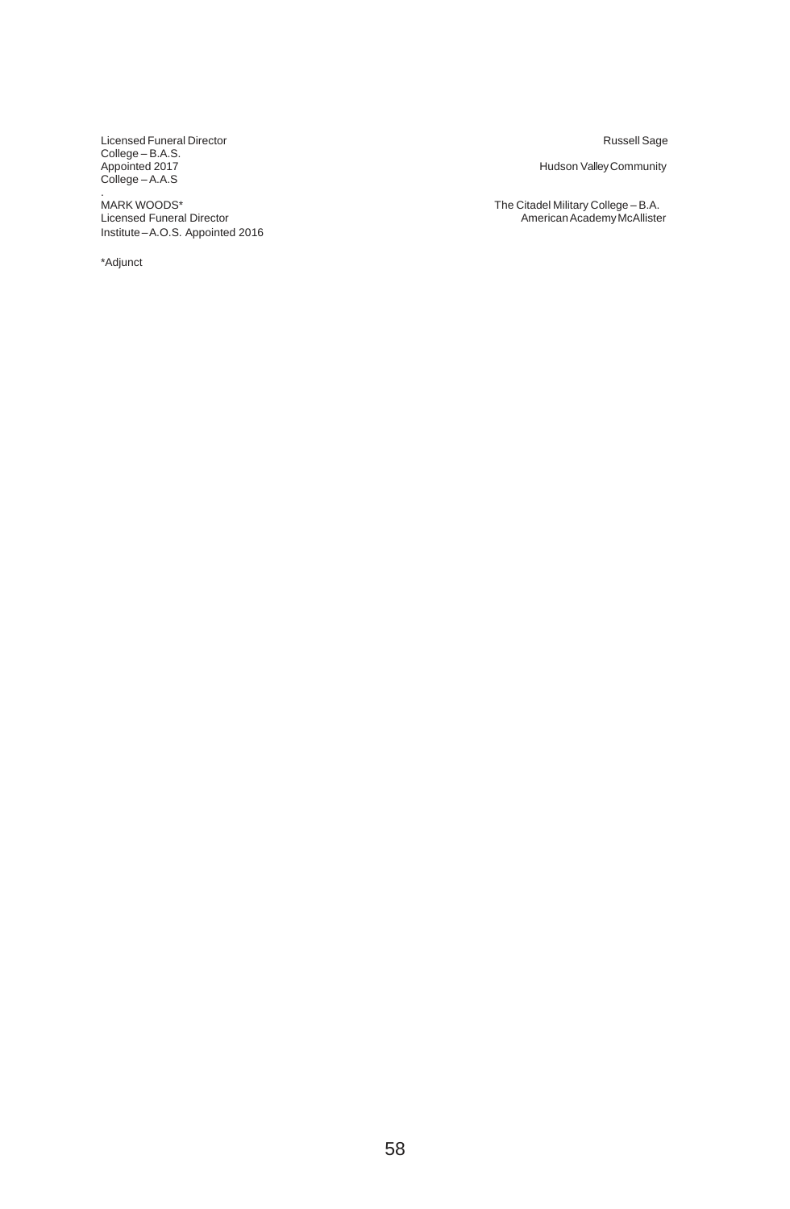Licensed Funeral Director
College – B.A.S.
Appointed 2017
College – A.A.S

Russell Sage

Hudson Valley Community

.

MARK WOODS*
Licensed Funeral Director
Institute – A.O.S. Appointed 2016

The Citadel Military College – B.A.
American Academy McAllister

*Adjunct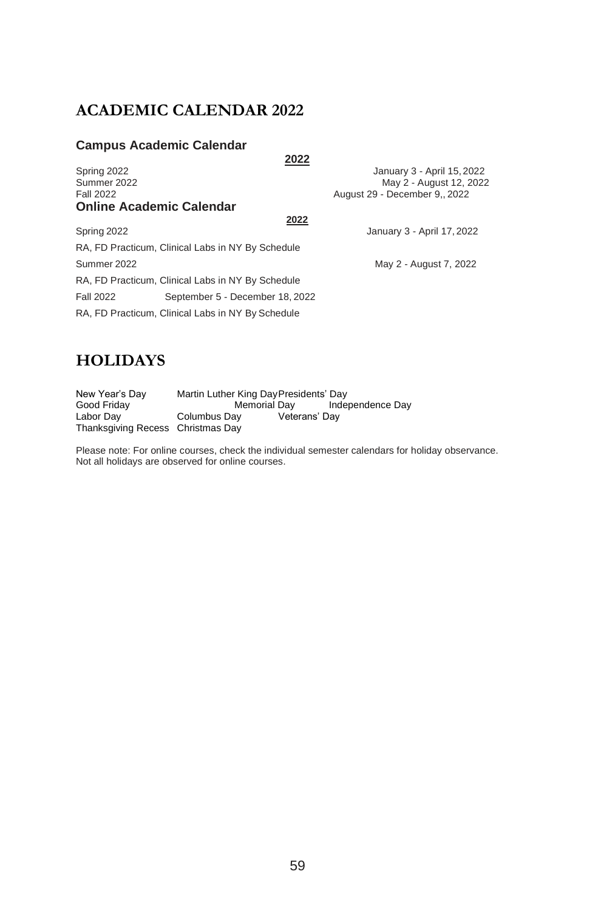# ACADEMIC CALENDAR 2022

## Campus Academic Calendar

| | 2022 |
|---|---|
| Spring 2022 | January 3 - April 15, 2022 |
| Summer 2022 | May 2 - August 12, 2022 |
| Fall 2022 | August 29 - December 9,, 2022 |

## Online Academic Calendar

| | 2022 |
|---|---|
| Spring 2022 | January 3 - April 17, 2022 |
| RA, FD Practicum, Clinical Labs in NY By Schedule | |
| Summer 2022 | May 2 - August 7, 2022 |
| RA, FD Practicum, Clinical Labs in NY By Schedule | |
| Fall 2022 | September 5 - December 18, 2022 |
| RA, FD Practicum, Clinical Labs in NY By Schedule | |

# HOLIDAYS

New Year's Day
Martin Luther King Day
Presidents' Day
Good Friday
Memorial Day
Independence Day
Labor Day
Columbus Day
Veterans' Day
Thanksgiving Recess
Christmas Day

Please note: For online courses, check the individual semester calendars for holiday observance. Not all holidays are observed for online courses.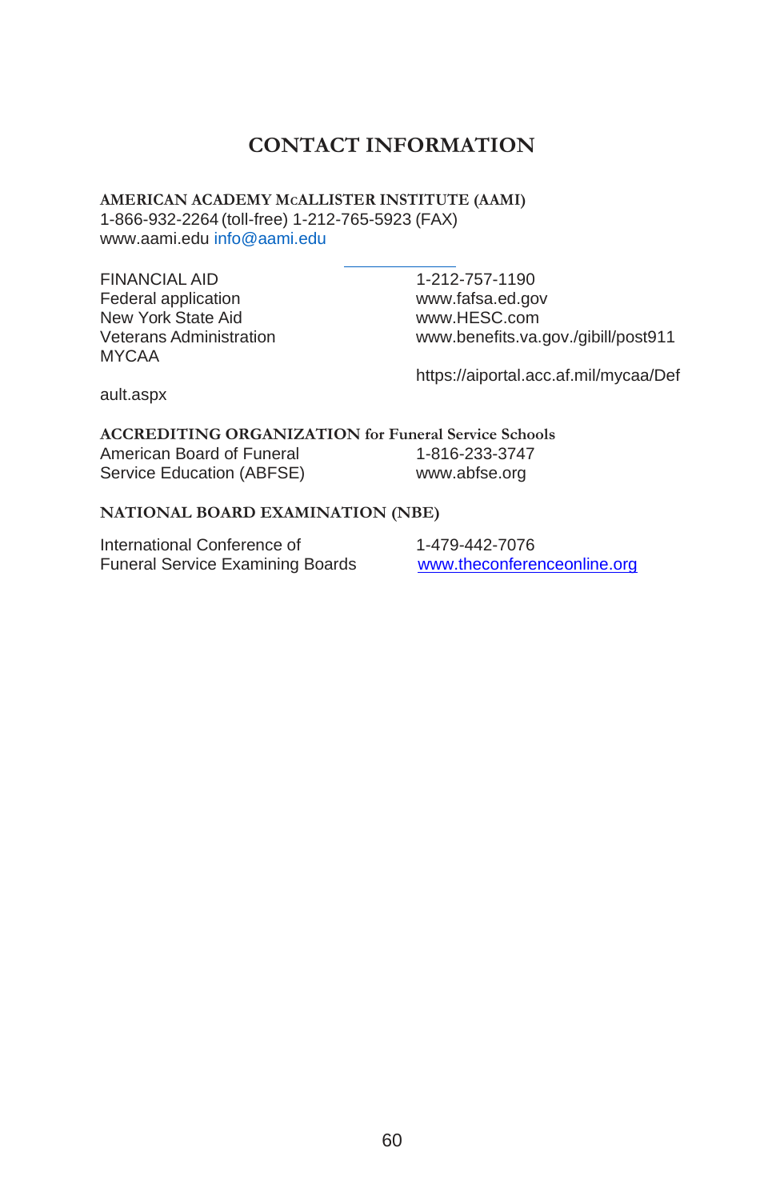# CONTACT INFORMATION

**AMERICAN ACADEMY McALLISTER INSTITUTE (AAMI)**
1-866-932-2264 (toll-free) 1-212-765-5923 (FAX)
www.aami.edu info@aami.edu

---

| | |
|---|---|
| FINANCIAL AID | 1-212-757-1190 |
| Federal application | www.fafsa.ed.gov |
| New York State Aid | www.HESC.com |
| Veterans Administration | www.benefits.va.gov./gibill/post911 |
| MYCAA | https://aiportal.acc.af.mil/mycaa/Default.aspx |

**ACCREDITING ORGANIZATION for Funeral Service Schools**

| | |
|---|---|
| American Board of Funeral Service Education (ABFSE) | 1-816-233-3747<br>www.abfse.org |

**NATIONAL BOARD EXAMINATION (NBE)**

| | |
|---|---|
| International Conference of Funeral Service Examining Boards | 1-479-442-7076<br>www.theconferenceonline.org |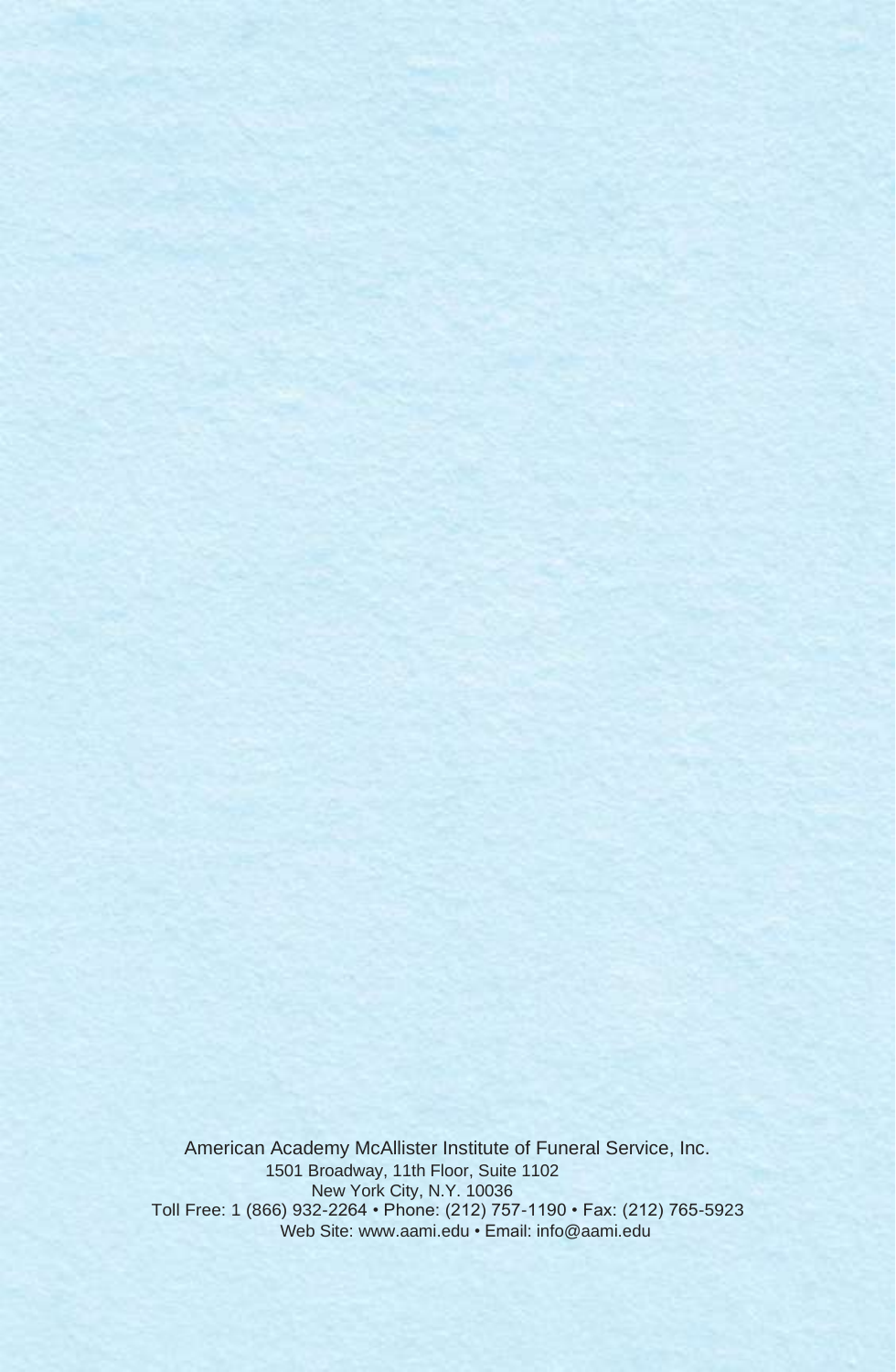American Academy McAllister Institute of Funeral Service, Inc.
1501 Broadway, 11th Floor, Suite 1102
New York City, N.Y. 10036
Toll Free: 1 (866) 932-2264 • Phone: (212) 757-1190 • Fax: (212) 765-5923
Web Site: www.aami.edu • Email: info@aami.edu